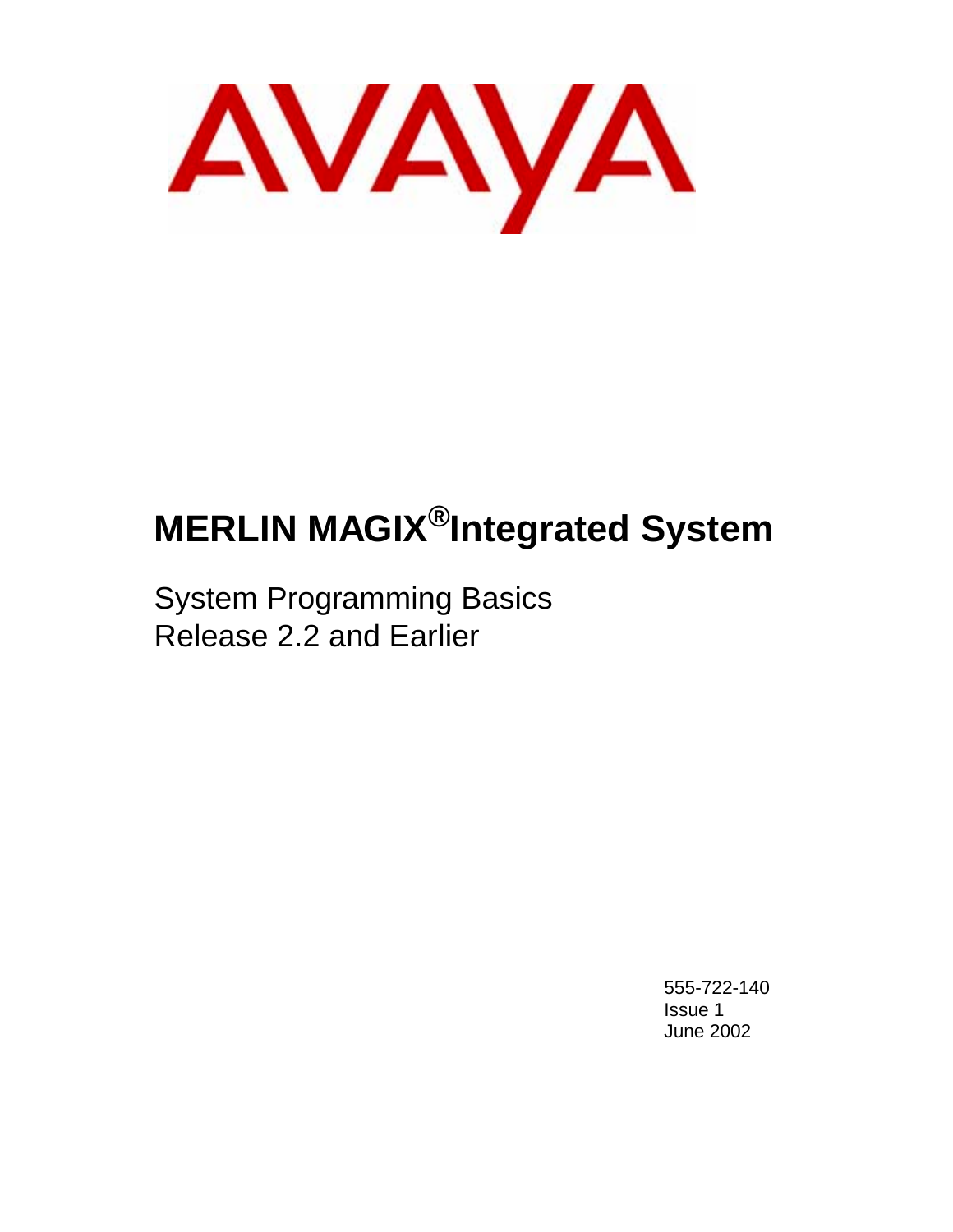AVAYA

# MERLIN MAGIX® Integrated System

System Programming Basics
Release 2.2 and Earlier

555-722-140
Issue 1
June 2002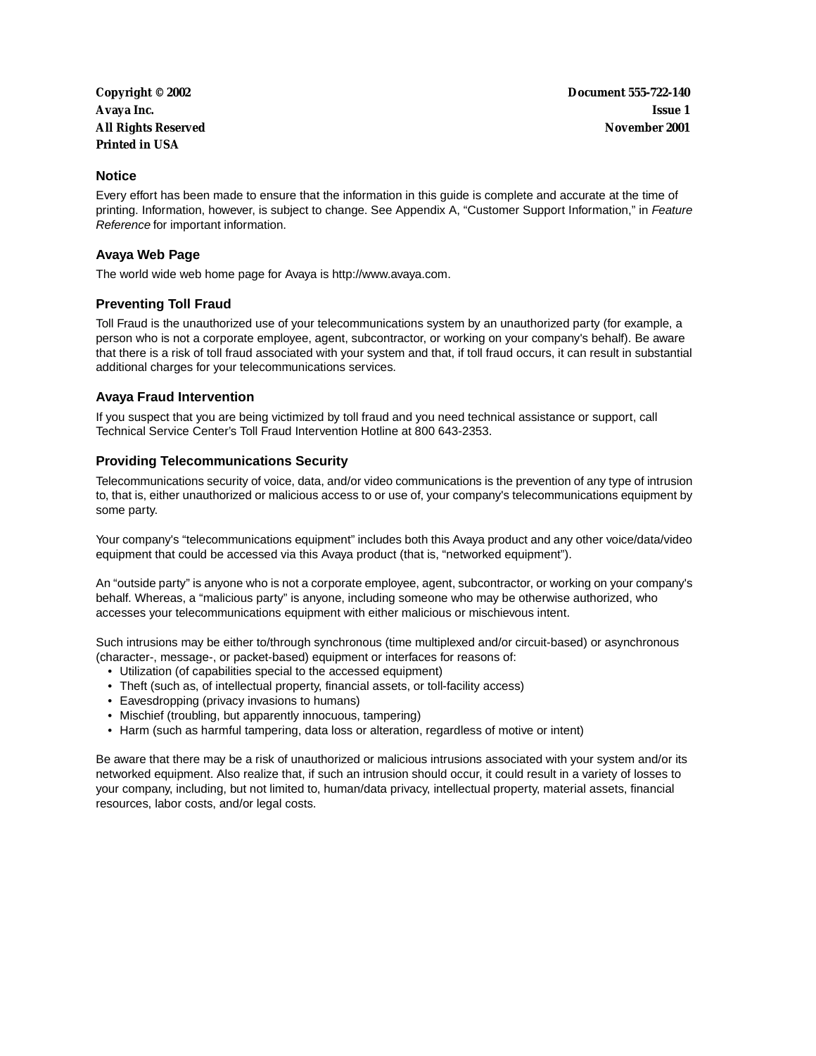**Copyright © 2002**
**Avaya Inc.**
**All Rights Reserved**
**Printed in USA**

**Document 555-722-140**
**Issue 1**
**November 2001**

### Notice

Every effort has been made to ensure that the information in this guide is complete and accurate at the time of printing. Information, however, is subject to change. See Appendix A, “Customer Support Information,” in *Feature Reference* for important information.

### Avaya Web Page

The world wide web home page for Avaya is http://www.avaya.com.

### Preventing Toll Fraud

Toll Fraud is the unauthorized use of your telecommunications system by an unauthorized party (for example, a person who is not a corporate employee, agent, subcontractor, or working on your company's behalf). Be aware that there is a risk of toll fraud associated with your system and that, if toll fraud occurs, it can result in substantial additional charges for your telecommunications services.

### Avaya Fraud Intervention

If you suspect that you are being victimized by toll fraud and you need technical assistance or support, call Technical Service Center’s Toll Fraud Intervention Hotline at 800 643-2353.

### Providing Telecommunications Security

Telecommunications security of voice, data, and/or video communications is the prevention of any type of intrusion to, that is, either unauthorized or malicious access to or use of, your company's telecommunications equipment by some party.

Your company's “telecommunications equipment” includes both this Avaya product and any other voice/data/video equipment that could be accessed via this Avaya product (that is, “networked equipment”).

An “outside party” is anyone who is not a corporate employee, agent, subcontractor, or working on your company's behalf. Whereas, a “malicious party” is anyone, including someone who may be otherwise authorized, who accesses your telecommunications equipment with either malicious or mischievous intent.

Such intrusions may be either to/through synchronous (time multiplexed and/or circuit-based) or asynchronous (character-, message-, or packet-based) equipment or interfaces for reasons of:

- Utilization (of capabilities special to the accessed equipment)
- Theft (such as, of intellectual property, financial assets, or toll-facility access)
- Eavesdropping (privacy invasions to humans)
- Mischief (troubling, but apparently innocuous, tampering)
- Harm (such as harmful tampering, data loss or alteration, regardless of motive or intent)

Be aware that there may be a risk of unauthorized or malicious intrusions associated with your system and/or its networked equipment. Also realize that, if such an intrusion should occur, it could result in a variety of losses to your company, including, but not limited to, human/data privacy, intellectual property, material assets, financial resources, labor costs, and/or legal costs.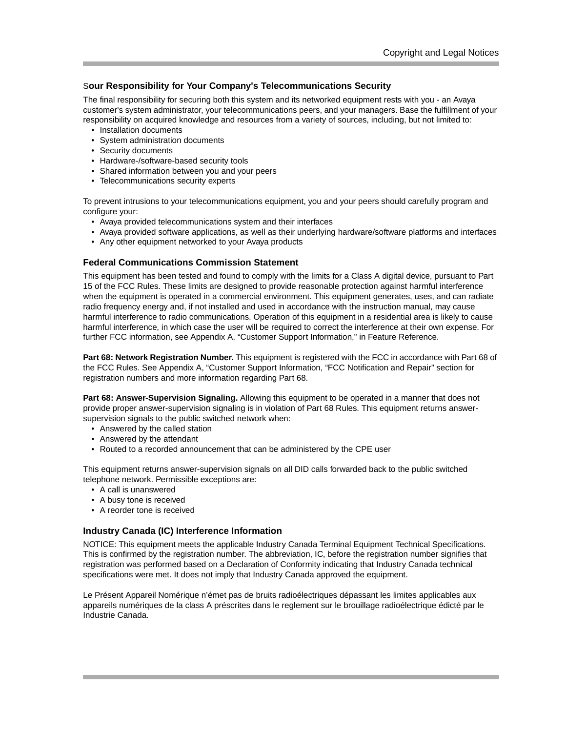### Sour Responsibility for Your Company's Telecommunications Security

The final responsibility for securing both this system and its networked equipment rests with you - an Avaya customer's system administrator, your telecommunications peers, and your managers. Base the fulfillment of your responsibility on acquired knowledge and resources from a variety of sources, including, but not limited to:

- Installation documents
- System administration documents
- Security documents
- Hardware-/software-based security tools
- Shared information between you and your peers
- Telecommunications security experts

To prevent intrusions to your telecommunications equipment, you and your peers should carefully program and configure your:

- Avaya provided telecommunications system and their interfaces
- Avaya provided software applications, as well as their underlying hardware/software platforms and interfaces
- Any other equipment networked to your Avaya products

### Federal Communications Commission Statement

This equipment has been tested and found to comply with the limits for a Class A digital device, pursuant to Part 15 of the FCC Rules. These limits are designed to provide reasonable protection against harmful interference when the equipment is operated in a commercial environment. This equipment generates, uses, and can radiate radio frequency energy and, if not installed and used in accordance with the instruction manual, may cause harmful interference to radio communications. Operation of this equipment in a residential area is likely to cause harmful interference, in which case the user will be required to correct the interference at their own expense. For further FCC information, see Appendix A, “Customer Support Information,” in Feature Reference.

**Part 68: Network Registration Number.** This equipment is registered with the FCC in accordance with Part 68 of the FCC Rules. See Appendix A, “Customer Support Information, “FCC Notification and Repair” section for registration numbers and more information regarding Part 68.

**Part 68: Answer-Supervision Signaling.** Allowing this equipment to be operated in a manner that does not provide proper answer-supervision signaling is in violation of Part 68 Rules. This equipment returns answer-supervision signals to the public switched network when:

- Answered by the called station
- Answered by the attendant
- Routed to a recorded announcement that can be administered by the CPE user

This equipment returns answer-supervision signals on all DID calls forwarded back to the public switched telephone network. Permissible exceptions are:

- A call is unanswered
- A busy tone is received
- A reorder tone is received

### Industry Canada (IC) Interference Information

NOTICE: This equipment meets the applicable Industry Canada Terminal Equipment Technical Specifications. This is confirmed by the registration number. The abbreviation, IC, before the registration number signifies that registration was performed based on a Declaration of Conformity indicating that Industry Canada technical specifications were met. It does not imply that Industry Canada approved the equipment.

Le Présent Appareil Nomérique n’émet pas de bruits radioélectriques dépassant les limites applicables aux appareils numériques de la class A préscrites dans le reglement sur le brouillage radioélectrique édicté par le Industrie Canada.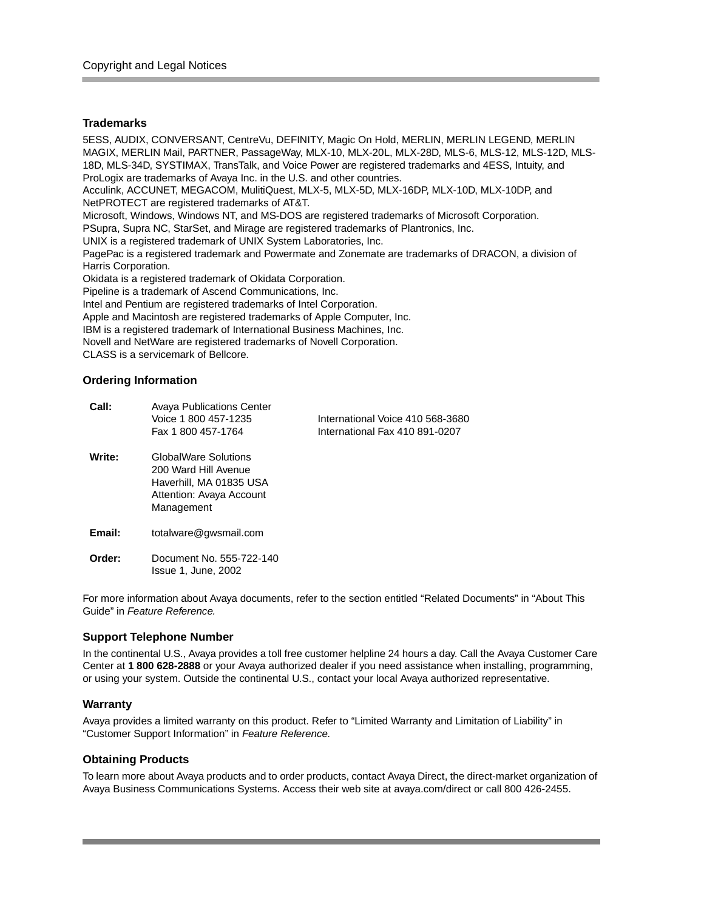### Trademarks

5ESS, AUDIX, CONVERSANT, CentreVu, DEFINITY, Magic On Hold, MERLIN, MERLIN LEGEND, MERLIN MAGIX, MERLIN Mail, PARTNER, PassageWay, MLX-10, MLX-20L, MLX-28D, MLS-6, MLS-12, MLS-12D, MLS-18D, MLS-34D, SYSTIMAX, TransTalk, and Voice Power are registered trademarks and 4ESS, Intuity, and ProLogix are trademarks of Avaya Inc. in the U.S. and other countries.
Acculink, ACCUNET, MEGACOM, MulitiQuest, MLX-5, MLX-5D, MLX-16DP, MLX-10D, MLX-10DP, and NetPROTECT are registered trademarks of AT&T.
Microsoft, Windows, Windows NT, and MS-DOS are registered trademarks of Microsoft Corporation.
PSupra, Supra NC, StarSet, and Mirage are registered trademarks of Plantronics, Inc.
UNIX is a registered trademark of UNIX System Laboratories, Inc.
PagePac is a registered trademark and Powermate and Zonemate are trademarks of DRACON, a division of Harris Corporation.
Okidata is a registered trademark of Okidata Corporation.
Pipeline is a trademark of Ascend Communications, Inc.
Intel and Pentium are registered trademarks of Intel Corporation.
Apple and Macintosh are registered trademarks of Apple Computer, Inc.
IBM is a registered trademark of International Business Machines, Inc.
Novell and NetWare are registered trademarks of Novell Corporation.
CLASS is a servicemark of Bellcore.

### Ordering Information

| | | |
|---|---|---|
| **Call:** | Avaya Publications Center<br>Voice 1 800 457-1235<br>Fax 1 800 457-1764 | <br>International Voice 410 568-3680<br>International Fax 410 891-0207 |
| **Write:** | GlobalWare Solutions<br>200 Ward Hill Avenue<br>Haverhill, MA 01835 USA<br>Attention: Avaya Account Management | |
| **Email:** | totalware@gwsmail.com | |
| **Order:** | Document No. 555-722-140<br>Issue 1, June, 2002 | |

For more information about Avaya documents, refer to the section entitled “Related Documents” in “About This Guide” in *Feature Reference.*

### Support Telephone Number

In the continental U.S., Avaya provides a toll free customer helpline 24 hours a day. Call the Avaya Customer Care Center at **1 800 628-2888** or your Avaya authorized dealer if you need assistance when installing, programming, or using your system. Outside the continental U.S., contact your local Avaya authorized representative.

### Warranty

Avaya provides a limited warranty on this product. Refer to “Limited Warranty and Limitation of Liability” in “Customer Support Information” in *Feature Reference.*

### Obtaining Products

To learn more about Avaya products and to order products, contact Avaya Direct, the direct-market organization of Avaya Business Communications Systems. Access their web site at avaya.com/direct or call 800 426-2455.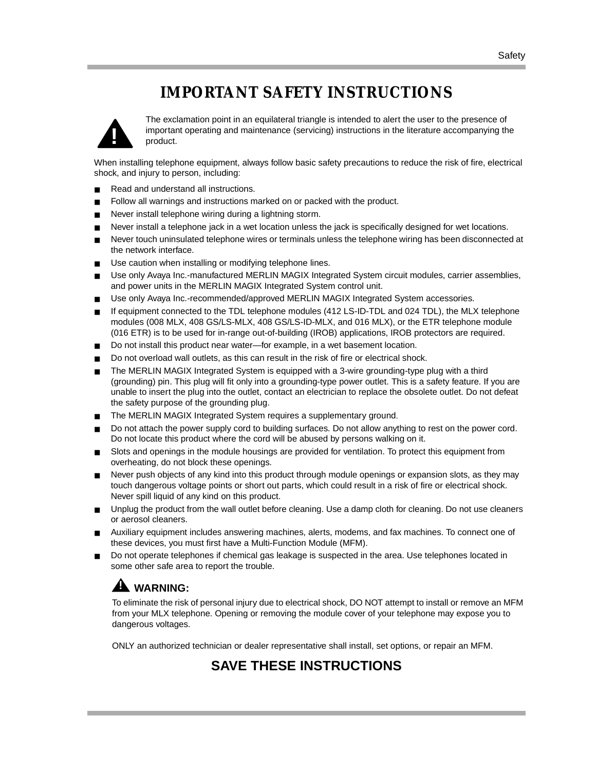#### IMPORTANT SAFETY INSTRUCTIONS

The exclamation point in an equilateral triangle is intended to alert the user to the presence of important operating and maintenance (servicing) instructions in the literature accompanying the product.

When installing telephone equipment, always follow basic safety precautions to reduce the risk of fire, electrical shock, and injury to person, including:

- Read and understand all instructions.
- Follow all warnings and instructions marked on or packed with the product.
- Never install telephone wiring during a lightning storm.
- Never install a telephone jack in a wet location unless the jack is specifically designed for wet locations.
- Never touch uninsulated telephone wires or terminals unless the telephone wiring has been disconnected at the network interface.
- Use caution when installing or modifying telephone lines.
- Use only Avaya Inc.-manufactured MERLIN MAGIX Integrated System circuit modules, carrier assemblies, and power units in the MERLIN MAGIX Integrated System control unit.
- Use only Avaya Inc.-recommended/approved MERLIN MAGIX Integrated System accessories.
- If equipment connected to the TDL telephone modules (412 LS-ID-TDL and 024 TDL), the MLX telephone modules (008 MLX, 408 GS/LS-MLX, 408 GS/LS-ID-MLX, and 016 MLX), or the ETR telephone module (016 ETR) is to be used for in-range out-of-building (IROB) applications, IROB protectors are required.
- Do not install this product near water—for example, in a wet basement location.
- Do not overload wall outlets, as this can result in the risk of fire or electrical shock.
- The MERLIN MAGIX Integrated System is equipped with a 3-wire grounding-type plug with a third (grounding) pin. This plug will fit only into a grounding-type power outlet. This is a safety feature. If you are unable to insert the plug into the outlet, contact an electrician to replace the obsolete outlet. Do not defeat the safety purpose of the grounding plug.
- The MERLIN MAGIX Integrated System requires a supplementary ground.
- Do not attach the power supply cord to building surfaces. Do not allow anything to rest on the power cord. Do not locate this product where the cord will be abused by persons walking on it.
- Slots and openings in the module housings are provided for ventilation. To protect this equipment from overheating, do not block these openings.
- Never push objects of any kind into this product through module openings or expansion slots, as they may touch dangerous voltage points or short out parts, which could result in a risk of fire or electrical shock. Never spill liquid of any kind on this product.
- Unplug the product from the wall outlet before cleaning. Use a damp cloth for cleaning. Do not use cleaners or aerosol cleaners.
- Auxiliary equipment includes answering machines, alerts, modems, and fax machines. To connect one of these devices, you must first have a Multi-Function Module (MFM).
- Do not operate telephones if chemical gas leakage is suspected in the area. Use telephones located in some other safe area to report the trouble.

**WARNING:**

To eliminate the risk of personal injury due to electrical shock, DO NOT attempt to install or remove an MFM from your MLX telephone. Opening or removing the module cover of your telephone may expose you to dangerous voltages.

ONLY an authorized technician or dealer representative shall install, set options, or repair an MFM.

**SAVE THESE INSTRUCTIONS**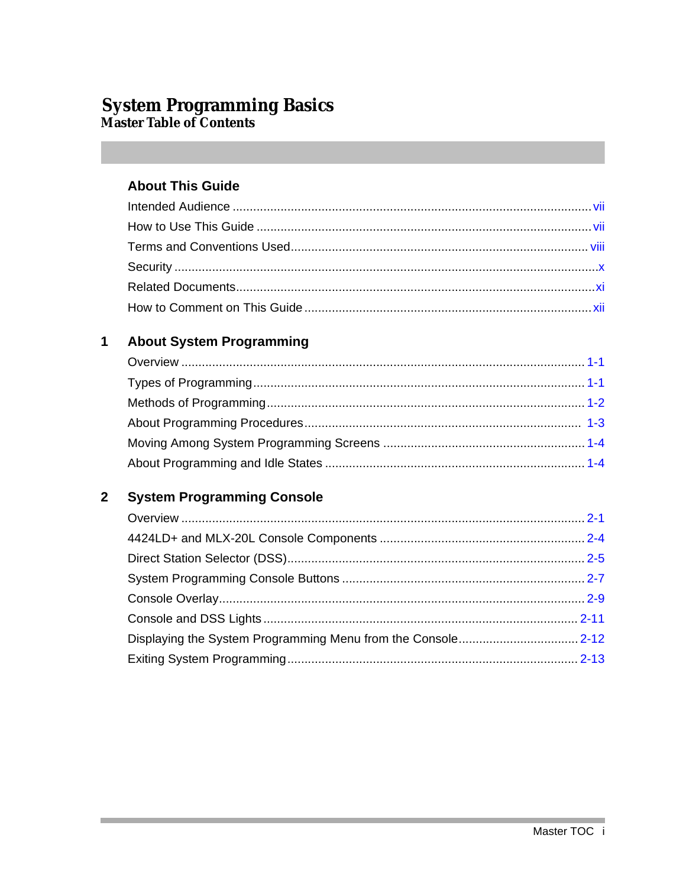# System Programming Basics
## Master Table of Contents

### About This Guide

Intended Audience .......... vii
How to Use This Guide .......... vii
Terms and Conventions Used .......... viii
Security .......... x
Related Documents .......... xi
How to Comment on This Guide .......... xii

### 1 About System Programming

Overview .......... 1-1
Types of Programming .......... 1-1
Methods of Programming .......... 1-2
About Programming Procedures .......... 1-3
Moving Among System Programming Screens .......... 1-4
About Programming and Idle States .......... 1-4

### 2 System Programming Console

Overview .......... 2-1
4424LD+ and MLX-20L Console Components .......... 2-4
Direct Station Selector (DSS) .......... 2-5
System Programming Console Buttons .......... 2-7
Console Overlay .......... 2-9
Console and DSS Lights .......... 2-11
Displaying the System Programming Menu from the Console .......... 2-12
Exiting System Programming .......... 2-13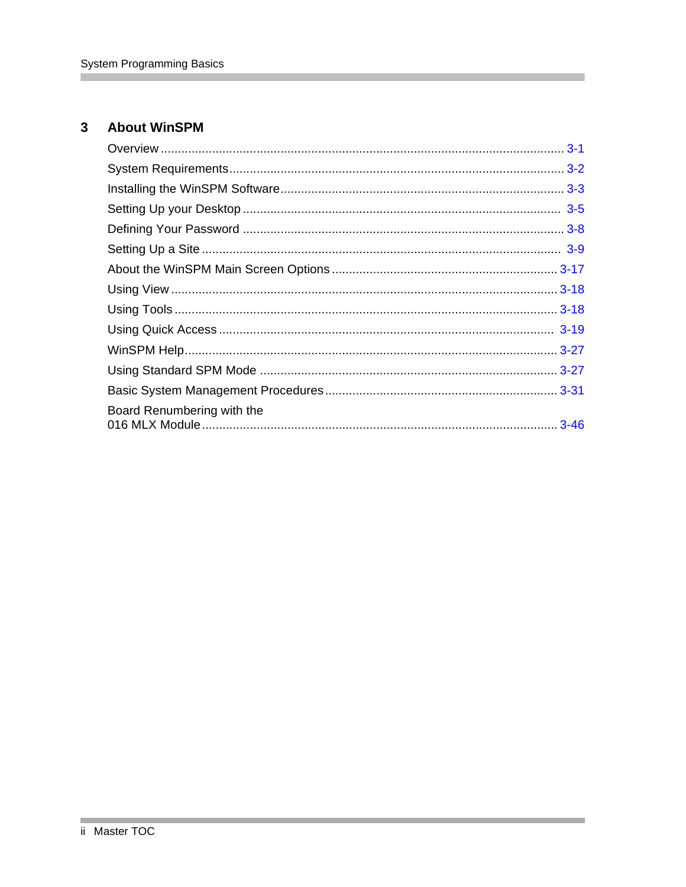## 3 About WinSPM

Overview ........................................................................................................ 3-1
System Requirements ..................................................................................... 3-2
Installing the WinSPM Software ...................................................................... 3-3
Setting Up your Desktop ................................................................................ 3-5
Defining Your Password ................................................................................. 3-8
Setting Up a Site ............................................................................................ 3-9
About the WinSPM Main Screen Options ...................................................... 3-17
Using View ................................................................................................... 3-18
Using Tools ................................................................................................... 3-18
Using Quick Access ...................................................................................... 3-19
WinSPM Help ................................................................................................ 3-27
Using Standard SPM Mode ........................................................................... 3-27
Basic System Management Procedures ........................................................ 3-31
Board Renumbering with the 016 MLX Module ............................................... 3-46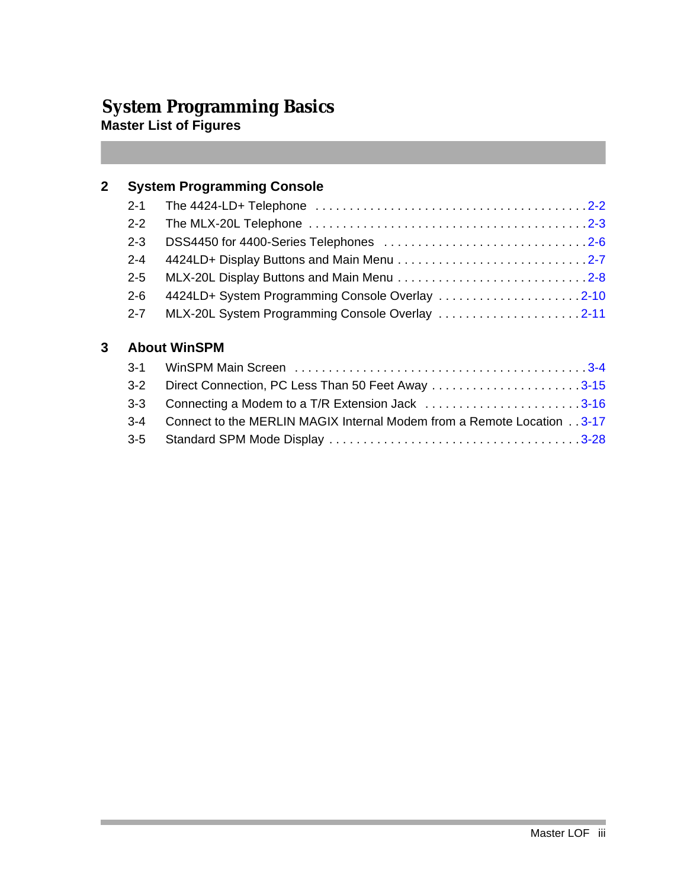# System Programming Basics

## Master List of Figures

### 2 System Programming Console

- 2-1 The 4424-LD+ Telephone . . . . . 2-2
- 2-2 The MLX-20L Telephone . . . . . 2-3
- 2-3 DSS4450 for 4400-Series Telephones . . . . . 2-6
- 2-4 4424LD+ Display Buttons and Main Menu . . . . . 2-7
- 2-5 MLX-20L Display Buttons and Main Menu . . . . . 2-8
- 2-6 4424LD+ System Programming Console Overlay . . . . . 2-10
- 2-7 MLX-20L System Programming Console Overlay . . . . . 2-11

### 3 About WinSPM

- 3-1 WinSPM Main Screen . . . . . 3-4
- 3-2 Direct Connection, PC Less Than 50 Feet Away . . . . . 3-15
- 3-3 Connecting a Modem to a T/R Extension Jack . . . . . 3-16
- 3-4 Connect to the MERLIN MAGIX Internal Modem from a Remote Location . . 3-17
- 3-5 Standard SPM Mode Display . . . . . 3-28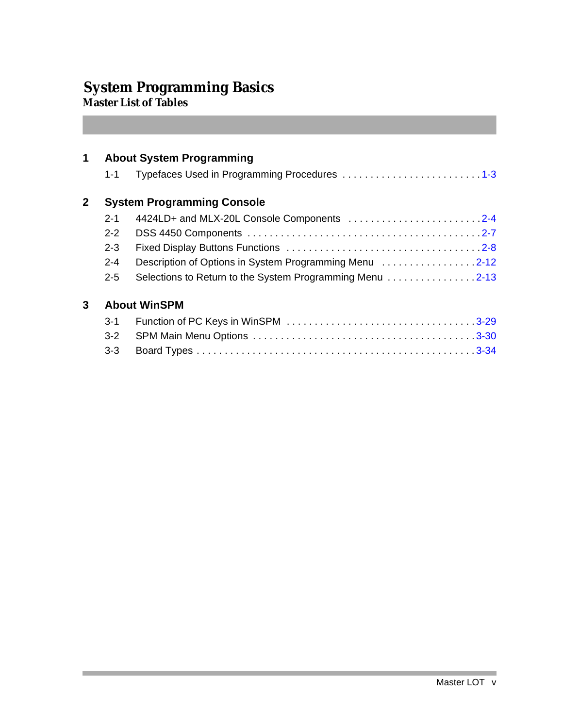# System Programming Basics

## Master List of Tables

### 1 About System Programming

1-1 Typefaces Used in Programming Procedures . . . . . . . . . . . . . . . . . . . . . . . . . . 1-3

### 2 System Programming Console

2-1 4424LD+ and MLX-20L Console Components . . . . . . . . . . . . . . . . . . . . . . . . 2-4
2-2 DSS 4450 Components . . . . . . . . . . . . . . . . . . . . . . . . . . . . . . . . . . . . . . . . 2-7
2-3 Fixed Display Buttons Functions . . . . . . . . . . . . . . . . . . . . . . . . . . . . . . . . . . 2-8
2-4 Description of Options in System Programming Menu . . . . . . . . . . . . . . . . . 2-12
2-5 Selections to Return to the System Programming Menu . . . . . . . . . . . . . . . . 2-13

### 3 About WinSPM

3-1 Function of PC Keys in WinSPM . . . . . . . . . . . . . . . . . . . . . . . . . . . . . . . . . 3-29
3-2 SPM Main Menu Options . . . . . . . . . . . . . . . . . . . . . . . . . . . . . . . . . . . . . . 3-30
3-3 Board Types . . . . . . . . . . . . . . . . . . . . . . . . . . . . . . . . . . . . . . . . . . . . . . . 3-34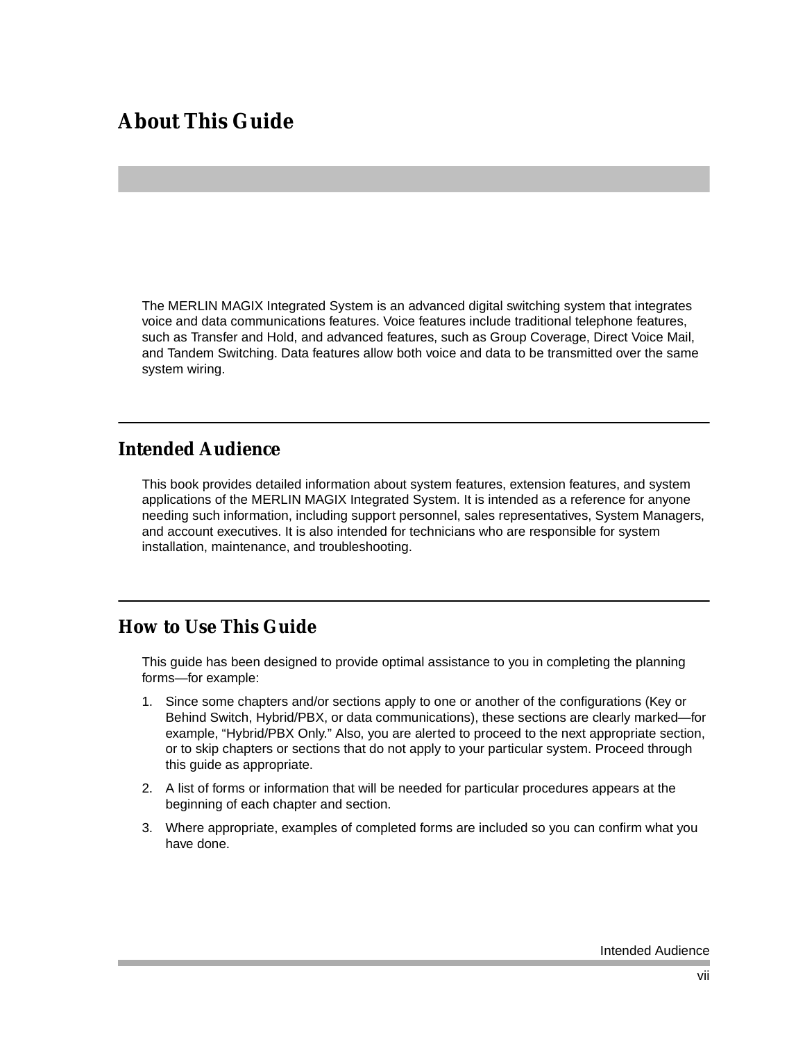# About This Guide

The MERLIN MAGIX Integrated System is an advanced digital switching system that integrates voice and data communications features. Voice features include traditional telephone features, such as Transfer and Hold, and advanced features, such as Group Coverage, Direct Voice Mail, and Tandem Switching. Data features allow both voice and data to be transmitted over the same system wiring.

## Intended Audience

This book provides detailed information about system features, extension features, and system applications of the MERLIN MAGIX Integrated System. It is intended as a reference for anyone needing such information, including support personnel, sales representatives, System Managers, and account executives. It is also intended for technicians who are responsible for system installation, maintenance, and troubleshooting.

## How to Use This Guide

This guide has been designed to provide optimal assistance to you in completing the planning forms—for example:

1. Since some chapters and/or sections apply to one or another of the configurations (Key or Behind Switch, Hybrid/PBX, or data communications), these sections are clearly marked—for example, "Hybrid/PBX Only." Also, you are alerted to proceed to the next appropriate section, or to skip chapters or sections that do not apply to your particular system. Proceed through this guide as appropriate.
2. A list of forms or information that will be needed for particular procedures appears at the beginning of each chapter and section.
3. Where appropriate, examples of completed forms are included so you can confirm what you have done.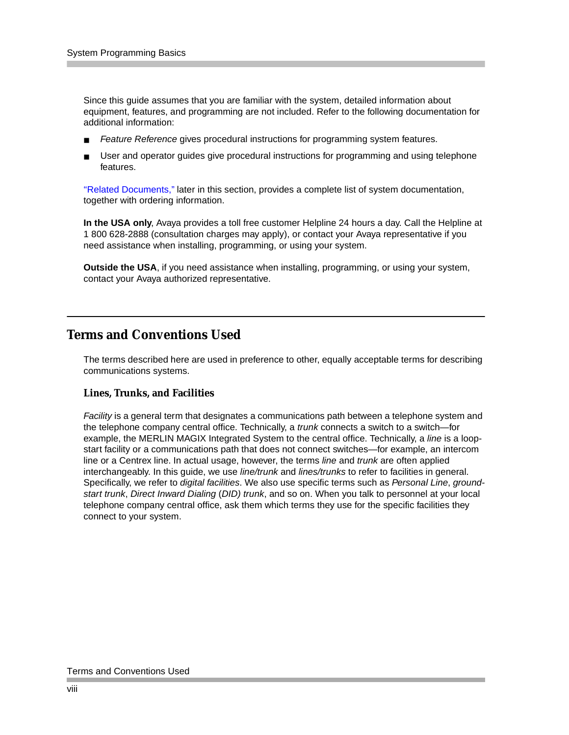Since this guide assumes that you are familiar with the system, detailed information about equipment, features, and programming are not included. Refer to the following documentation for additional information:

- *Feature Reference* gives procedural instructions for programming system features.
- User and operator guides give procedural instructions for programming and using telephone features.

"Related Documents," later in this section, provides a complete list of system documentation, together with ordering information.

**In the USA only**, Avaya provides a toll free customer Helpline 24 hours a day. Call the Helpline at 1 800 628-2888 (consultation charges may apply), or contact your Avaya representative if you need assistance when installing, programming, or using your system.

**Outside the USA**, if you need assistance when installing, programming, or using your system, contact your Avaya authorized representative.

## Terms and Conventions Used

The terms described here are used in preference to other, equally acceptable terms for describing communications systems.

### Lines, Trunks, and Facilities

*Facility* is a general term that designates a communications path between a telephone system and the telephone company central office. Technically, a *trunk* connects a switch to a switch—for example, the MERLIN MAGIX Integrated System to the central office. Technically, a *line* is a loop-start facility or a communications path that does not connect switches—for example, an intercom line or a Centrex line. In actual usage, however, the terms *line* and *trunk* are often applied interchangeably. In this guide, we use *line/trunk* and *lines/trunks* to refer to facilities in general. Specifically, we refer to *digital facilities*. We also use specific terms such as *Personal Line*, *ground-start trunk*, *Direct Inward Dialing* (*DID*) *trunk*, and so on. When you talk to personnel at your local telephone company central office, ask them which terms they use for the specific facilities they connect to your system.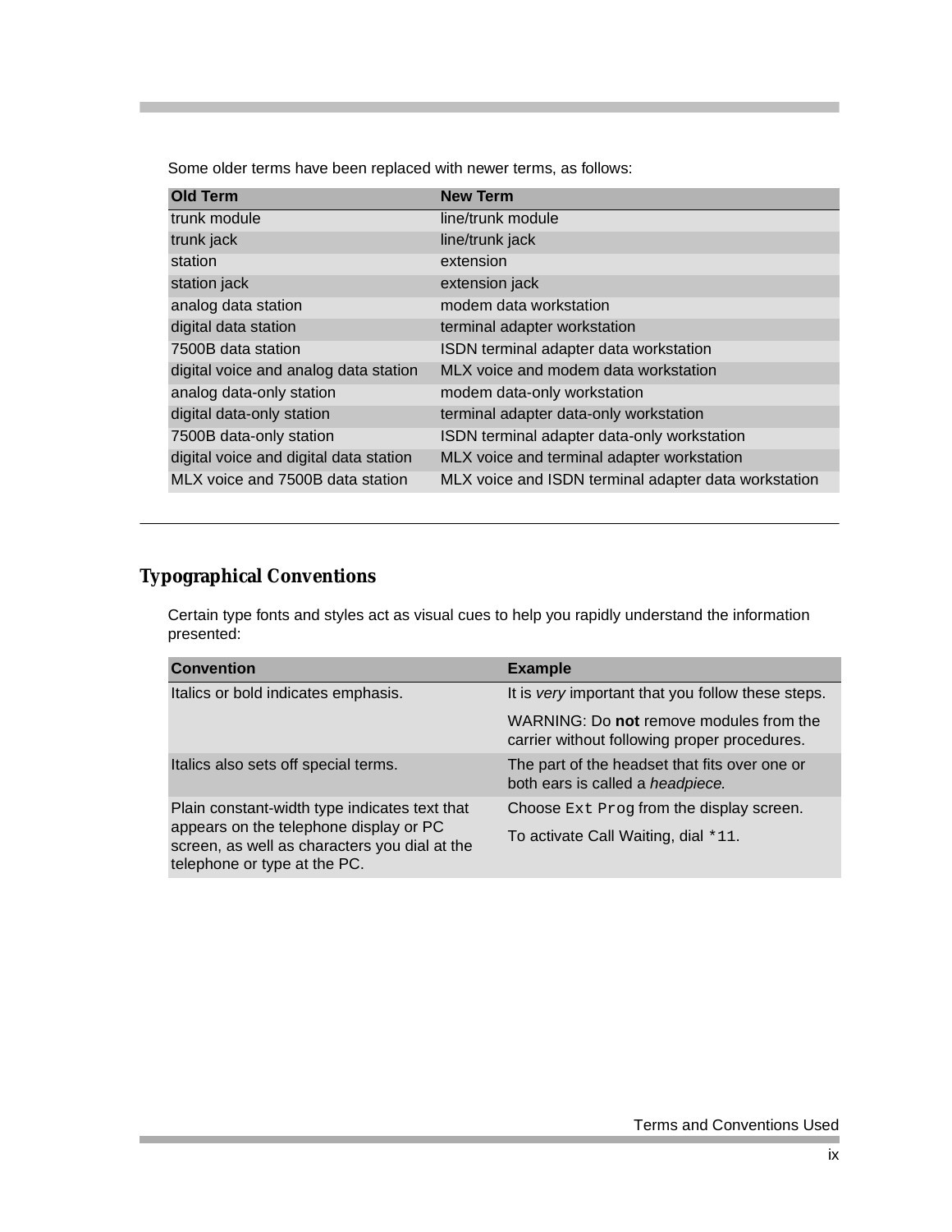Some older terms have been replaced with newer terms, as follows:

| Old Term | New Term |
|---|---|
| trunk module | line/trunk module |
| trunk jack | line/trunk jack |
| station | extension |
| station jack | extension jack |
| analog data station | modem data workstation |
| digital data station | terminal adapter workstation |
| 7500B data station | ISDN terminal adapter data workstation |
| digital voice and analog data station | MLX voice and modem data workstation |
| analog data-only station | modem data-only workstation |
| digital data-only station | terminal adapter data-only workstation |
| 7500B data-only station | ISDN terminal adapter data-only workstation |
| digital voice and digital data station | MLX voice and terminal adapter workstation |
| MLX voice and 7500B data station | MLX voice and ISDN terminal adapter data workstation |

## Typographical Conventions

Certain type fonts and styles act as visual cues to help you rapidly understand the information presented:

| Convention | Example |
|---|---|
| Italics or bold indicates emphasis. | It is *very* important that you follow these steps. |
| | WARNING: Do **not** remove modules from the carrier without following proper procedures. |
| Italics also sets off special terms. | The part of the headset that fits over one or both ears is called a *headpiece.* |
| Plain constant-width type indicates text that appears on the telephone display or PC screen, as well as characters you dial at the telephone or type at the PC. | Choose `Ext Prog` from the display screen. |
| | To activate Call Waiting, dial `*11`. |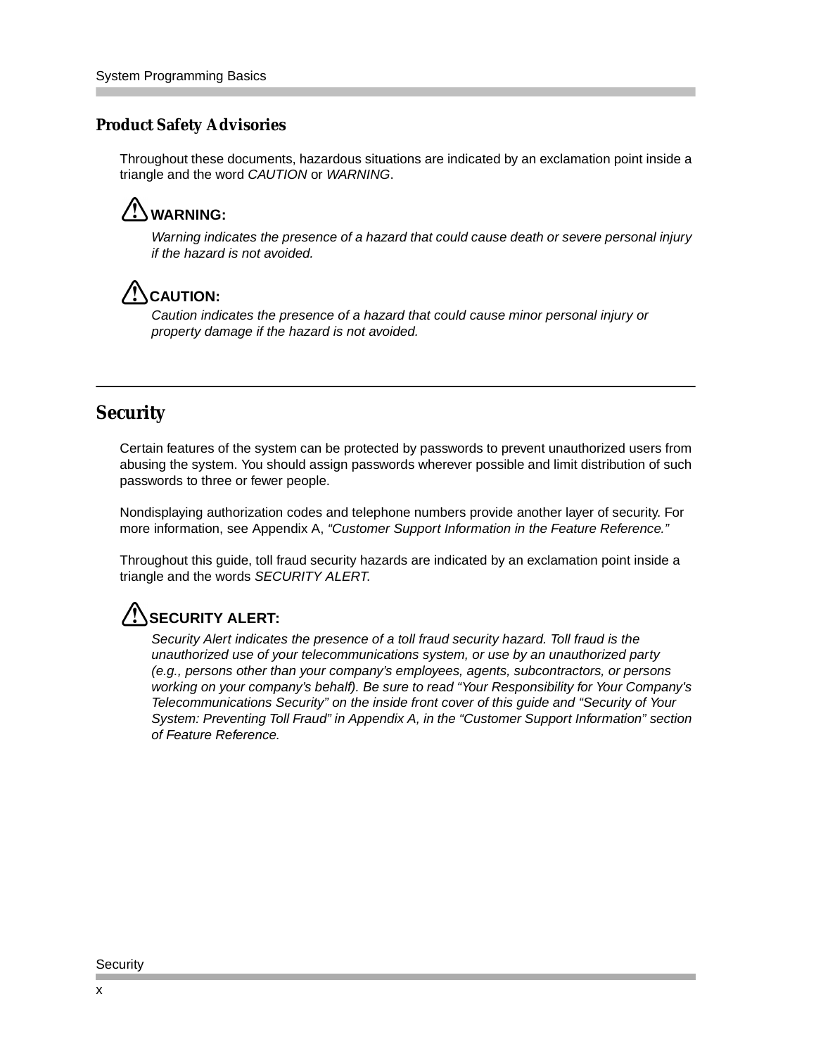## Product Safety Advisories

Throughout these documents, hazardous situations are indicated by an exclamation point inside a triangle and the word *CAUTION* or *WARNING*.

⚠ **WARNING:**

*Warning indicates the presence of a hazard that could cause death or severe personal injury if the hazard is not avoided.*

⚠ **CAUTION:**

*Caution indicates the presence of a hazard that could cause minor personal injury or property damage if the hazard is not avoided.*

---

# Security

Certain features of the system can be protected by passwords to prevent unauthorized users from abusing the system. You should assign passwords wherever possible and limit distribution of such passwords to three or fewer people.

Nondisplaying authorization codes and telephone numbers provide another layer of security. For more information, see Appendix A, *"Customer Support Information in the Feature Reference."*

Throughout this guide, toll fraud security hazards are indicated by an exclamation point inside a triangle and the words *SECURITY ALERT.*

⚠ **SECURITY ALERT:**

*Security Alert indicates the presence of a toll fraud security hazard. Toll fraud is the unauthorized use of your telecommunications system, or use by an unauthorized party (e.g., persons other than your company's employees, agents, subcontractors, or persons working on your company's behalf). Be sure to read "Your Responsibility for Your Company's Telecommunications Security" on the inside front cover of this guide and "Security of Your System: Preventing Toll Fraud" in Appendix A, in the "Customer Support Information" section of Feature Reference.*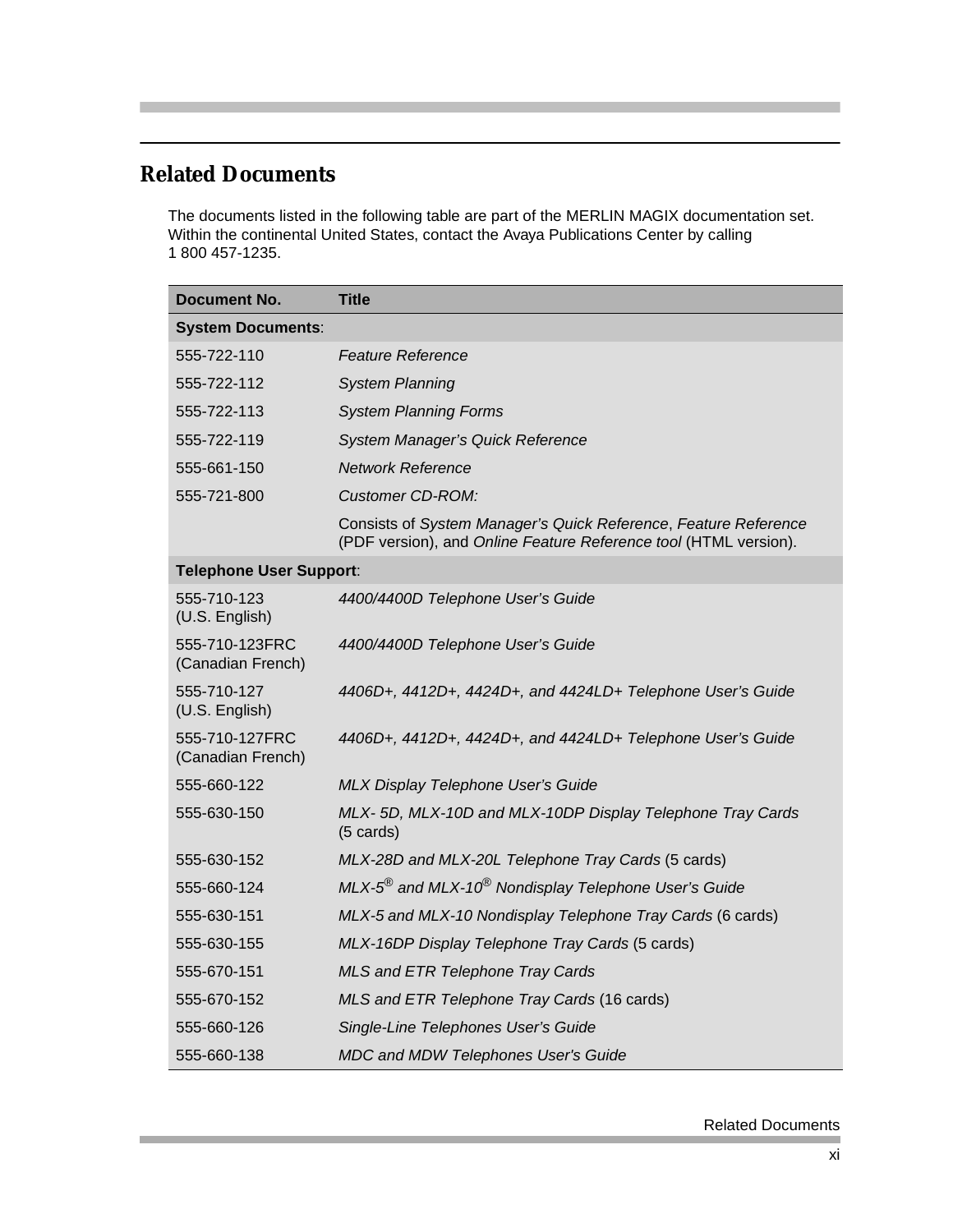## Related Documents

The documents listed in the following table are part of the MERLIN MAGIX documentation set. Within the continental United States, contact the Avaya Publications Center by calling 1 800 457-1235.

| Document No. | Title |
|---|---|
| **System Documents**: | |
| 555-722-110 | *Feature Reference* |
| 555-722-112 | *System Planning* |
| 555-722-113 | *System Planning Forms* |
| 555-722-119 | *System Manager's Quick Reference* |
| 555-661-150 | *Network Reference* |
| 555-721-800 | *Customer CD-ROM:* |
| | Consists of *System Manager's Quick Reference*, *Feature Reference* (PDF version), and *Online Feature Reference tool* (HTML version). |
| **Telephone User Support**: | |
| 555-710-123 (U.S. English) | *4400/4400D Telephone User's Guide* |
| 555-710-123FRC (Canadian French) | *4400/4400D Telephone User's Guide* |
| 555-710-127 (U.S. English) | *4406D+, 4412D+, 4424D+, and 4424LD+ Telephone User's Guide* |
| 555-710-127FRC (Canadian French) | *4406D+, 4412D+, 4424D+, and 4424LD+ Telephone User's Guide* |
| 555-660-122 | *MLX Display Telephone User's Guide* |
| 555-630-150 | *MLX- 5D, MLX-10D and MLX-10DP Display Telephone Tray Cards* (5 cards) |
| 555-630-152 | *MLX-28D and MLX-20L Telephone Tray Cards* (5 cards) |
| 555-660-124 | *MLX-5® and MLX-10® Nondisplay Telephone User's Guide* |
| 555-630-151 | *MLX-5 and MLX-10 Nondisplay Telephone Tray Cards* (6 cards) |
| 555-630-155 | *MLX-16DP Display Telephone Tray Cards* (5 cards) |
| 555-670-151 | *MLS and ETR Telephone Tray Cards* |
| 555-670-152 | *MLS and ETR Telephone Tray Cards* (16 cards) |
| 555-660-126 | *Single-Line Telephones User's Guide* |
| 555-660-138 | *MDC and MDW Telephones User's Guide* |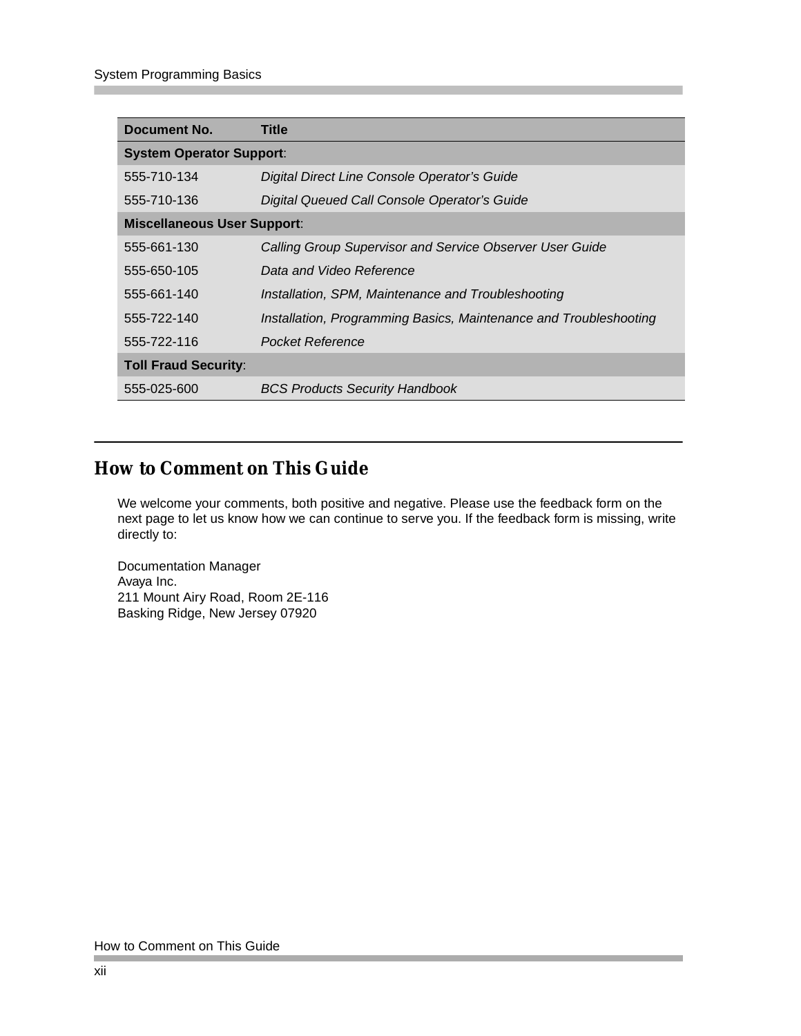| Document No. | Title |
|---|---|
| **System Operator Support**: | |
| 555-710-134 | *Digital Direct Line Console Operator's Guide* |
| 555-710-136 | *Digital Queued Call Console Operator's Guide* |
| **Miscellaneous User Support**: | |
| 555-661-130 | *Calling Group Supervisor and Service Observer User Guide* |
| 555-650-105 | *Data and Video Reference* |
| 555-661-140 | *Installation, SPM, Maintenance and Troubleshooting* |
| 555-722-140 | *Installation, Programming Basics, Maintenance and Troubleshooting* |
| 555-722-116 | *Pocket Reference* |
| **Toll Fraud Security**: | |
| 555-025-600 | *BCS Products Security Handbook* |

## How to Comment on This Guide

We welcome your comments, both positive and negative. Please use the feedback form on the next page to let us know how we can continue to serve you. If the feedback form is missing, write directly to:

Documentation Manager
Avaya Inc.
211 Mount Airy Road, Room 2E-116
Basking Ridge, New Jersey 07920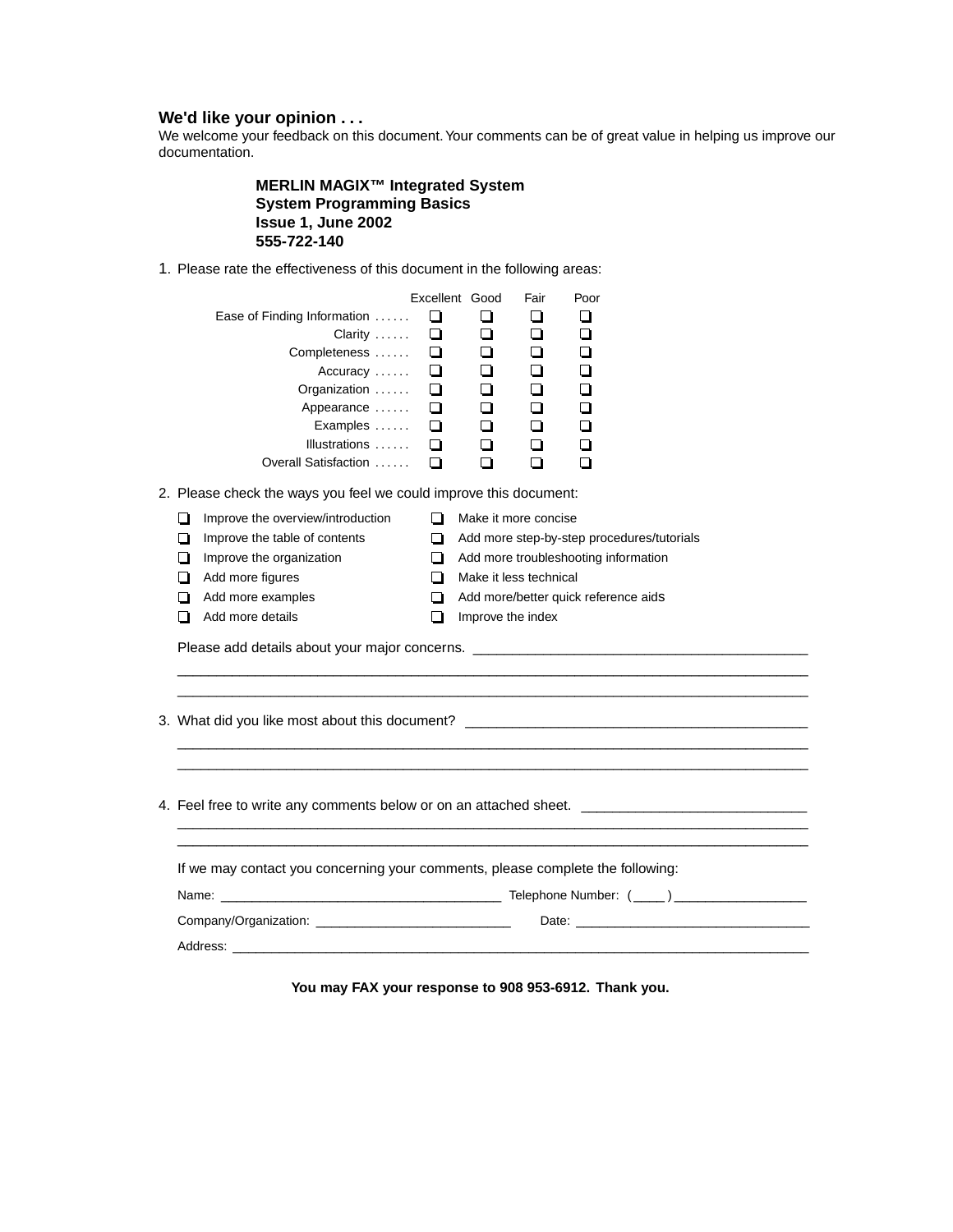## We'd like your opinion . . .

We welcome your feedback on this document. Your comments can be of great value in helping us improve our documentation.

**MERLIN MAGIX™ Integrated System**
**System Programming Basics**
**Issue 1, June 2002**
**555-722-140**

1. Please rate the effectiveness of this document in the following areas:

| | Excellent | Good | Fair | Poor |
|---|---|---|---|---|
| Ease of Finding Information . . . . . . | ❑ | ❑ | ❑ | ❑ |
| Clarity . . . . . . | ❑ | ❑ | ❑ | ❑ |
| Completeness . . . . . . | ❑ | ❑ | ❑ | ❑ |
| Accuracy . . . . . . | ❑ | ❑ | ❑ | ❑ |
| Organization . . . . . . | ❑ | ❑ | ❑ | ❑ |
| Appearance . . . . . . | ❑ | ❑ | ❑ | ❑ |
| Examples . . . . . . | ❑ | ❑ | ❑ | ❑ |
| Illustrations . . . . . . | ❑ | ❑ | ❑ | ❑ |
| Overall Satisfaction . . . . . . | ❑ | ❑ | ❑ | ❑ |

2. Please check the ways you feel we could improve this document:

- ❑ Improve the overview/introduction
- ❑ Improve the table of contents
- ❑ Improve the organization
- ❑ Add more figures
- ❑ Add more examples
- ❑ Add more details
- ❑ Make it more concise
- ❑ Add more step-by-step procedures/tutorials
- ❑ Add more troubleshooting information
- ❑ Make it less technical
- ❑ Add more/better quick reference aids
- ❑ Improve the index

Please add details about your major concerns. ___________________________________________
_____________________________________________________________________________________
_____________________________________________________________________________________

3. What did you like most about this document? ___________________________________________
_____________________________________________________________________________________
_____________________________________________________________________________________

4. Feel free to write any comments below or on an attached sheet. ____________________________
_____________________________________________________________________________________
_____________________________________________________________________________________

If we may contact you concerning your comments, please complete the following:

Name: _______________________________________ Telephone Number: ( ____ ) __________________

Company/Organization: ___________________________ Date: ________________________________

Address: ______________________________________________________________________________

**You may FAX your response to 908 953-6912. Thank you.**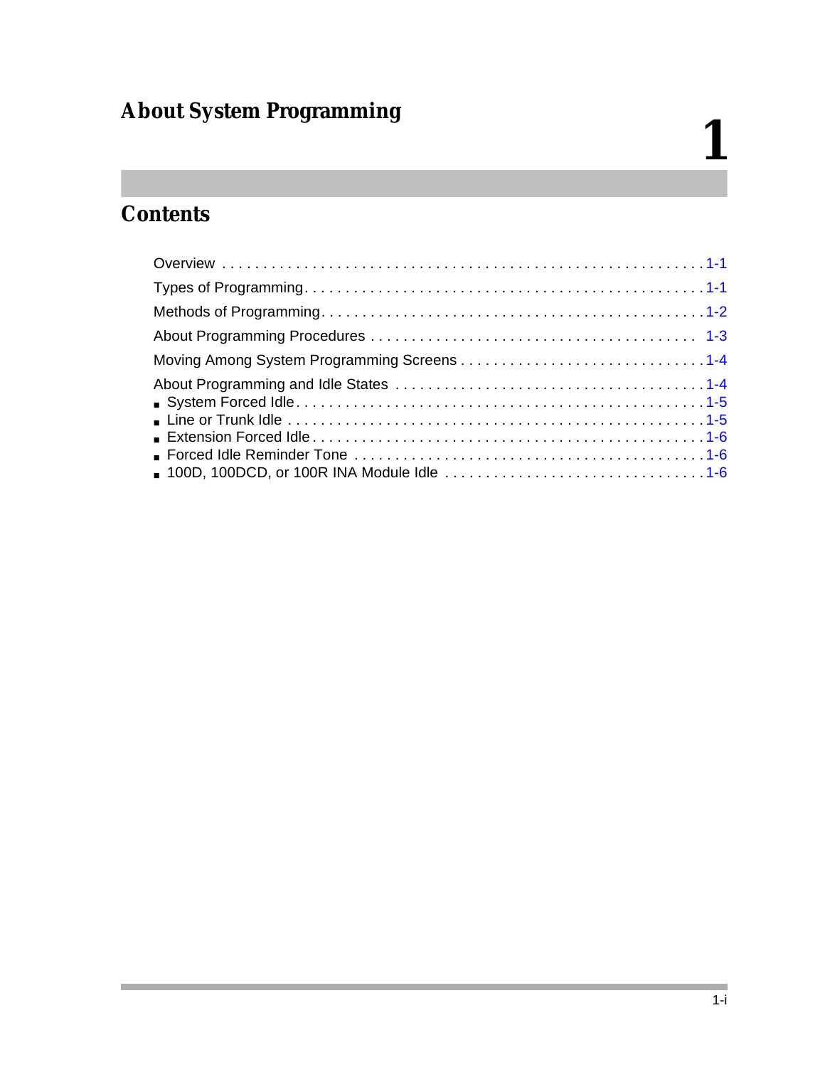# About System Programming

# 1

## Contents

Overview ... 1-1

Types of Programming ... 1-1

Methods of Programming ... 1-2

About Programming Procedures ... 1-3

Moving Among System Programming Screens ... 1-4

About Programming and Idle States ... 1-4

- System Forced Idle ... 1-5
- Line or Trunk Idle ... 1-5
- Extension Forced Idle ... 1-6
- Forced Idle Reminder Tone ... 1-6
- 100D, 100DCD, or 100R INA Module Idle ... 1-6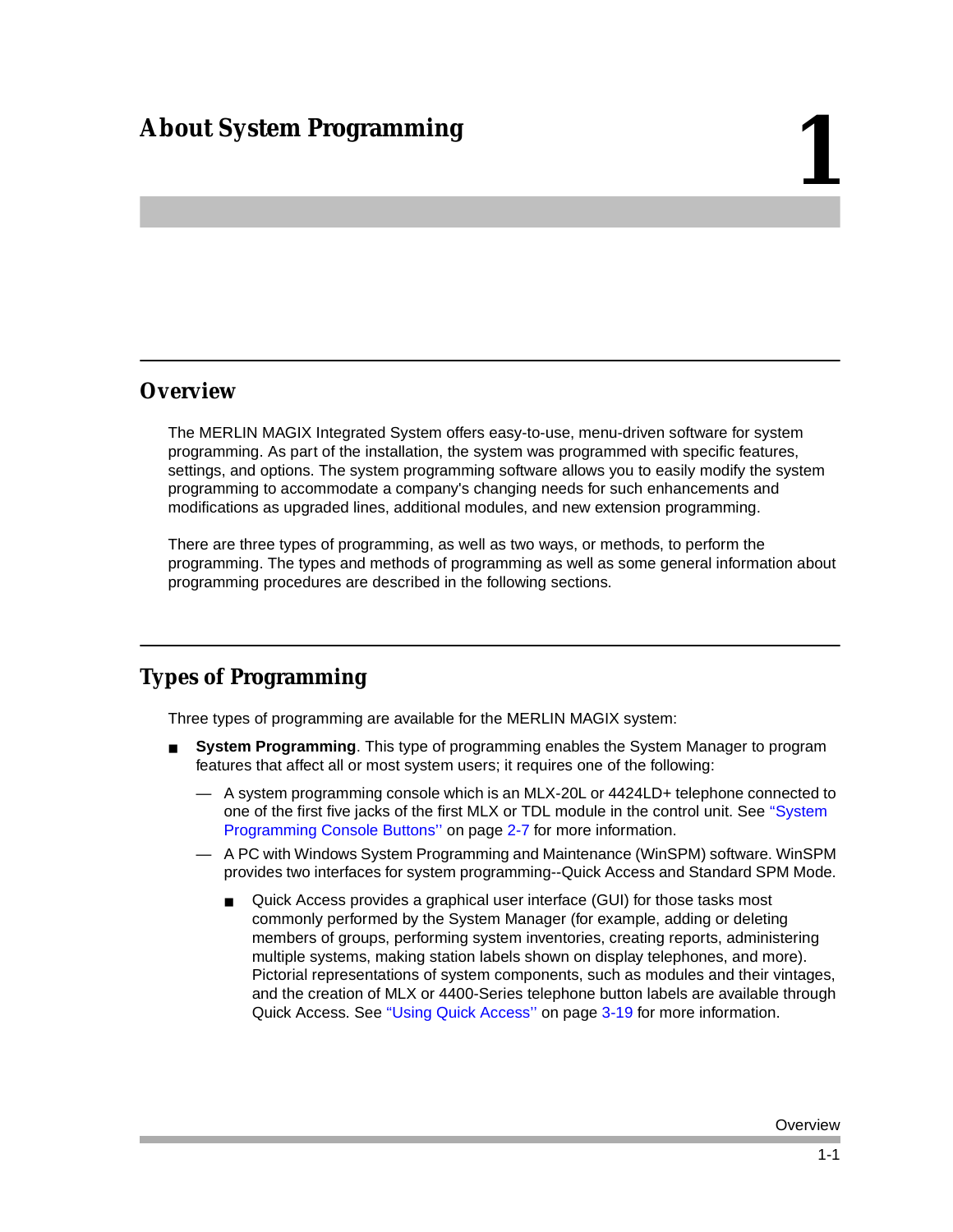# About System Programming

# 1

## Overview

The MERLIN MAGIX Integrated System offers easy-to-use, menu-driven software for system programming. As part of the installation, the system was programmed with specific features, settings, and options. The system programming software allows you to easily modify the system programming to accommodate a company's changing needs for such enhancements and modifications as upgraded lines, additional modules, and new extension programming.

There are three types of programming, as well as two ways, or methods, to perform the programming. The types and methods of programming as well as some general information about programming procedures are described in the following sections.

## Types of Programming

Three types of programming are available for the MERLIN MAGIX system:

- **System Programming**. This type of programming enables the System Manager to program features that affect all or most system users; it requires one of the following:
  - A system programming console which is an MLX-20L or 4424LD+ telephone connected to one of the first five jacks of the first MLX or TDL module in the control unit. See "System Programming Console Buttons'' on page 2-7 for more information.
  - A PC with Windows System Programming and Maintenance (WinSPM) software. WinSPM provides two interfaces for system programming--Quick Access and Standard SPM Mode.
    - Quick Access provides a graphical user interface (GUI) for those tasks most commonly performed by the System Manager (for example, adding or deleting members of groups, performing system inventories, creating reports, administering multiple systems, making station labels shown on display telephones, and more). Pictorial representations of system components, such as modules and their vintages, and the creation of MLX or 4400-Series telephone button labels are available through Quick Access. See "Using Quick Access'' on page 3-19 for more information.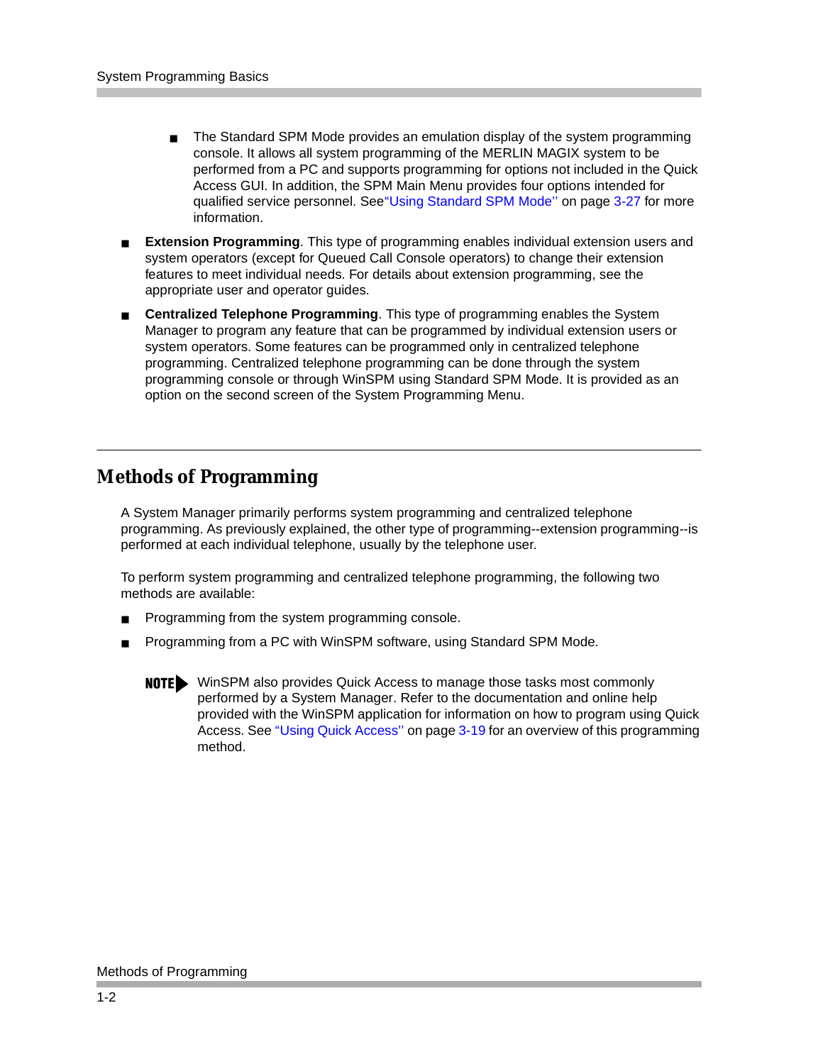- The Standard SPM Mode provides an emulation display of the system programming console. It allows all system programming of the MERLIN MAGIX system to be performed from a PC and supports programming for options not included in the Quick Access GUI. In addition, the SPM Main Menu provides four options intended for qualified service personnel. See"Using Standard SPM Mode'' on page 3-27 for more information.

- **Extension Programming**. This type of programming enables individual extension users and system operators (except for Queued Call Console operators) to change their extension features to meet individual needs. For details about extension programming, see the appropriate user and operator guides.
- **Centralized Telephone Programming**. This type of programming enables the System Manager to program any feature that can be programmed by individual extension users or system operators. Some features can be programmed only in centralized telephone programming. Centralized telephone programming can be done through the system programming console or through WinSPM using Standard SPM Mode. It is provided as an option on the second screen of the System Programming Menu.

## Methods of Programming

A System Manager primarily performs system programming and centralized telephone programming. As previously explained, the other type of programming--extension programming--is performed at each individual telephone, usually by the telephone user.

To perform system programming and centralized telephone programming, the following two methods are available:

- Programming from the system programming console.
- Programming from a PC with WinSPM software, using Standard SPM Mode.

**NOTE** WinSPM also provides Quick Access to manage those tasks most commonly performed by a System Manager. Refer to the documentation and online help provided with the WinSPM application for information on how to program using Quick Access. See "Using Quick Access'' on page 3-19 for an overview of this programming method.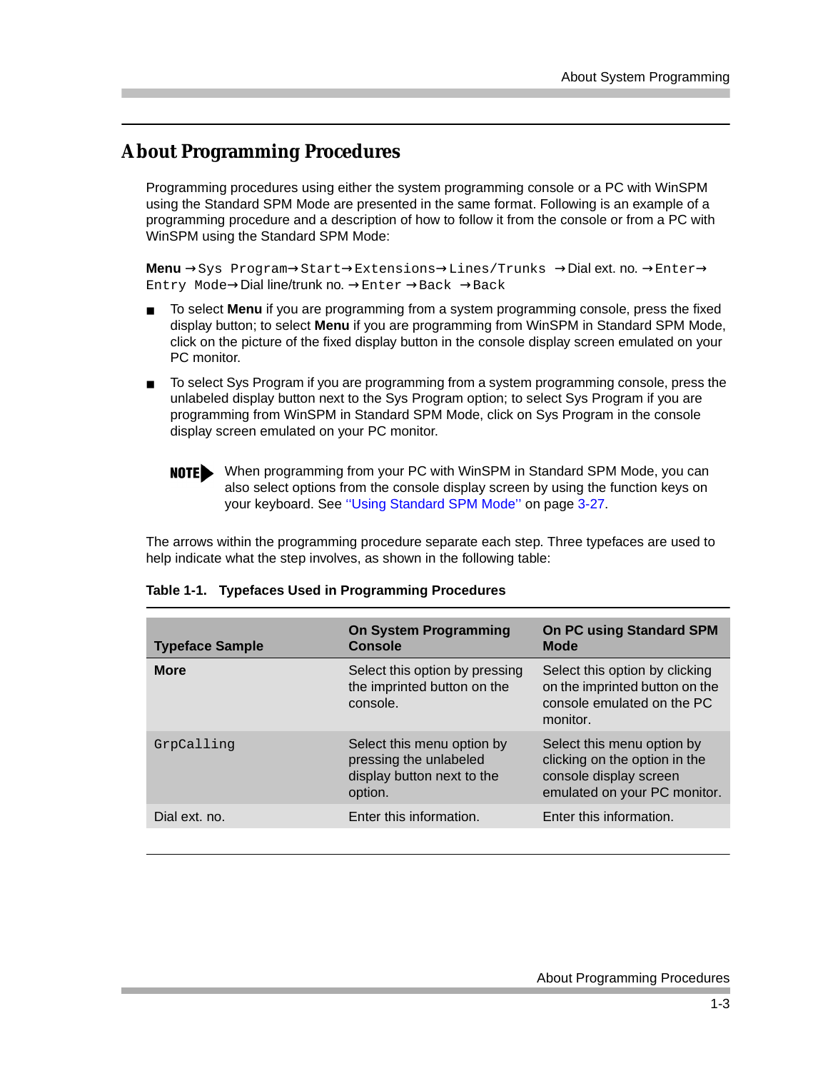## About Programming Procedures

Programming procedures using either the system programming console or a PC with WinSPM using the Standard SPM Mode are presented in the same format. Following is an example of a programming procedure and a description of how to follow it from the console or from a PC with WinSPM using the Standard SPM Mode:

**Menu** → `Sys Program` → `Start` → `Extensions` → `Lines/Trunks` → Dial ext. no. → `Enter` → `Entry Mode` → Dial line/trunk no. → `Enter` → `Back` → `Back`

- To select **Menu** if you are programming from a system programming console, press the fixed display button; to select **Menu** if you are programming from WinSPM in Standard SPM Mode, click on the picture of the fixed display button in the console display screen emulated on your PC monitor.
- To select Sys Program if you are programming from a system programming console, press the unlabeled display button next to the Sys Program option; to select Sys Program if you are programming from WinSPM in Standard SPM Mode, click on Sys Program in the console display screen emulated on your PC monitor.

**NOTE** When programming from your PC with WinSPM in Standard SPM Mode, you can also select options from the console display screen by using the function keys on your keyboard. See ''Using Standard SPM Mode'' on page 3-27.

The arrows within the programming procedure separate each step. Three typefaces are used to help indicate what the step involves, as shown in the following table:

**Table 1-1. Typefaces Used in Programming Procedures**

| Typeface Sample | On System Programming Console | On PC using Standard SPM Mode |
|---|---|---|
| **More** | Select this option by pressing the imprinted button on the console. | Select this option by clicking on the imprinted button on the console emulated on the PC monitor. |
| `GrpCalling` | Select this menu option by pressing the unlabeled display button next to the option. | Select this menu option by clicking on the option in the console display screen emulated on your PC monitor. |
| Dial ext. no. | Enter this information. | Enter this information. |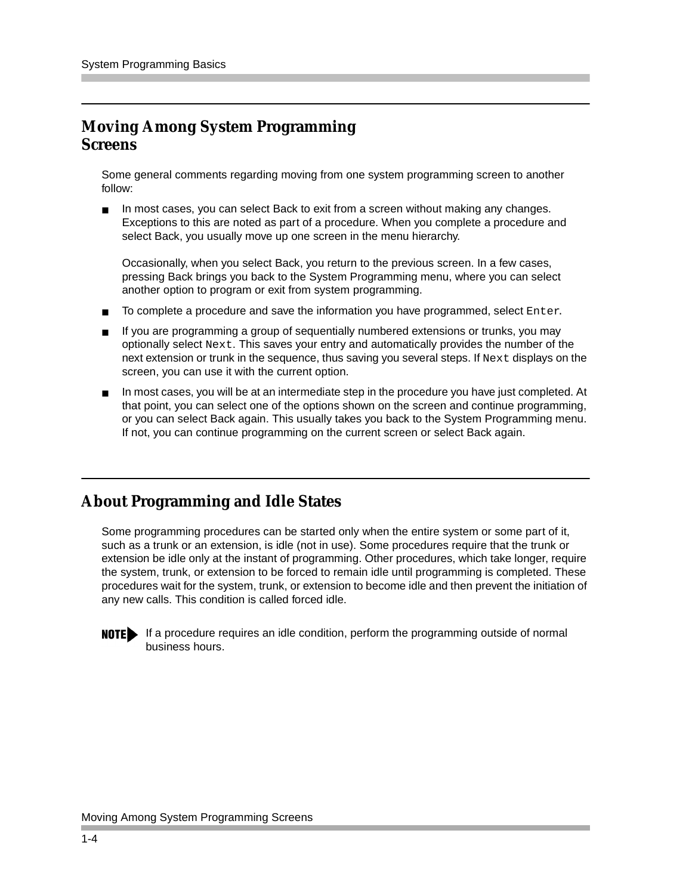## Moving Among System Programming Screens

Some general comments regarding moving from one system programming screen to another follow:

- In most cases, you can select Back to exit from a screen without making any changes. Exceptions to this are noted as part of a procedure. When you complete a procedure and select Back, you usually move up one screen in the menu hierarchy.

  Occasionally, when you select Back, you return to the previous screen. In a few cases, pressing Back brings you back to the System Programming menu, where you can select another option to program or exit from system programming.

- To complete a procedure and save the information you have programmed, select `Enter`.
- If you are programming a group of sequentially numbered extensions or trunks, you may optionally select `Next`. This saves your entry and automatically provides the number of the next extension or trunk in the sequence, thus saving you several steps. If `Next` displays on the screen, you can use it with the current option.
- In most cases, you will be at an intermediate step in the procedure you have just completed. At that point, you can select one of the options shown on the screen and continue programming, or you can select Back again. This usually takes you back to the System Programming menu. If not, you can continue programming on the current screen or select Back again.

## About Programming and Idle States

Some programming procedures can be started only when the entire system or some part of it, such as a trunk or an extension, is idle (not in use). Some procedures require that the trunk or extension be idle only at the instant of programming. Other procedures, which take longer, require the system, trunk, or extension to be forced to remain idle until programming is completed. These procedures wait for the system, trunk, or extension to become idle and then prevent the initiation of any new calls. This condition is called forced idle.

**NOTE** If a procedure requires an idle condition, perform the programming outside of normal business hours.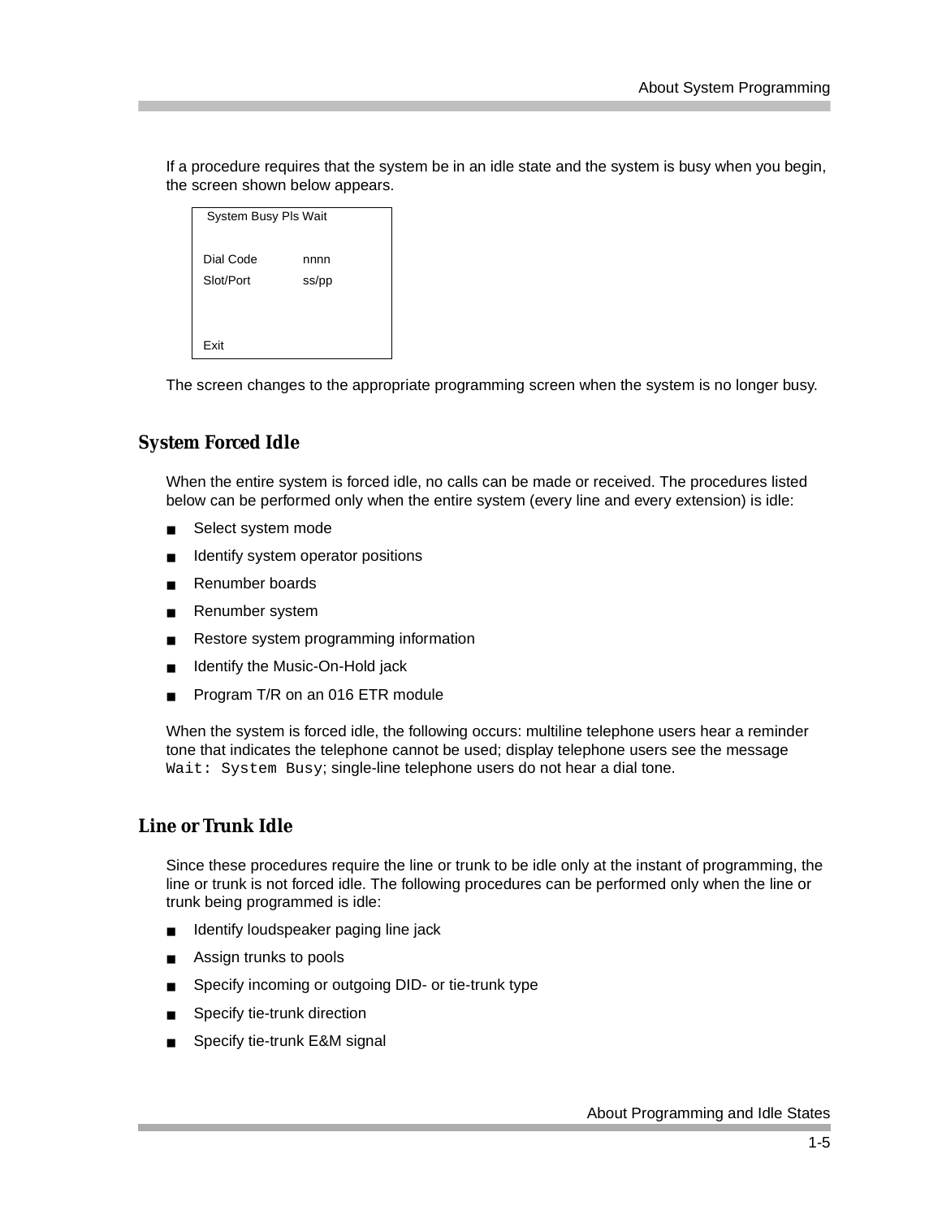If a procedure requires that the system be in an idle state and the system is busy when you begin, the screen shown below appears.

```
 System Busy Pls Wait

Dial Code        nnnn
Slot/Port        ss/pp



Exit
```

The screen changes to the appropriate programming screen when the system is no longer busy.

## System Forced Idle

When the entire system is forced idle, no calls can be made or received. The procedures listed below can be performed only when the entire system (every line and every extension) is idle:

- Select system mode
- Identify system operator positions
- Renumber boards
- Renumber system
- Restore system programming information
- Identify the Music-On-Hold jack
- Program T/R on an 016 ETR module

When the system is forced idle, the following occurs: multiline telephone users hear a reminder tone that indicates the telephone cannot be used; display telephone users see the message `Wait: System Busy`; single-line telephone users do not hear a dial tone.

## Line or Trunk Idle

Since these procedures require the line or trunk to be idle only at the instant of programming, the line or trunk is not forced idle. The following procedures can be performed only when the line or trunk being programmed is idle:

- Identify loudspeaker paging line jack
- Assign trunks to pools
- Specify incoming or outgoing DID- or tie-trunk type
- Specify tie-trunk direction
- Specify tie-trunk E&M signal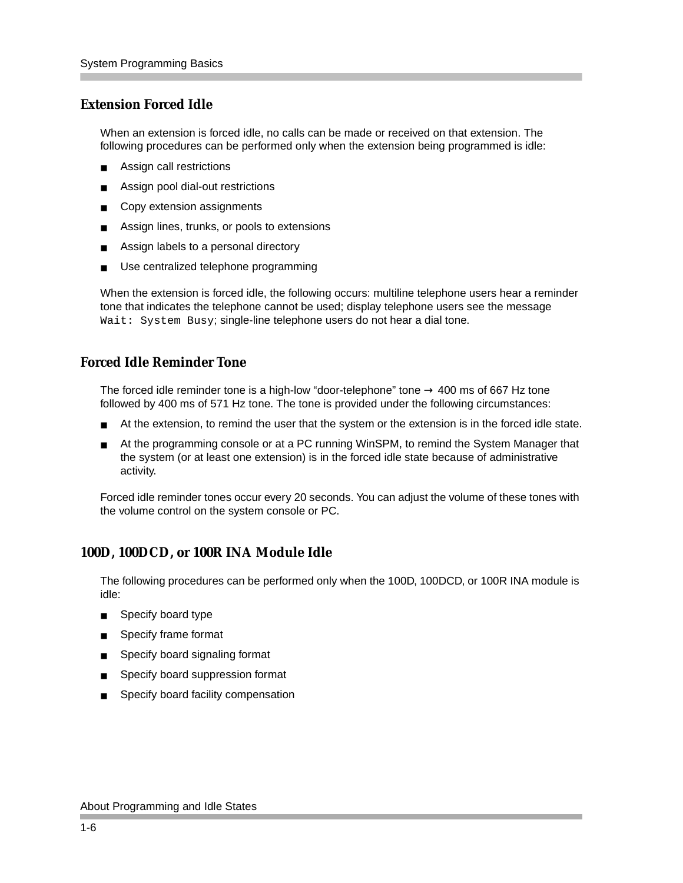## Extension Forced Idle

When an extension is forced idle, no calls can be made or received on that extension. The following procedures can be performed only when the extension being programmed is idle:

- Assign call restrictions
- Assign pool dial-out restrictions
- Copy extension assignments
- Assign lines, trunks, or pools to extensions
- Assign labels to a personal directory
- Use centralized telephone programming

When the extension is forced idle, the following occurs: multiline telephone users hear a reminder tone that indicates the telephone cannot be used; display telephone users see the message `Wait: System Busy`; single-line telephone users do not hear a dial tone.

## Forced Idle Reminder Tone

The forced idle reminder tone is a high-low “door-telephone” tone → 400 ms of 667 Hz tone followed by 400 ms of 571 Hz tone. The tone is provided under the following circumstances:

- At the extension, to remind the user that the system or the extension is in the forced idle state.
- At the programming console or at a PC running WinSPM, to remind the System Manager that the system (or at least one extension) is in the forced idle state because of administrative activity.

Forced idle reminder tones occur every 20 seconds. You can adjust the volume of these tones with the volume control on the system console or PC.

## 100D, 100DCD, or 100R INA Module Idle

The following procedures can be performed only when the 100D, 100DCD, or 100R INA module is idle:

- Specify board type
- Specify frame format
- Specify board signaling format
- Specify board suppression format
- Specify board facility compensation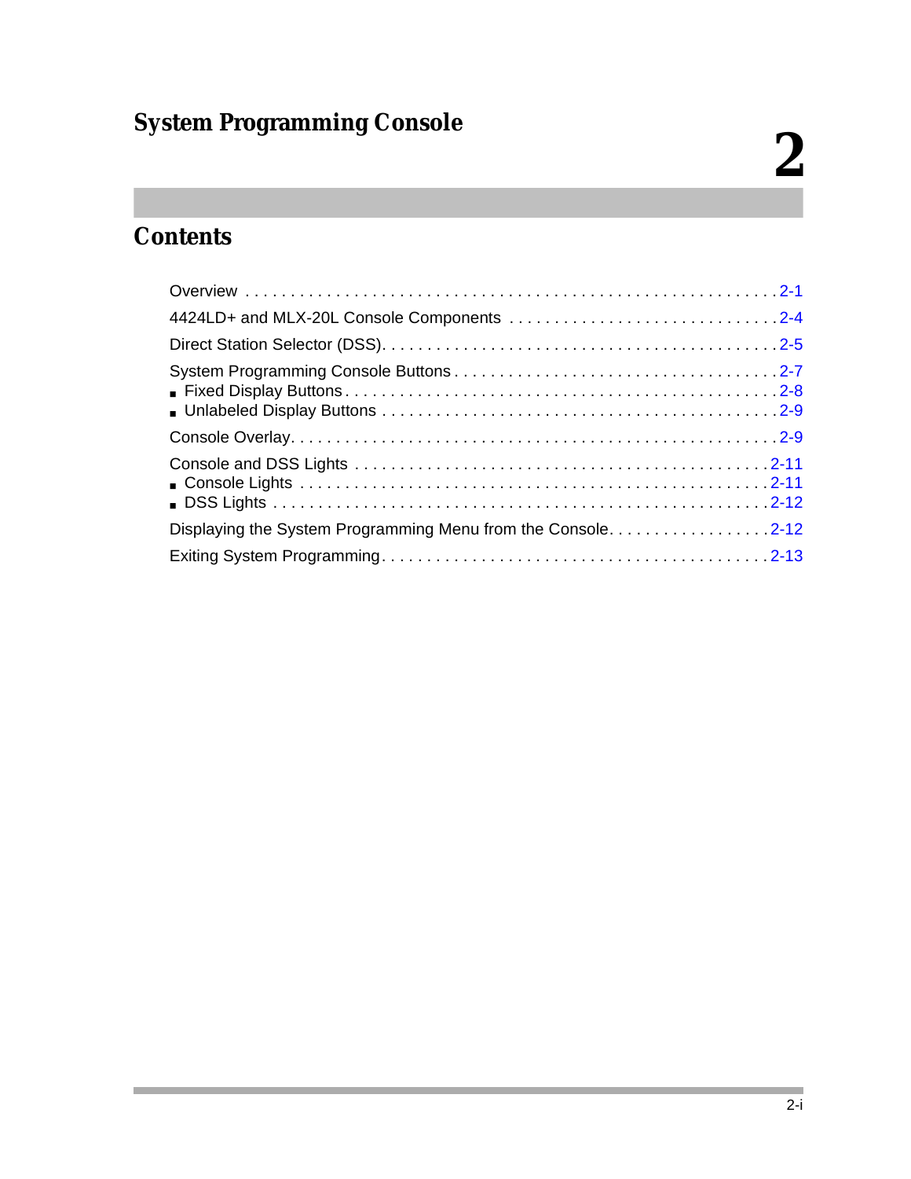# System Programming Console

# 2

## Contents

- Overview . . . . . . . . . . . . . . . . . . . . . . . . . . . . . . . . . . . . . . . . . . . . . . . . . . . . . . . . 2-1
- 4424LD+ and MLX-20L Console Components . . . . . . . . . . . . . . . . . . . . . . . . . . . . . . 2-4
- Direct Station Selector (DSS). . . . . . . . . . . . . . . . . . . . . . . . . . . . . . . . . . . . . . . . . . . 2-5
- System Programming Console Buttons . . . . . . . . . . . . . . . . . . . . . . . . . . . . . . . . . . . 2-7
  - Fixed Display Buttons . . . . . . . . . . . . . . . . . . . . . . . . . . . . . . . . . . . . . . . . . . . . 2-8
  - Unlabeled Display Buttons . . . . . . . . . . . . . . . . . . . . . . . . . . . . . . . . . . . . . . . . 2-9
- Console Overlay. . . . . . . . . . . . . . . . . . . . . . . . . . . . . . . . . . . . . . . . . . . . . . . . . . . 2-9
- Console and DSS Lights . . . . . . . . . . . . . . . . . . . . . . . . . . . . . . . . . . . . . . . . . . . . 2-11
  - Console Lights . . . . . . . . . . . . . . . . . . . . . . . . . . . . . . . . . . . . . . . . . . . . . . . . 2-11
  - DSS Lights . . . . . . . . . . . . . . . . . . . . . . . . . . . . . . . . . . . . . . . . . . . . . . . . . . 2-12
- Displaying the System Programming Menu from the Console. . . . . . . . . . . . . . . . . . 2-12
- Exiting System Programming. . . . . . . . . . . . . . . . . . . . . . . . . . . . . . . . . . . . . . . . . 2-13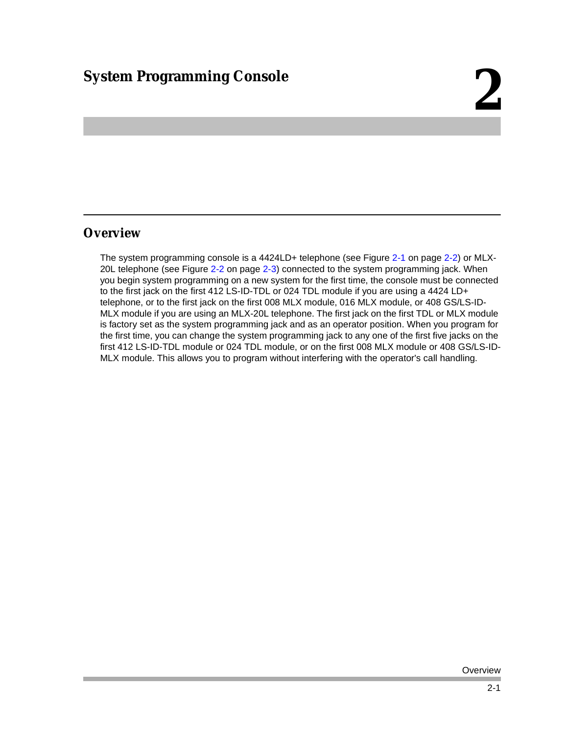# System Programming Console 2

## Overview

The system programming console is a 4424LD+ telephone (see Figure 2-1 on page 2-2) or MLX-20L telephone (see Figure 2-2 on page 2-3) connected to the system programming jack. When you begin system programming on a new system for the first time, the console must be connected to the first jack on the first 412 LS-ID-TDL or 024 TDL module if you are using a 4424 LD+ telephone, or to the first jack on the first 008 MLX module, 016 MLX module, or 408 GS/LS-ID-MLX module if you are using an MLX-20L telephone. The first jack on the first TDL or MLX module is factory set as the system programming jack and as an operator position. When you program for the first time, you can change the system programming jack to any one of the first five jacks on the first 412 LS-ID-TDL module or 024 TDL module, or on the first 008 MLX module or 408 GS/LS-ID-MLX module. This allows you to program without interfering with the operator's call handling.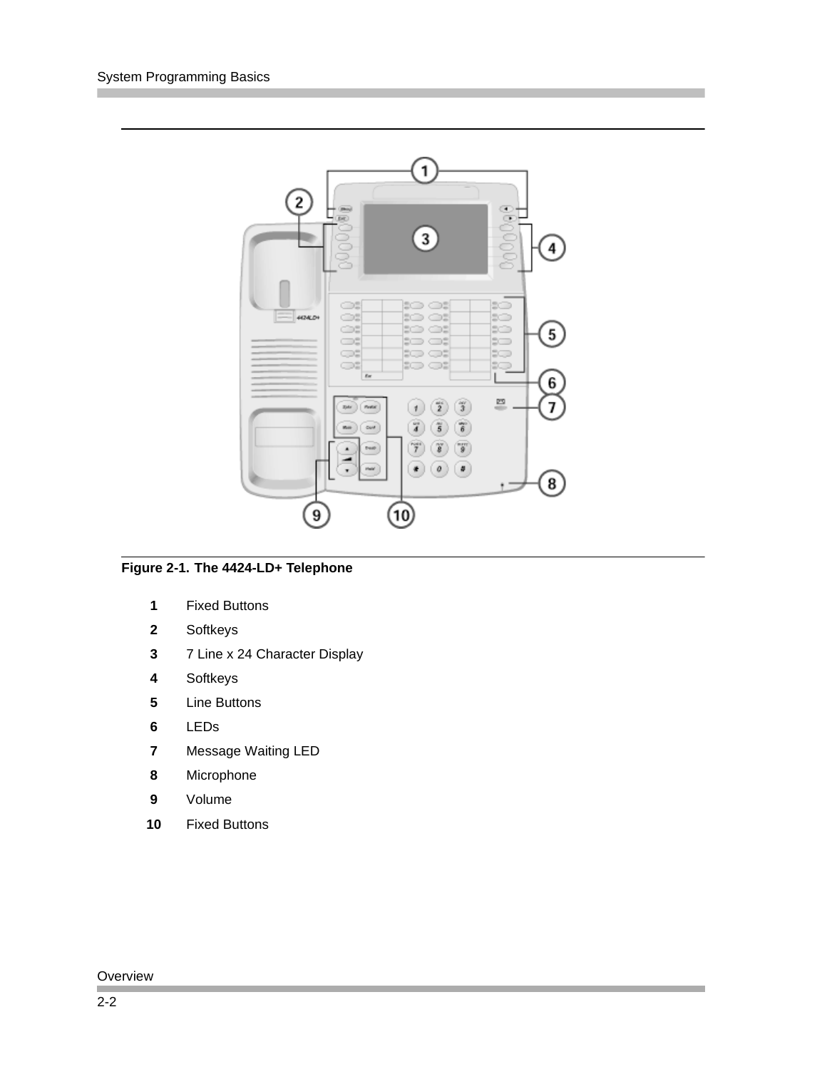**Figure 2-1. The 4424-LD+ Telephone**

| | |
|---|---|
| **1** | Fixed Buttons |
| **2** | Softkeys |
| **3** | 7 Line x 24 Character Display |
| **4** | Softkeys |
| **5** | Line Buttons |
| **6** | LEDs |
| **7** | Message Waiting LED |
| **8** | Microphone |
| **9** | Volume |
| **10** | Fixed Buttons |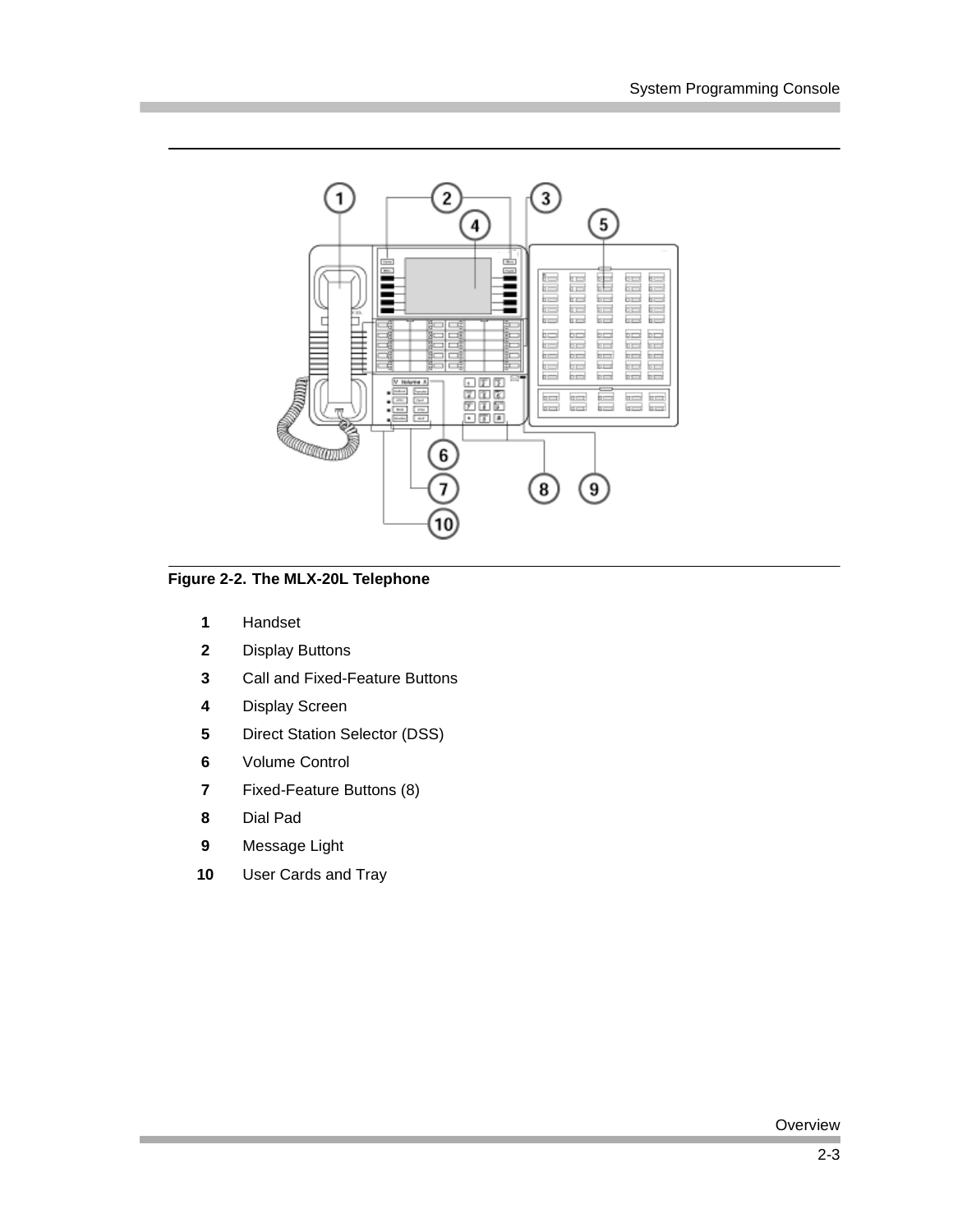**Figure 2-2. The MLX-20L Telephone**

| | |
|---|---|
| **1** | Handset |
| **2** | Display Buttons |
| **3** | Call and Fixed-Feature Buttons |
| **4** | Display Screen |
| **5** | Direct Station Selector (DSS) |
| **6** | Volume Control |
| **7** | Fixed-Feature Buttons (8) |
| **8** | Dial Pad |
| **9** | Message Light |
| **10** | User Cards and Tray |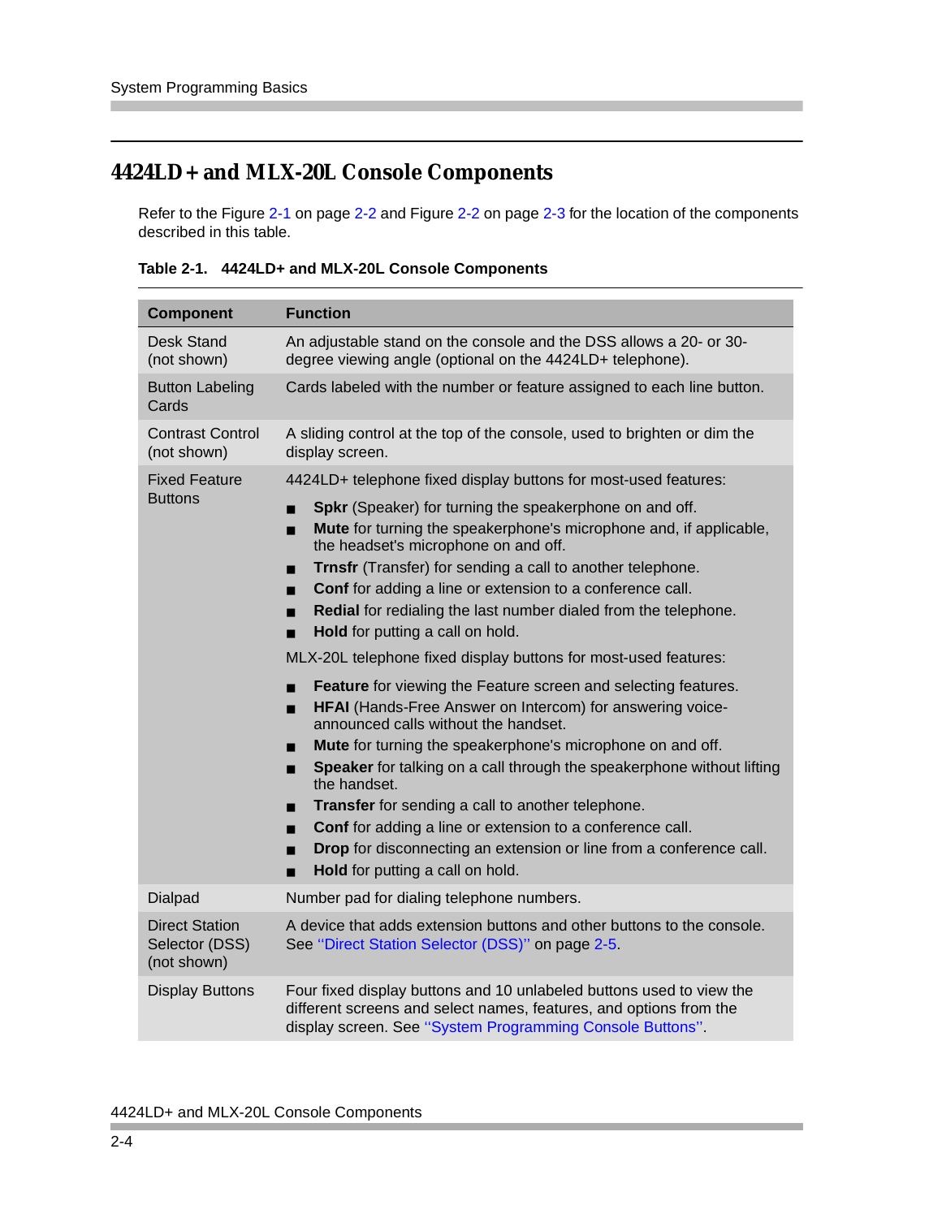## 4424LD+ and MLX-20L Console Components

Refer to the Figure 2-1 on page 2-2 and Figure 2-2 on page 2-3 for the location of the components described in this table.

**Table 2-1. 4424LD+ and MLX-20L Console Components**

| Component | Function |
|---|---|
| Desk Stand (not shown) | An adjustable stand on the console and the DSS allows a 20- or 30-degree viewing angle (optional on the 4424LD+ telephone). |
| Button Labeling Cards | Cards labeled with the number or feature assigned to each line button. |
| Contrast Control (not shown) | A sliding control at the top of the console, used to brighten or dim the display screen. |
| Fixed Feature Buttons | 4424LD+ telephone fixed display buttons for most-used features: <br> ■ **Spkr** (Speaker) for turning the speakerphone on and off. <br> ■ **Mute** for turning the speakerphone's microphone and, if applicable, the headset's microphone on and off. <br> ■ **Trnsfr** (Transfer) for sending a call to another telephone. <br> ■ **Conf** for adding a line or extension to a conference call. <br> ■ **Redial** for redialing the last number dialed from the telephone. <br> ■ **Hold** for putting a call on hold. <br> MLX-20L telephone fixed display buttons for most-used features: <br> ■ **Feature** for viewing the Feature screen and selecting features. <br> ■ **HFAI** (Hands-Free Answer on Intercom) for answering voice-announced calls without the handset. <br> ■ **Mute** for turning the speakerphone's microphone on and off. <br> ■ **Speaker** for talking on a call through the speakerphone without lifting the handset. <br> ■ **Transfer** for sending a call to another telephone. <br> ■ **Conf** for adding a line or extension to a conference call. <br> ■ **Drop** for disconnecting an extension or line from a conference call. <br> ■ **Hold** for putting a call on hold. |
| Dialpad | Number pad for dialing telephone numbers. |
| Direct Station Selector (DSS) (not shown) | A device that adds extension buttons and other buttons to the console. See ''Direct Station Selector (DSS)'' on page 2-5. |
| Display Buttons | Four fixed display buttons and 10 unlabeled buttons used to view the different screens and select names, features, and options from the display screen. See ''System Programming Console Buttons''. |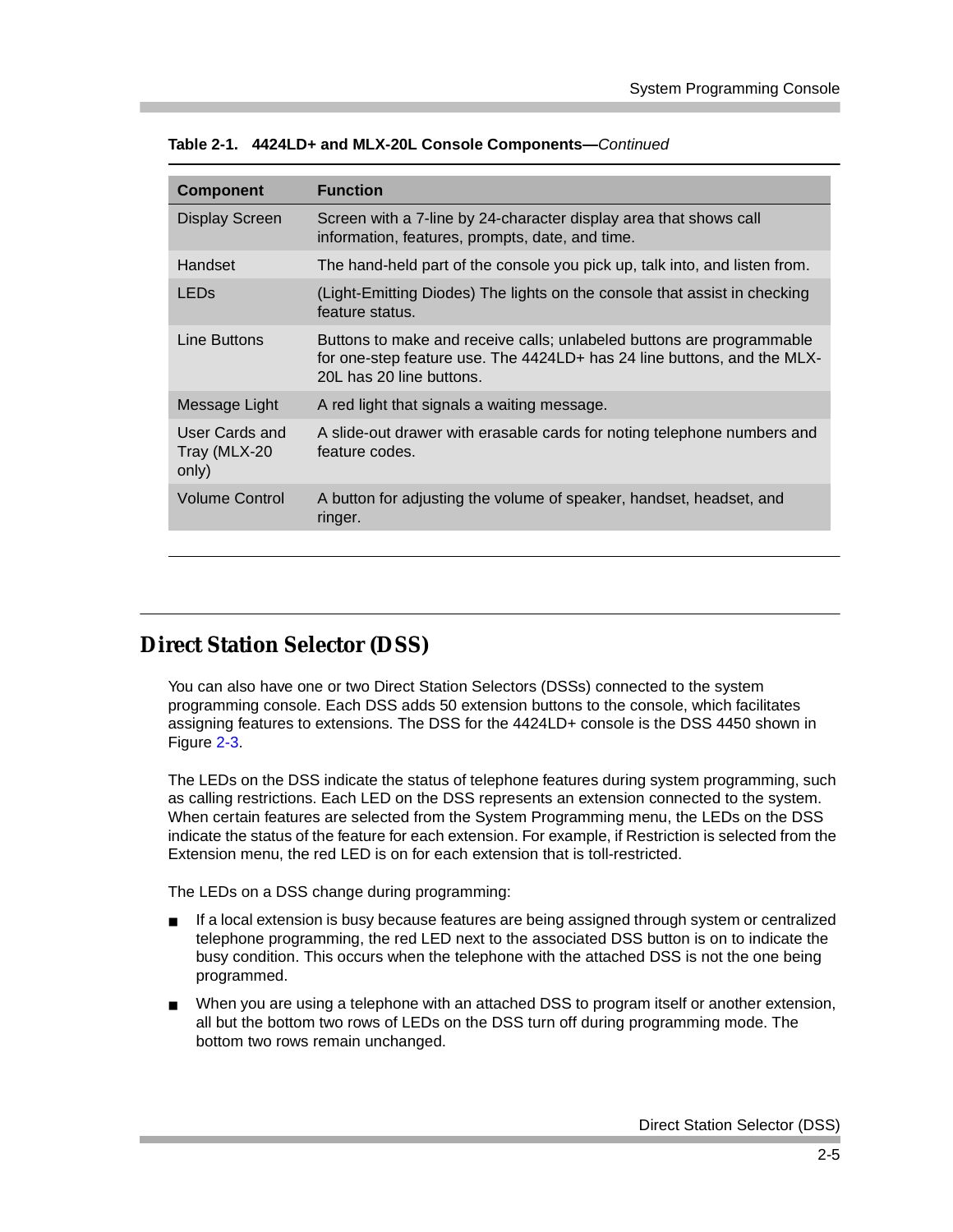**Table 2-1. 4424LD+ and MLX-20L Console Components—*Continued***

| Component | Function |
|---|---|
| Display Screen | Screen with a 7-line by 24-character display area that shows call information, features, prompts, date, and time. |
| Handset | The hand-held part of the console you pick up, talk into, and listen from. |
| LEDs | (Light-Emitting Diodes) The lights on the console that assist in checking feature status. |
| Line Buttons | Buttons to make and receive calls; unlabeled buttons are programmable for one-step feature use. The 4424LD+ has 24 line buttons, and the MLX-20L has 20 line buttons. |
| Message Light | A red light that signals a waiting message. |
| User Cards and Tray (MLX-20 only) | A slide-out drawer with erasable cards for noting telephone numbers and feature codes. |
| Volume Control | A button for adjusting the volume of speaker, handset, headset, and ringer. |

## Direct Station Selector (DSS)

You can also have one or two Direct Station Selectors (DSSs) connected to the system programming console. Each DSS adds 50 extension buttons to the console, which facilitates assigning features to extensions. The DSS for the 4424LD+ console is the DSS 4450 shown in Figure 2-3.

The LEDs on the DSS indicate the status of telephone features during system programming, such as calling restrictions. Each LED on the DSS represents an extension connected to the system. When certain features are selected from the System Programming menu, the LEDs on the DSS indicate the status of the feature for each extension. For example, if Restriction is selected from the Extension menu, the red LED is on for each extension that is toll-restricted.

The LEDs on a DSS change during programming:

- If a local extension is busy because features are being assigned through system or centralized telephone programming, the red LED next to the associated DSS button is on to indicate the busy condition. This occurs when the telephone with the attached DSS is not the one being programmed.
- When you are using a telephone with an attached DSS to program itself or another extension, all but the bottom two rows of LEDs on the DSS turn off during programming mode. The bottom two rows remain unchanged.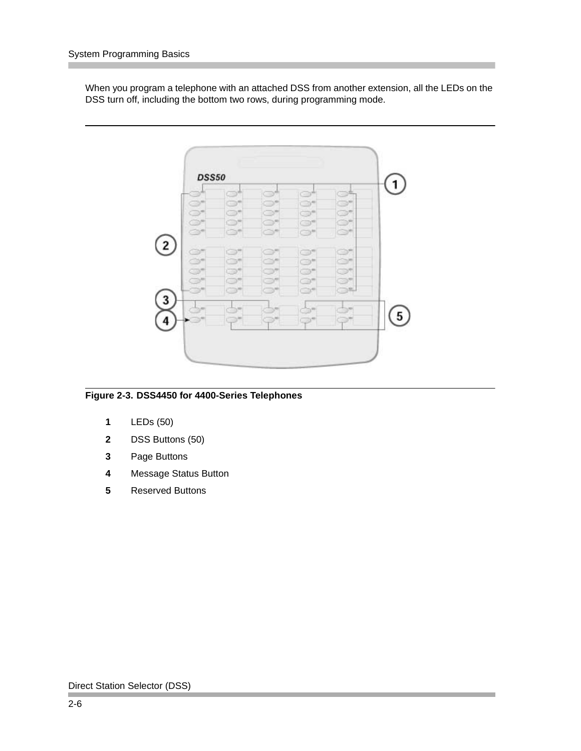When you program a telephone with an attached DSS from another extension, all the LEDs on the DSS turn off, including the bottom two rows, during programming mode.

**Figure 2-3. DSS4450 for 4400-Series Telephones**

**1** LEDs (50)

**2** DSS Buttons (50)

**3** Page Buttons

**4** Message Status Button

**5** Reserved Buttons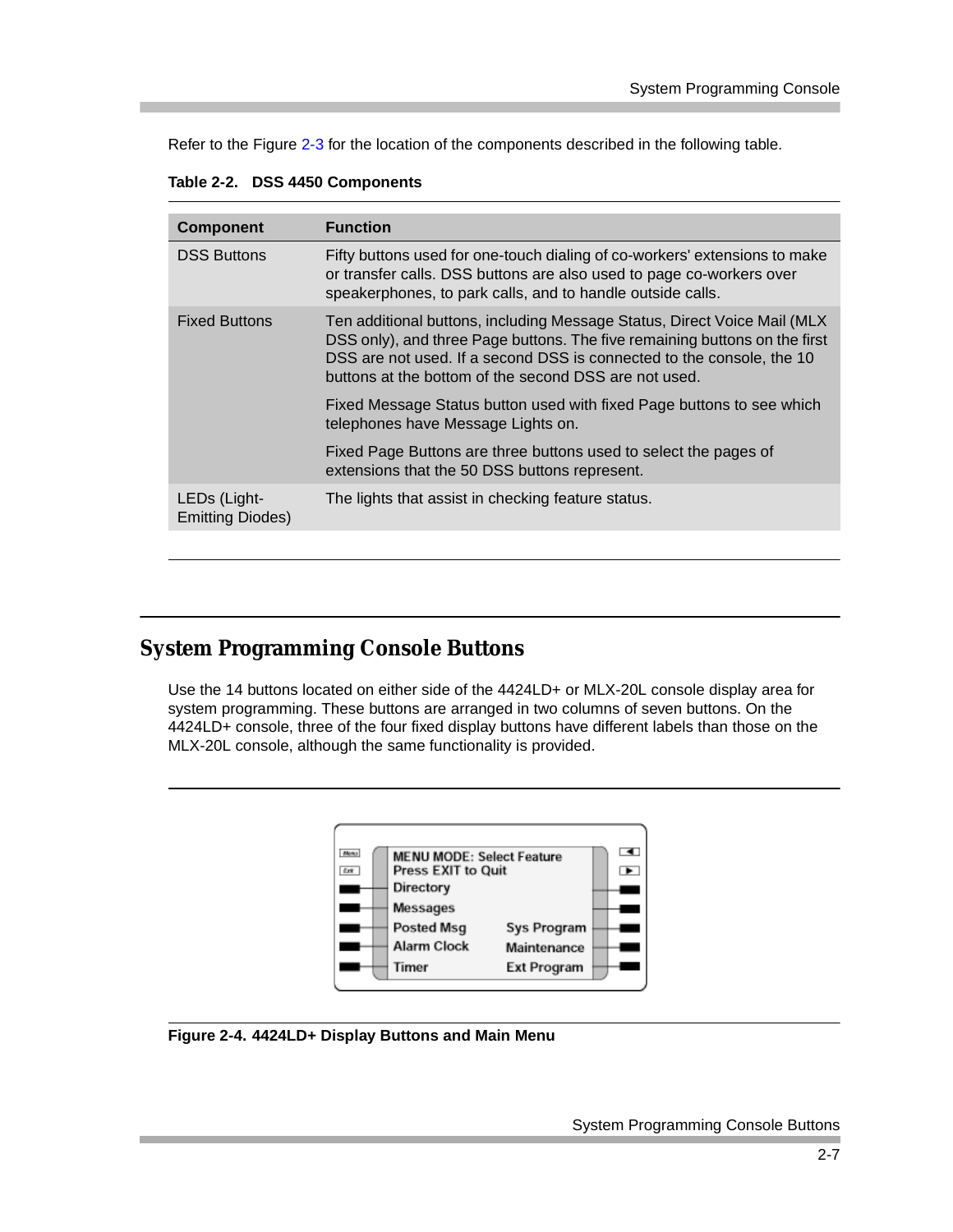Refer to the Figure 2-3 for the location of the components described in the following table.

**Table 2-2. DSS 4450 Components**

| Component | Function |
|---|---|
| DSS Buttons | Fifty buttons used for one-touch dialing of co-workers' extensions to make or transfer calls. DSS buttons are also used to page co-workers over speakerphones, to park calls, and to handle outside calls. |
| Fixed Buttons | Ten additional buttons, including Message Status, Direct Voice Mail (MLX DSS only), and three Page buttons. The five remaining buttons on the first DSS are not used. If a second DSS is connected to the console, the 10 buttons at the bottom of the second DSS are not used.<br><br>Fixed Message Status button used with fixed Page buttons to see which telephones have Message Lights on.<br><br>Fixed Page Buttons are three buttons used to select the pages of extensions that the 50 DSS buttons represent. |
| LEDs (Light-Emitting Diodes) | The lights that assist in checking feature status. |

## System Programming Console Buttons

Use the 14 buttons located on either side of the 4424LD+ or MLX-20L console display area for system programming. These buttons are arranged in two columns of seven buttons. On the 4424LD+ console, three of the four fixed display buttons have different labels than those on the MLX-20L console, although the same functionality is provided.

```
MENU MODE: Select Feature
Press EXIT to Quit
Directory
Messages
Posted Msg          Sys Program
Alarm Clock         Maintenance
Timer               Ext Program
```

**Figure 2-4. 4424LD+ Display Buttons and Main Menu**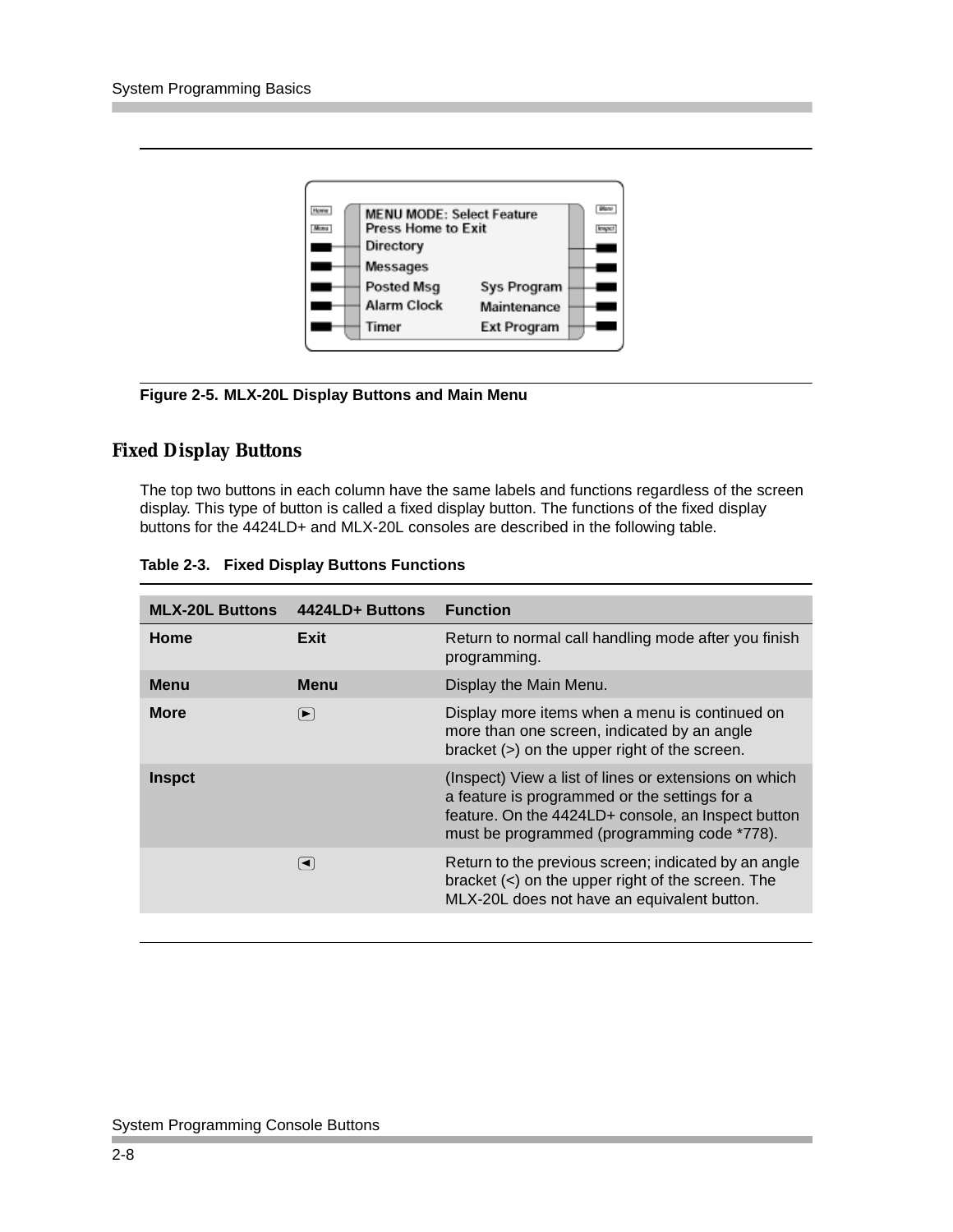Figure 2-5. MLX-20L Display Buttons and Main Menu

## Fixed Display Buttons

The top two buttons in each column have the same labels and functions regardless of the screen display. This type of button is called a fixed display button. The functions of the fixed display buttons for the 4424LD+ and MLX-20L consoles are described in the following table.

**Table 2-3. Fixed Display Buttons Functions**

| MLX-20L Buttons | 4424LD+ Buttons | Function |
|---|---|---|
| **Home** | **Exit** | Return to normal call handling mode after you finish programming. |
| **Menu** | **Menu** | Display the Main Menu. |
| **More** | ► | Display more items when a menu is continued on more than one screen, indicated by an angle bracket (>) on the upper right of the screen. |
| **Inspct** | | (Inspect) View a list of lines or extensions on which a feature is programmed or the settings for a feature. On the 4424LD+ console, an Inspect button must be programmed (programming code *778). |
| | ◄ | Return to the previous screen; indicated by an angle bracket (<) on the upper right of the screen. The MLX-20L does not have an equivalent button. |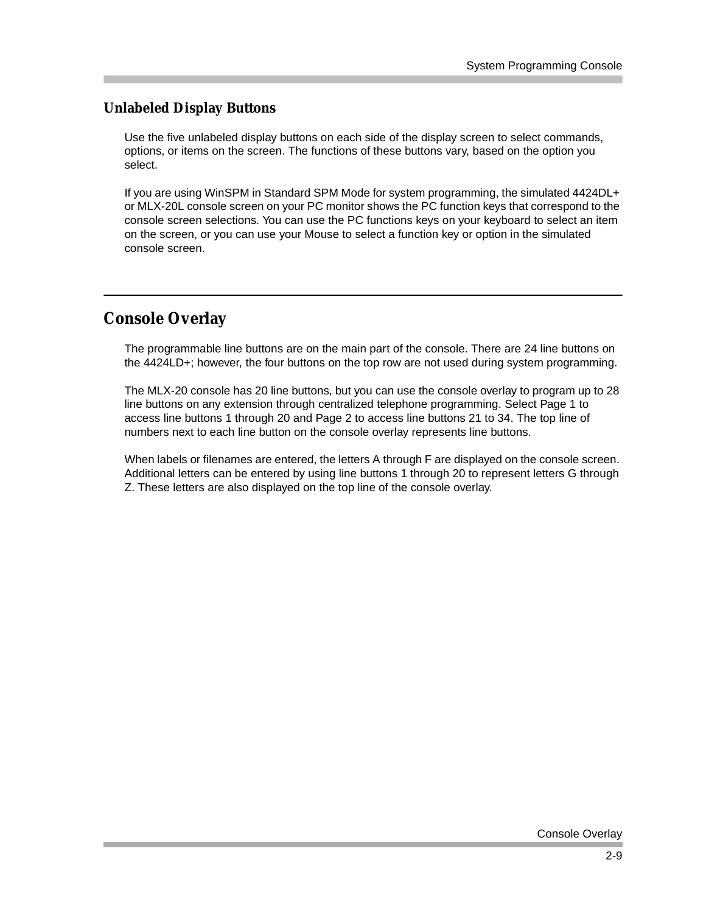### Unlabeled Display Buttons

Use the five unlabeled display buttons on each side of the display screen to select commands, options, or items on the screen. The functions of these buttons vary, based on the option you select.

If you are using WinSPM in Standard SPM Mode for system programming, the simulated 4424DL+ or MLX-20L console screen on your PC monitor shows the PC function keys that correspond to the console screen selections. You can use the PC functions keys on your keyboard to select an item on the screen, or you can use your Mouse to select a function key or option in the simulated console screen.

## Console Overlay

The programmable line buttons are on the main part of the console. There are 24 line buttons on the 4424LD+; however, the four buttons on the top row are not used during system programming.

The MLX-20 console has 20 line buttons, but you can use the console overlay to program up to 28 line buttons on any extension through centralized telephone programming. Select Page 1 to access line buttons 1 through 20 and Page 2 to access line buttons 21 to 34. The top line of numbers next to each line button on the console overlay represents line buttons.

When labels or filenames are entered, the letters A through F are displayed on the console screen. Additional letters can be entered by using line buttons 1 through 20 to represent letters G through Z. These letters are also displayed on the top line of the console overlay.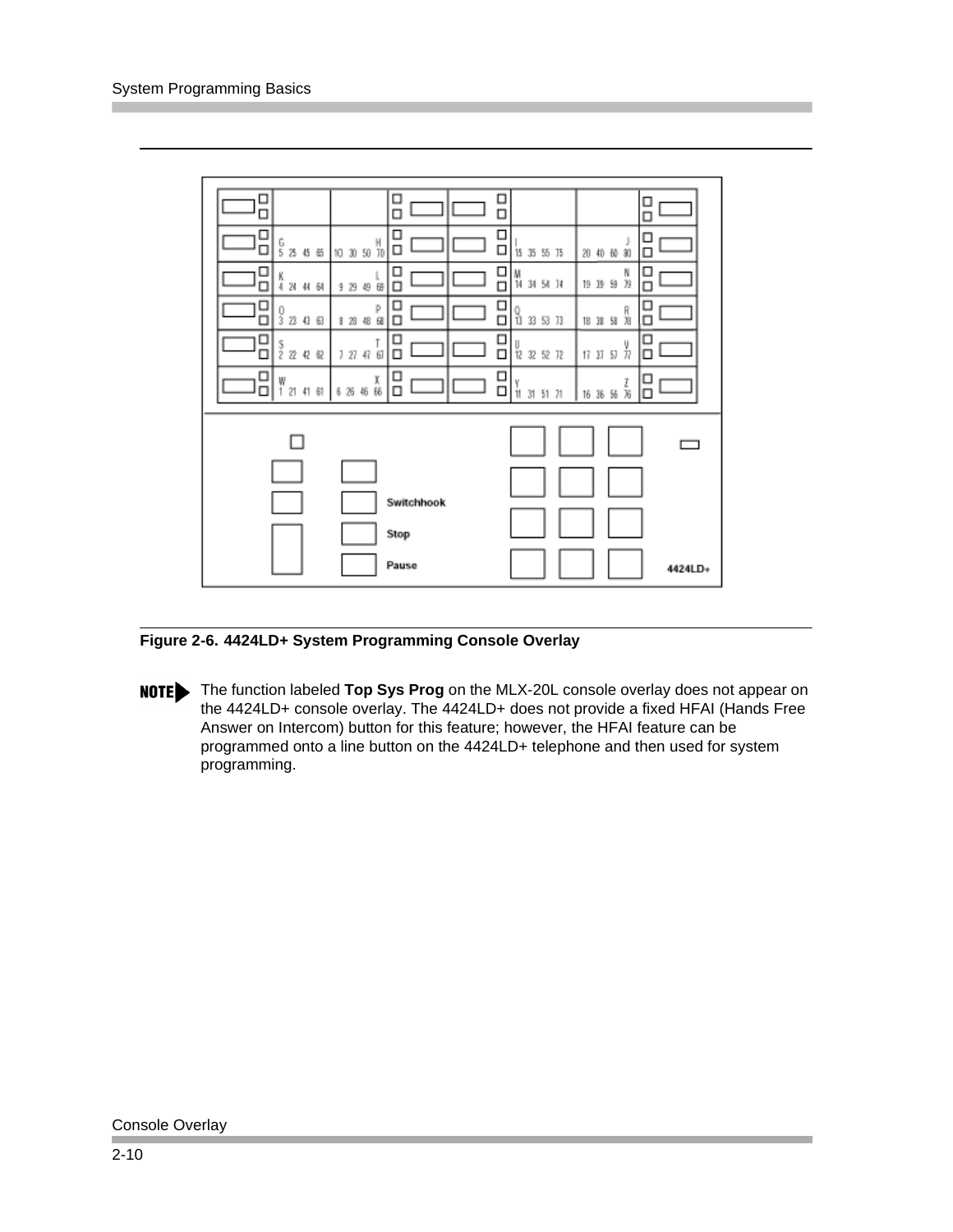Figure 2-6. 4424LD+ System Programming Console Overlay

**NOTE** The function labeled **Top Sys Prog** on the MLX-20L console overlay does not appear on the 4424LD+ console overlay. The 4424LD+ does not provide a fixed HFAI (Hands Free Answer on Intercom) button for this feature; however, the HFAI feature can be programmed onto a line button on the 4424LD+ telephone and then used for system programming.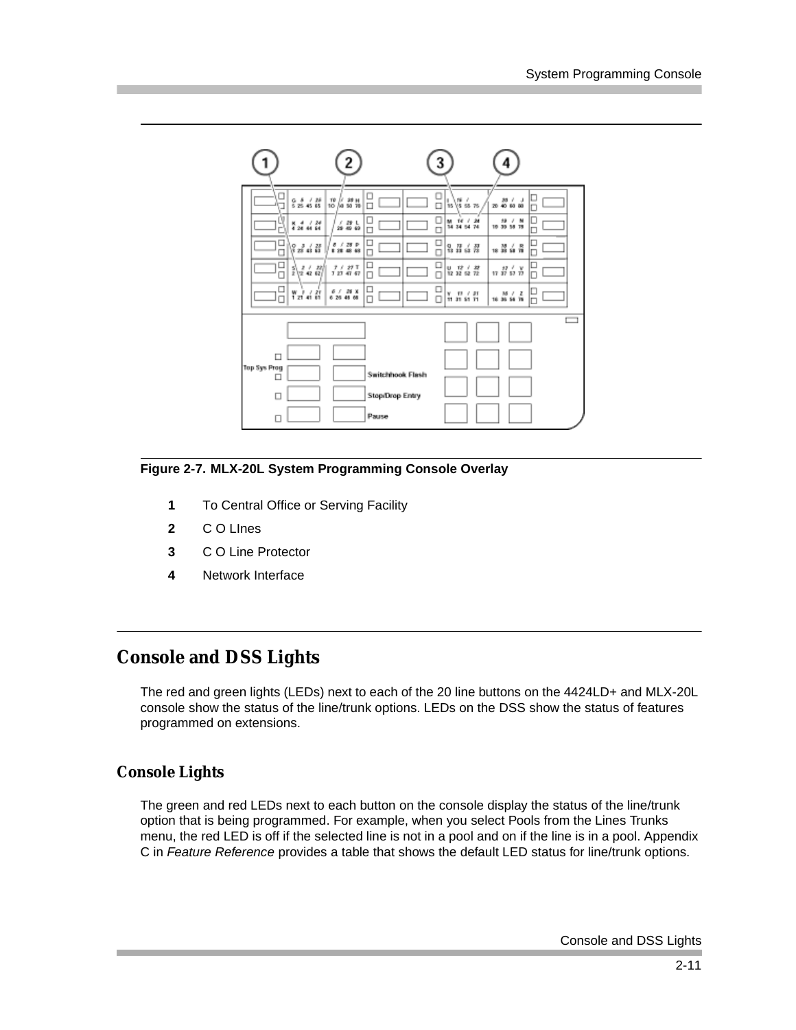**Figure 2-7. MLX-20L System Programming Console Overlay**

1. To Central Office or Serving Facility
2. C O LInes
3. C O Line Protector
4. Network Interface

## Console and DSS Lights

The red and green lights (LEDs) next to each of the 20 line buttons on the 4424LD+ and MLX-20L console show the status of the line/trunk options. LEDs on the DSS show the status of features programmed on extensions.

### Console Lights

The green and red LEDs next to each button on the console display the status of the line/trunk option that is being programmed. For example, when you select Pools from the Lines Trunks menu, the red LED is off if the selected line is not in a pool and on if the line is in a pool. Appendix C in *Feature Reference* provides a table that shows the default LED status for line/trunk options.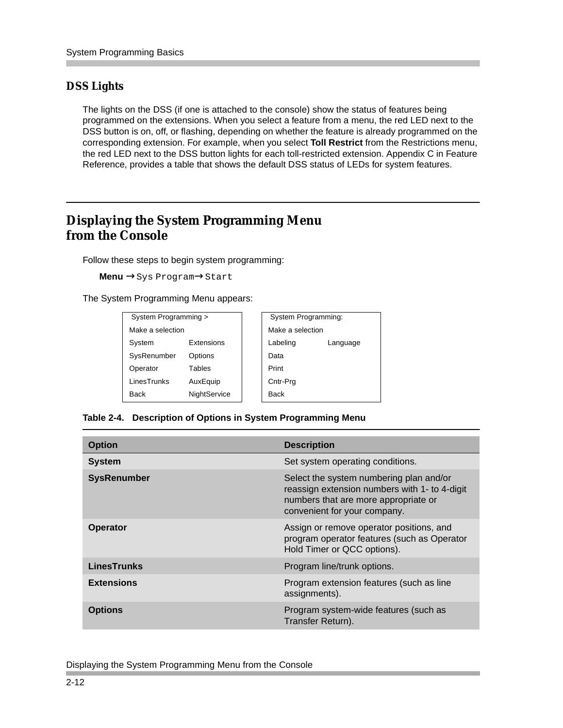## DSS Lights

The lights on the DSS (if one is attached to the console) show the status of features being programmed on the extensions. When you select a feature from a menu, the red LED next to the DSS button is on, off, or flashing, depending on whether the feature is already programmed on the corresponding extension. For example, when you select **Toll Restrict** from the Restrictions menu, the red LED next to the DSS button lights for each toll-restricted extension. Appendix C in Feature Reference, provides a table that shows the default DSS status of LEDs for system features.

## Displaying the System Programming Menu from the Console

Follow these steps to begin system programming:

**Menu** → `Sys Program` → `Start`

The System Programming Menu appears:

```
System Programming >
Make a selection
System          Extensions
SysRenumber     Options
Operator        Tables
LinesTrunks     AuxEquip
Back            NightService
```

```
System Programming:
Make a selection
Labeling        Language
Data
Print
Cntr-Prg
Back
```

**Table 2-4. Description of Options in System Programming Menu**

| Option | Description |
|---|---|
| **System** | Set system operating conditions. |
| **SysRenumber** | Select the system numbering plan and/or reassign extension numbers with 1- to 4-digit numbers that are more appropriate or convenient for your company. |
| **Operator** | Assign or remove operator positions, and program operator features (such as Operator Hold Timer or QCC options). |
| **LinesTrunks** | Program line/trunk options. |
| **Extensions** | Program extension features (such as line assignments). |
| **Options** | Program system-wide features (such as Transfer Return). |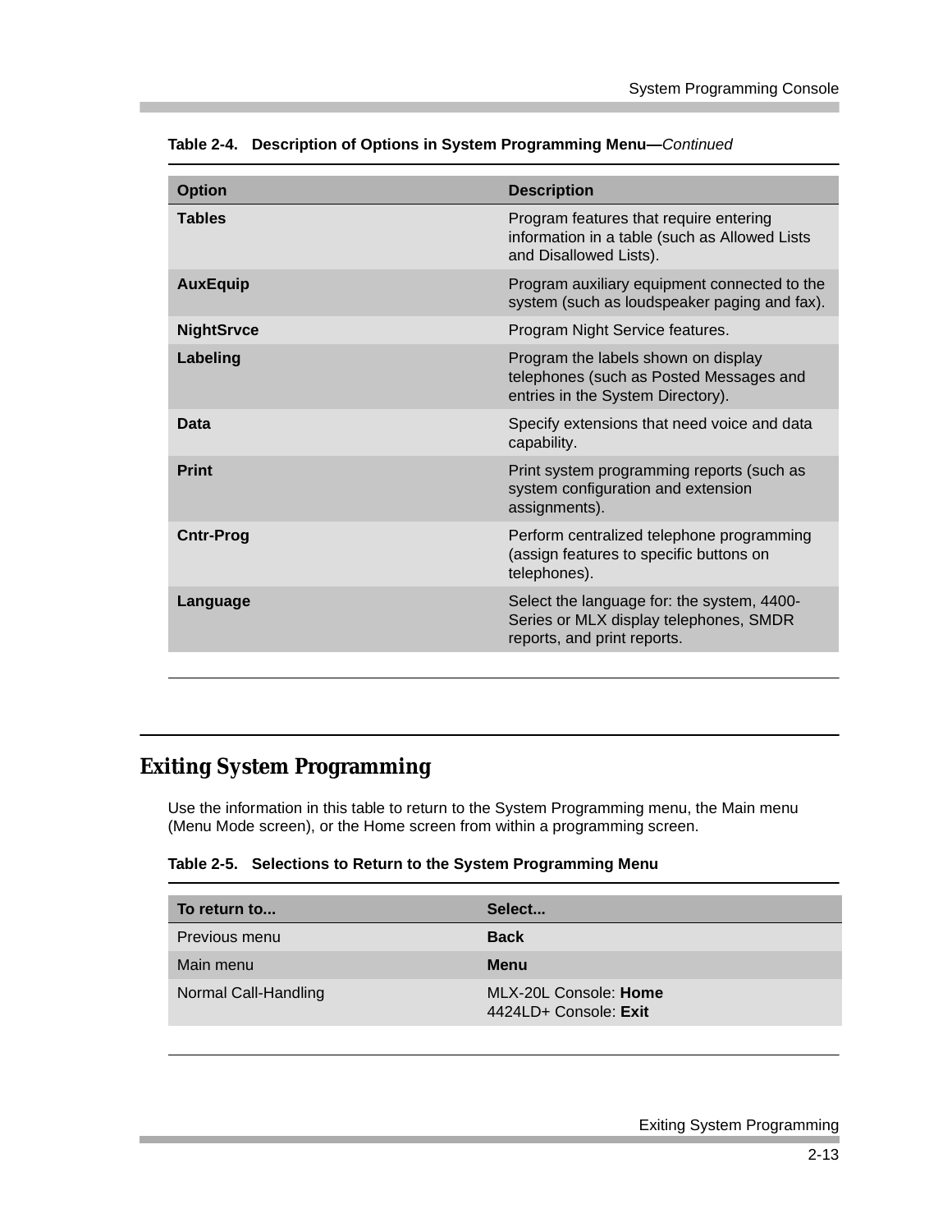**Table 2-4. Description of Options in System Programming Menu—*Continued***

| Option | Description |
|---|---|
| **Tables** | Program features that require entering information in a table (such as Allowed Lists and Disallowed Lists). |
| **AuxEquip** | Program auxiliary equipment connected to the system (such as loudspeaker paging and fax). |
| **NightSrvce** | Program Night Service features. |
| **Labeling** | Program the labels shown on display telephones (such as Posted Messages and entries in the System Directory). |
| **Data** | Specify extensions that need voice and data capability. |
| **Print** | Print system programming reports (such as system configuration and extension assignments). |
| **Cntr-Prog** | Perform centralized telephone programming (assign features to specific buttons on telephones). |
| **Language** | Select the language for: the system, 4400-Series or MLX display telephones, SMDR reports, and print reports. |

## Exiting System Programming

Use the information in this table to return to the System Programming menu, the Main menu (Menu Mode screen), or the Home screen from within a programming screen.

**Table 2-5. Selections to Return to the System Programming Menu**

| To return to... | Select... |
|---|---|
| Previous menu | **Back** |
| Main menu | **Menu** |
| Normal Call-Handling | MLX-20L Console: **Home**<br>4424LD+ Console: **Exit** |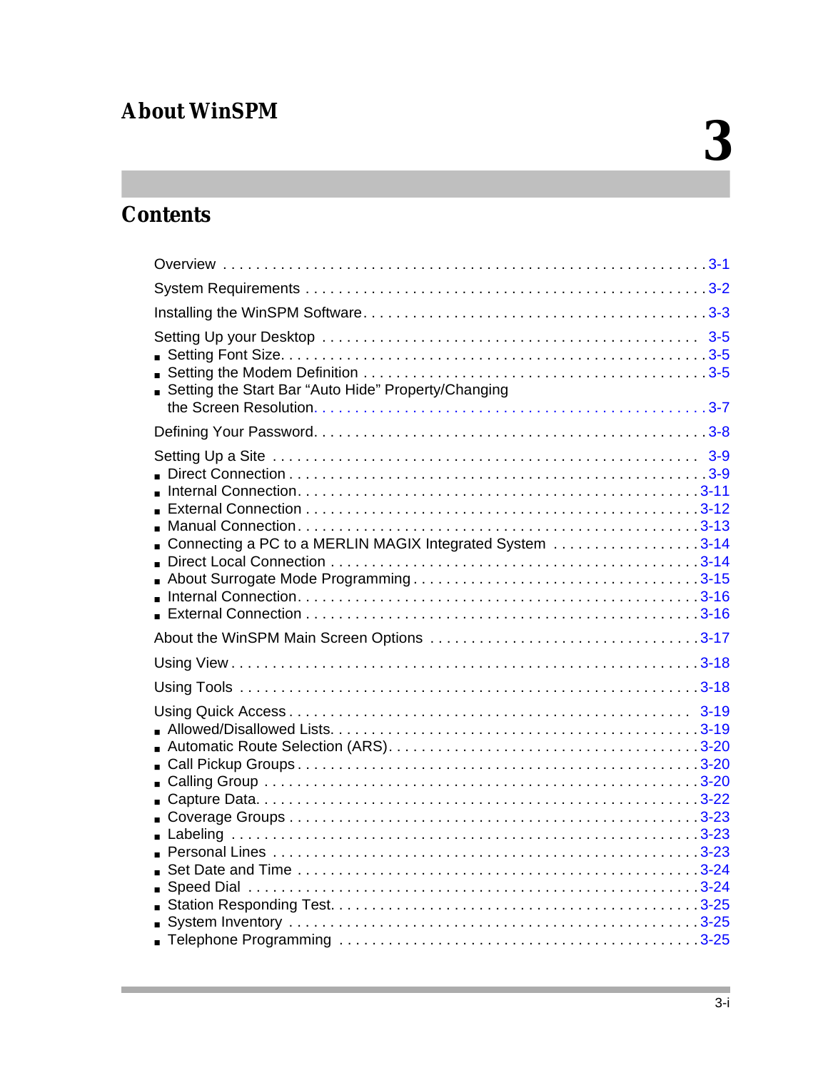# About WinSPM

# 3

## Contents

Overview . . . . . . . . . . . . . . . . . . . . . . . . . . . . . . . . . . . . . . . . . . . . . . . . . . . . . . . . . 3-1

System Requirements . . . . . . . . . . . . . . . . . . . . . . . . . . . . . . . . . . . . . . . . . . . . . . . . 3-2

Installing the WinSPM Software . . . . . . . . . . . . . . . . . . . . . . . . . . . . . . . . . . . . . . . . 3-3

Setting Up your Desktop . . . . . . . . . . . . . . . . . . . . . . . . . . . . . . . . . . . . . . . . . . . . . 3-5

- Setting Font Size. . . . . . . . . . . . . . . . . . . . . . . . . . . . . . . . . . . . . . . . . . . . . . . . . . 3-5
- Setting the Modem Definition . . . . . . . . . . . . . . . . . . . . . . . . . . . . . . . . . . . . . . . . 3-5
- Setting the Start Bar “Auto Hide” Property/Changing the Screen Resolution. . . . . . . . . . . . . . . . . . . . . . . . . . . . . . . . . . . . . . . . . . . . . . . 3-7

Defining Your Password. . . . . . . . . . . . . . . . . . . . . . . . . . . . . . . . . . . . . . . . . . . . . . . 3-8

Setting Up a Site . . . . . . . . . . . . . . . . . . . . . . . . . . . . . . . . . . . . . . . . . . . . . . . . . . . . 3-9

- Direct Connection . . . . . . . . . . . . . . . . . . . . . . . . . . . . . . . . . . . . . . . . . . . . . . . . . . 3-9
- Internal Connection. . . . . . . . . . . . . . . . . . . . . . . . . . . . . . . . . . . . . . . . . . . . . . . . 3-11
- External Connection . . . . . . . . . . . . . . . . . . . . . . . . . . . . . . . . . . . . . . . . . . . . . . . 3-12
- Manual Connection. . . . . . . . . . . . . . . . . . . . . . . . . . . . . . . . . . . . . . . . . . . . . . . . . 3-13
- Connecting a PC to a MERLIN MAGIX Integrated System . . . . . . . . . . . . . . . . . . 3-14
- Direct Local Connection . . . . . . . . . . . . . . . . . . . . . . . . . . . . . . . . . . . . . . . . . . . . 3-14
- About Surrogate Mode Programming . . . . . . . . . . . . . . . . . . . . . . . . . . . . . . . . . . 3-15
- Internal Connection. . . . . . . . . . . . . . . . . . . . . . . . . . . . . . . . . . . . . . . . . . . . . . . . 3-16
- External Connection . . . . . . . . . . . . . . . . . . . . . . . . . . . . . . . . . . . . . . . . . . . . . . . 3-16

About the WinSPM Main Screen Options . . . . . . . . . . . . . . . . . . . . . . . . . . . . . . . . 3-17

Using View . . . . . . . . . . . . . . . . . . . . . . . . . . . . . . . . . . . . . . . . . . . . . . . . . . . . . . . . 3-18

Using Tools . . . . . . . . . . . . . . . . . . . . . . . . . . . . . . . . . . . . . . . . . . . . . . . . . . . . . . . 3-18

Using Quick Access . . . . . . . . . . . . . . . . . . . . . . . . . . . . . . . . . . . . . . . . . . . . . . . . . 3-19

- Allowed/Disallowed Lists. . . . . . . . . . . . . . . . . . . . . . . . . . . . . . . . . . . . . . . . . . . . 3-19
- Automatic Route Selection (ARS). . . . . . . . . . . . . . . . . . . . . . . . . . . . . . . . . . . . . 3-20
- Call Pickup Groups . . . . . . . . . . . . . . . . . . . . . . . . . . . . . . . . . . . . . . . . . . . . . . . . 3-20
- Calling Group . . . . . . . . . . . . . . . . . . . . . . . . . . . . . . . . . . . . . . . . . . . . . . . . . . . . . 3-20
- Capture Data. . . . . . . . . . . . . . . . . . . . . . . . . . . . . . . . . . . . . . . . . . . . . . . . . . . . . . 3-22
- Coverage Groups . . . . . . . . . . . . . . . . . . . . . . . . . . . . . . . . . . . . . . . . . . . . . . . . . . 3-23
- Labeling . . . . . . . . . . . . . . . . . . . . . . . . . . . . . . . . . . . . . . . . . . . . . . . . . . . . . . . . . 3-23
- Personal Lines . . . . . . . . . . . . . . . . . . . . . . . . . . . . . . . . . . . . . . . . . . . . . . . . . . . . 3-23
- Set Date and Time . . . . . . . . . . . . . . . . . . . . . . . . . . . . . . . . . . . . . . . . . . . . . . . . . 3-24
- Speed Dial . . . . . . . . . . . . . . . . . . . . . . . . . . . . . . . . . . . . . . . . . . . . . . . . . . . . . . . 3-24
- Station Responding Test. . . . . . . . . . . . . . . . . . . . . . . . . . . . . . . . . . . . . . . . . . . . . 3-25
- System Inventory . . . . . . . . . . . . . . . . . . . . . . . . . . . . . . . . . . . . . . . . . . . . . . . . . . 3-25
- Telephone Programming . . . . . . . . . . . . . . . . . . . . . . . . . . . . . . . . . . . . . . . . . . . . 3-25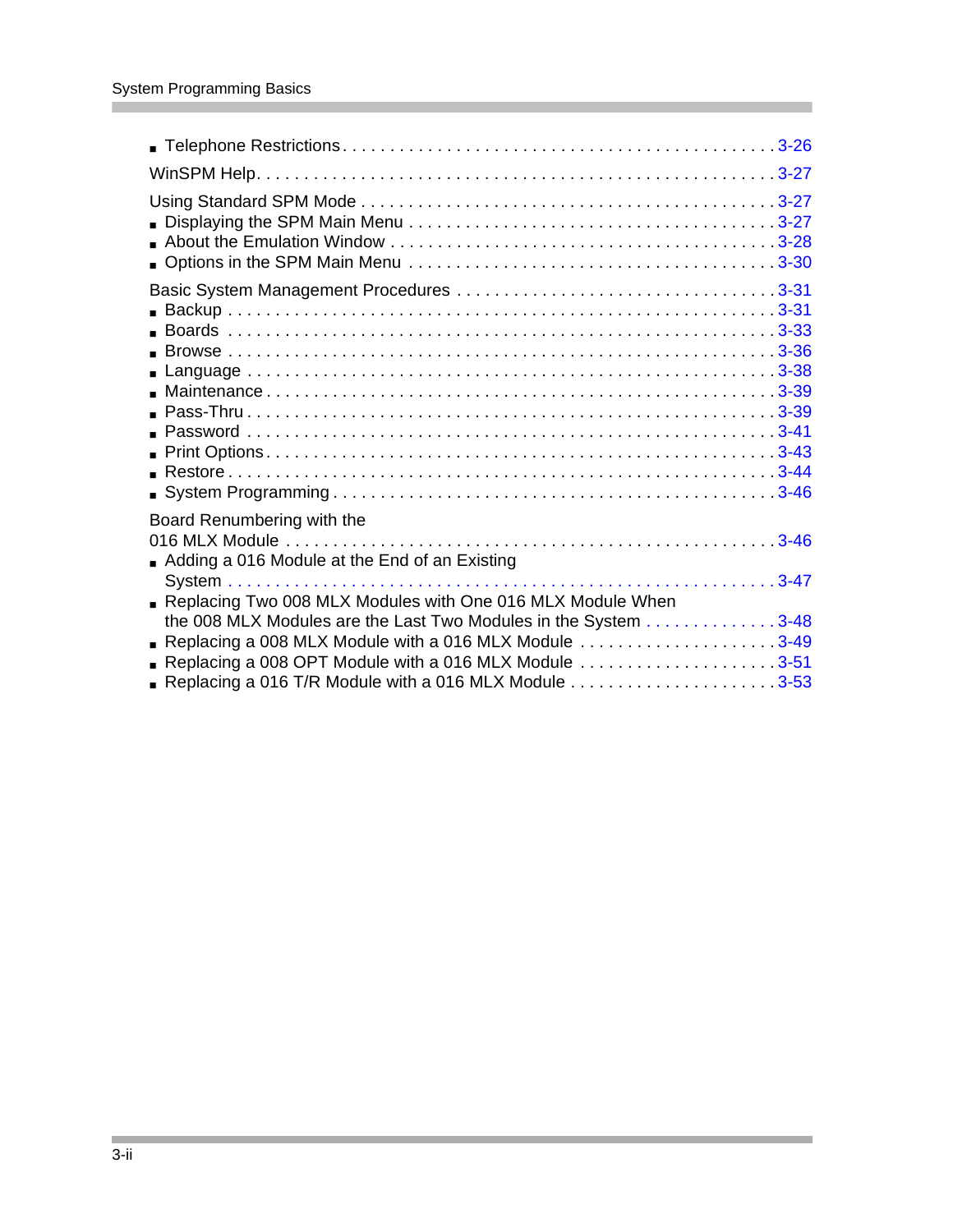- Telephone Restrictions . . . . . . . . . . . . . . . . . . . . . . . . . . . . . . . . . . . . . . . . . . . . 3-26

WinSPM Help . . . . . . . . . . . . . . . . . . . . . . . . . . . . . . . . . . . . . . . . . . . . . . . . . . . . 3-27

Using Standard SPM Mode . . . . . . . . . . . . . . . . . . . . . . . . . . . . . . . . . . . . . . . . . . 3-27

- Displaying the SPM Main Menu . . . . . . . . . . . . . . . . . . . . . . . . . . . . . . . . . . . . . 3-27
- About the Emulation Window . . . . . . . . . . . . . . . . . . . . . . . . . . . . . . . . . . . . . . 3-28
- Options in the SPM Main Menu . . . . . . . . . . . . . . . . . . . . . . . . . . . . . . . . . . . . . 3-30

Basic System Management Procedures . . . . . . . . . . . . . . . . . . . . . . . . . . . . . . . . 3-31

- Backup . . . . . . . . . . . . . . . . . . . . . . . . . . . . . . . . . . . . . . . . . . . . . . . . . . . . . . 3-31
- Boards . . . . . . . . . . . . . . . . . . . . . . . . . . . . . . . . . . . . . . . . . . . . . . . . . . . . . . 3-33
- Browse . . . . . . . . . . . . . . . . . . . . . . . . . . . . . . . . . . . . . . . . . . . . . . . . . . . . . . 3-36
- Language . . . . . . . . . . . . . . . . . . . . . . . . . . . . . . . . . . . . . . . . . . . . . . . . . . . . 3-38
- Maintenance . . . . . . . . . . . . . . . . . . . . . . . . . . . . . . . . . . . . . . . . . . . . . . . . . . 3-39
- Pass-Thru . . . . . . . . . . . . . . . . . . . . . . . . . . . . . . . . . . . . . . . . . . . . . . . . . . . . 3-39
- Password . . . . . . . . . . . . . . . . . . . . . . . . . . . . . . . . . . . . . . . . . . . . . . . . . . . . 3-41
- Print Options . . . . . . . . . . . . . . . . . . . . . . . . . . . . . . . . . . . . . . . . . . . . . . . . . 3-43
- Restore . . . . . . . . . . . . . . . . . . . . . . . . . . . . . . . . . . . . . . . . . . . . . . . . . . . . . 3-44
- System Programming . . . . . . . . . . . . . . . . . . . . . . . . . . . . . . . . . . . . . . . . . . . 3-46

Board Renumbering with the 016 MLX Module . . . . . . . . . . . . . . . . . . . . . . . . . . . . . . . . . . . . . . . . . . . . . . . . . . 3-46

- Adding a 016 Module at the End of an Existing System . . . . . . . . . . . . . . . . . . . . . . . . . . . . . . . . . . . . . . . . . . . . . . . . . . . . . 3-47
- Replacing Two 008 MLX Modules with One 016 MLX Module When the 008 MLX Modules are the Last Two Modules in the System . . . . . . . . . . . . . . 3-48
- Replacing a 008 MLX Module with a 016 MLX Module . . . . . . . . . . . . . . . . . . . . . 3-49
- Replacing a 008 OPT Module with a 016 MLX Module . . . . . . . . . . . . . . . . . . . . . 3-51
- Replacing a 016 T/R Module with a 016 MLX Module . . . . . . . . . . . . . . . . . . . . . . 3-53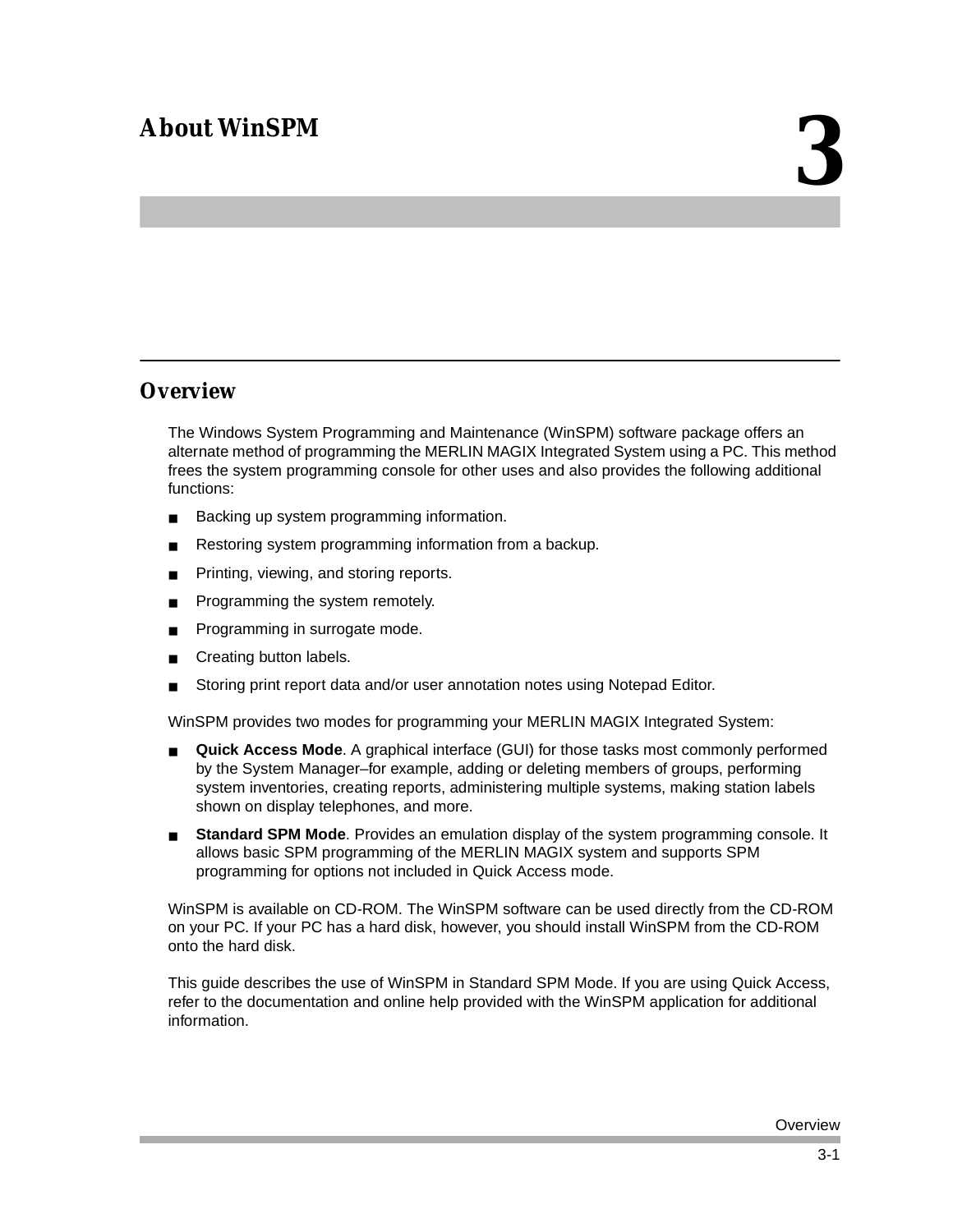# About WinSPM

## Overview

The Windows System Programming and Maintenance (WinSPM) software package offers an alternate method of programming the MERLIN MAGIX Integrated System using a PC. This method frees the system programming console for other uses and also provides the following additional functions:

- Backing up system programming information.
- Restoring system programming information from a backup.
- Printing, viewing, and storing reports.
- Programming the system remotely.
- Programming in surrogate mode.
- Creating button labels.
- Storing print report data and/or user annotation notes using Notepad Editor.

WinSPM provides two modes for programming your MERLIN MAGIX Integrated System:

- **Quick Access Mode**. A graphical interface (GUI) for those tasks most commonly performed by the System Manager–for example, adding or deleting members of groups, performing system inventories, creating reports, administering multiple systems, making station labels shown on display telephones, and more.
- **Standard SPM Mode**. Provides an emulation display of the system programming console. It allows basic SPM programming of the MERLIN MAGIX system and supports SPM programming for options not included in Quick Access mode.

WinSPM is available on CD-ROM. The WinSPM software can be used directly from the CD-ROM on your PC. If your PC has a hard disk, however, you should install WinSPM from the CD-ROM onto the hard disk.

This guide describes the use of WinSPM in Standard SPM Mode. If you are using Quick Access, refer to the documentation and online help provided with the WinSPM application for additional information.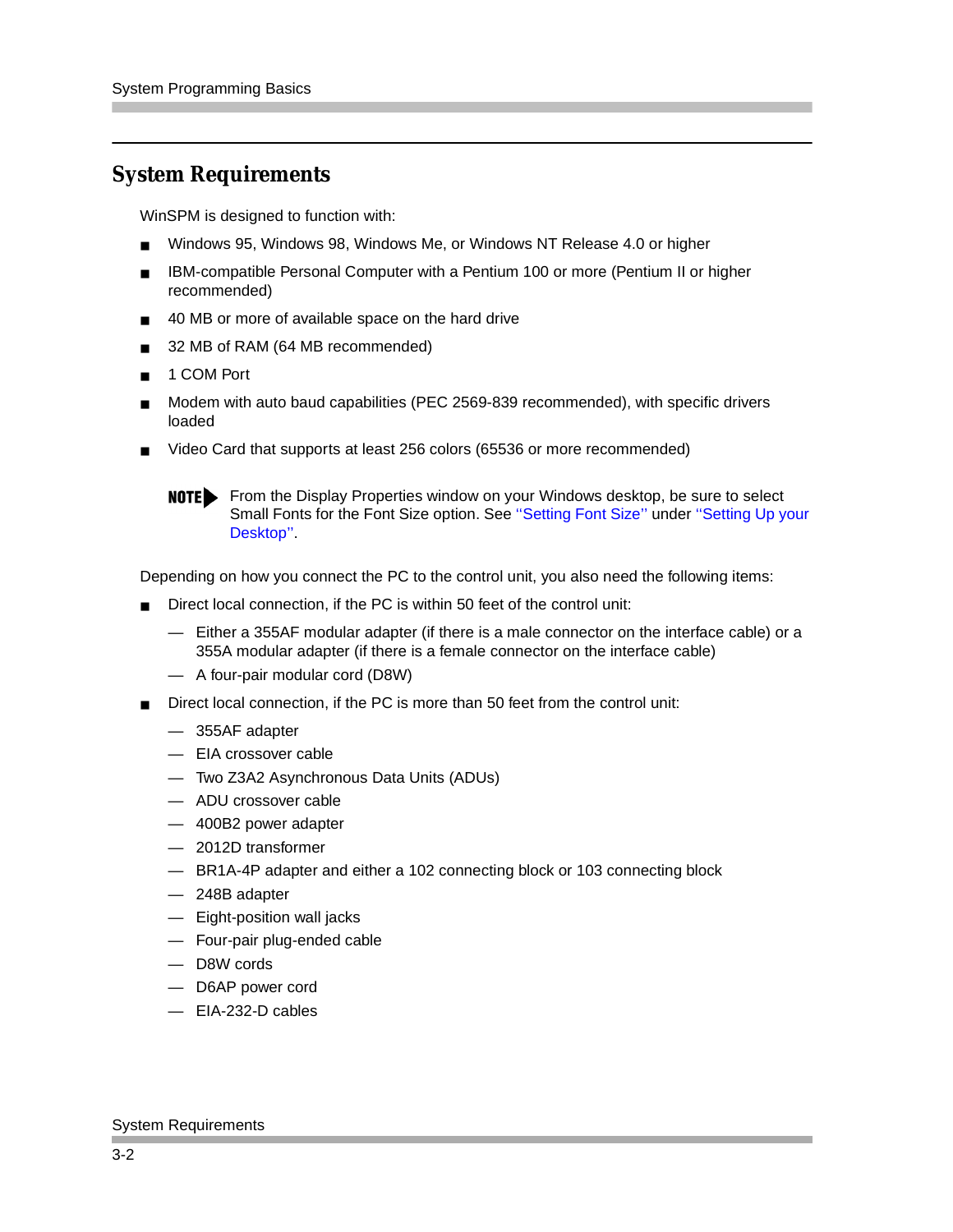## System Requirements

WinSPM is designed to function with:

- Windows 95, Windows 98, Windows Me, or Windows NT Release 4.0 or higher
- IBM-compatible Personal Computer with a Pentium 100 or more (Pentium II or higher recommended)
- 40 MB or more of available space on the hard drive
- 32 MB of RAM (64 MB recommended)
- 1 COM Port
- Modem with auto baud capabilities (PEC 2569-839 recommended), with specific drivers loaded
- Video Card that supports at least 256 colors (65536 or more recommended)

**NOTE** From the Display Properties window on your Windows desktop, be sure to select Small Fonts for the Font Size option. See "Setting Font Size" under "Setting Up your Desktop".

Depending on how you connect the PC to the control unit, you also need the following items:

- Direct local connection, if the PC is within 50 feet of the control unit:
  - Either a 355AF modular adapter (if there is a male connector on the interface cable) or a 355A modular adapter (if there is a female connector on the interface cable)
  - A four-pair modular cord (D8W)
- Direct local connection, if the PC is more than 50 feet from the control unit:
  - 355AF adapter
  - EIA crossover cable
  - Two Z3A2 Asynchronous Data Units (ADUs)
  - ADU crossover cable
  - 400B2 power adapter
  - 2012D transformer
  - BR1A-4P adapter and either a 102 connecting block or 103 connecting block
  - 248B adapter
  - Eight-position wall jacks
  - Four-pair plug-ended cable
  - D8W cords
  - D6AP power cord
  - EIA-232-D cables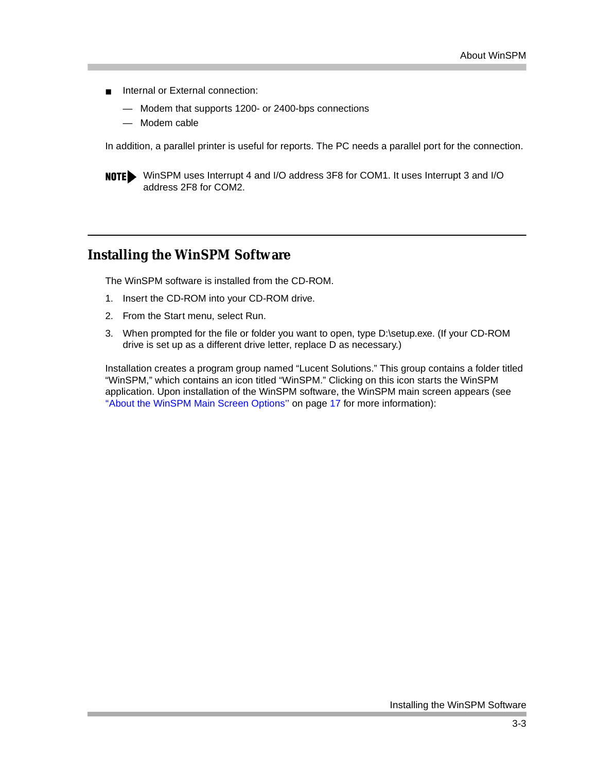- Internal or External connection:
  - Modem that supports 1200- or 2400-bps connections
  - Modem cable

In addition, a parallel printer is useful for reports. The PC needs a parallel port for the connection.

**NOTE** WinSPM uses Interrupt 4 and I/O address 3F8 for COM1. It uses Interrupt 3 and I/O address 2F8 for COM2.

## Installing the WinSPM Software

The WinSPM software is installed from the CD-ROM.

1. Insert the CD-ROM into your CD-ROM drive.
2. From the Start menu, select Run.
3. When prompted for the file or folder you want to open, type D:\setup.exe. (If your CD-ROM drive is set up as a different drive letter, replace D as necessary.)

Installation creates a program group named “Lucent Solutions.” This group contains a folder titled “WinSPM,” which contains an icon titled “WinSPM.” Clicking on this icon starts the WinSPM application. Upon installation of the WinSPM software, the WinSPM main screen appears (see “About the WinSPM Main Screen Options” on page 17 for more information):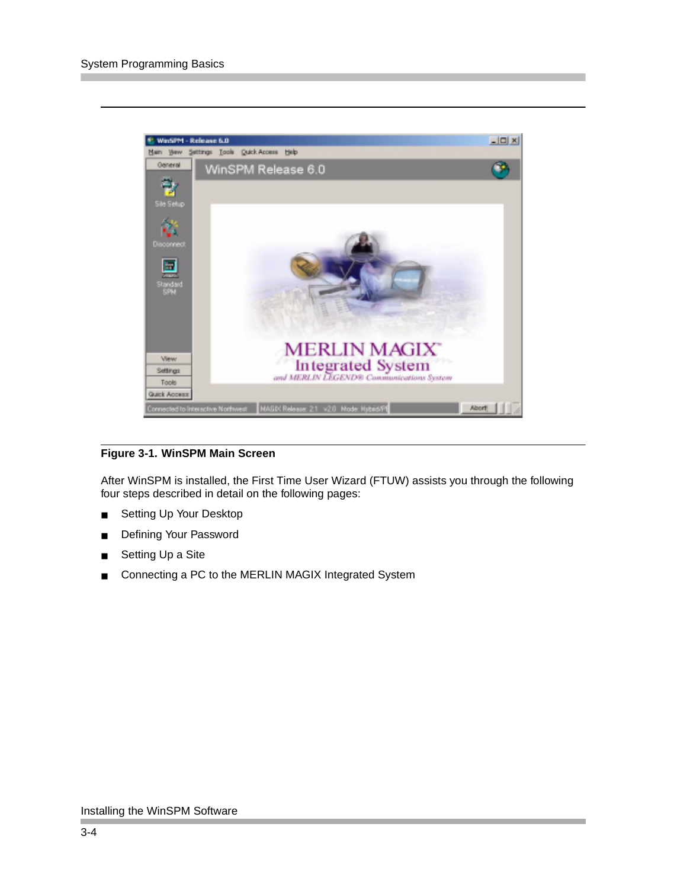**Figure 3-1. WinSPM Main Screen**

After WinSPM is installed, the First Time User Wizard (FTUW) assists you through the following four steps described in detail on the following pages:

- Setting Up Your Desktop
- Defining Your Password
- Setting Up a Site
- Connecting a PC to the MERLIN MAGIX Integrated System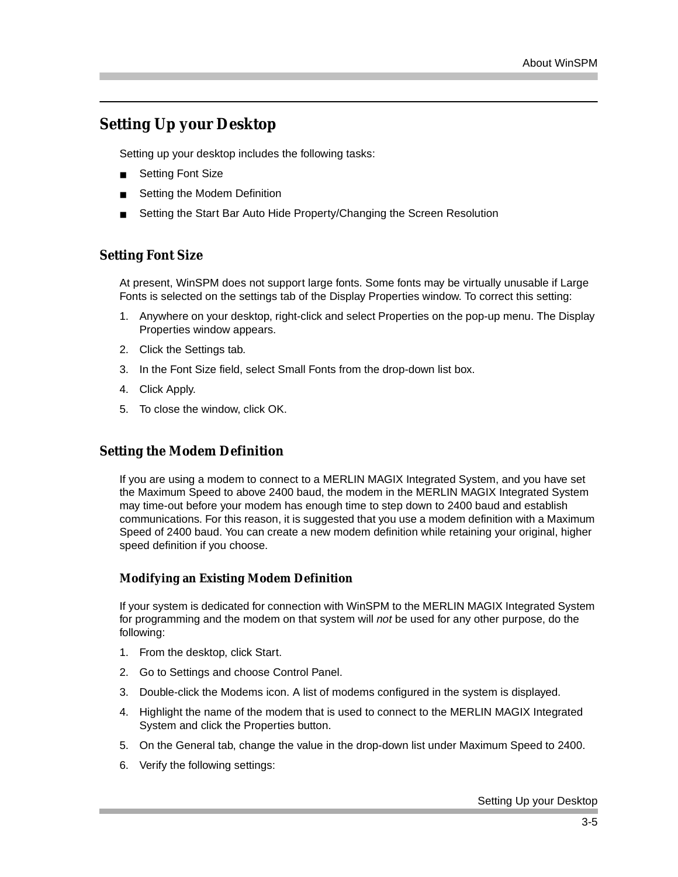## Setting Up your Desktop

Setting up your desktop includes the following tasks:

- Setting Font Size
- Setting the Modem Definition
- Setting the Start Bar Auto Hide Property/Changing the Screen Resolution

### Setting Font Size

At present, WinSPM does not support large fonts. Some fonts may be virtually unusable if Large Fonts is selected on the settings tab of the Display Properties window. To correct this setting:

1. Anywhere on your desktop, right-click and select Properties on the pop-up menu. The Display Properties window appears.
2. Click the Settings tab.
3. In the Font Size field, select Small Fonts from the drop-down list box.
4. Click Apply.
5. To close the window, click OK.

### Setting the Modem Definition

If you are using a modem to connect to a MERLIN MAGIX Integrated System, and you have set the Maximum Speed to above 2400 baud, the modem in the MERLIN MAGIX Integrated System may time-out before your modem has enough time to step down to 2400 baud and establish communications. For this reason, it is suggested that you use a modem definition with a Maximum Speed of 2400 baud. You can create a new modem definition while retaining your original, higher speed definition if you choose.

#### Modifying an Existing Modem Definition

If your system is dedicated for connection with WinSPM to the MERLIN MAGIX Integrated System for programming and the modem on that system will *not* be used for any other purpose, do the following:

1. From the desktop, click Start.
2. Go to Settings and choose Control Panel.
3. Double-click the Modems icon. A list of modems configured in the system is displayed.
4. Highlight the name of the modem that is used to connect to the MERLIN MAGIX Integrated System and click the Properties button.
5. On the General tab, change the value in the drop-down list under Maximum Speed to 2400.
6. Verify the following settings: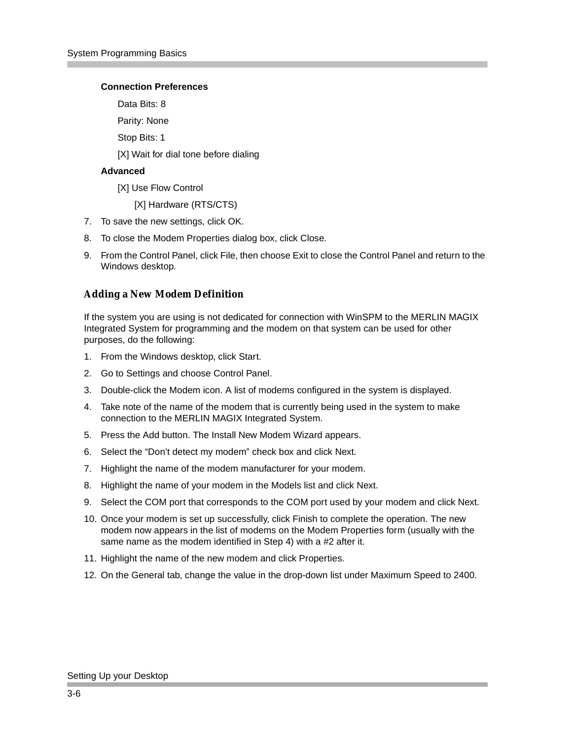**Connection Preferences**

Data Bits: 8

Parity: None

Stop Bits: 1

[X] Wait for dial tone before dialing

**Advanced**

[X] Use Flow Control

[X] Hardware (RTS/CTS)

7. To save the new settings, click OK.
8. To close the Modem Properties dialog box, click Close.
9. From the Control Panel, click File, then choose Exit to close the Control Panel and return to the Windows desktop.

## Adding a New Modem Definition

If the system you are using is not dedicated for connection with WinSPM to the MERLIN MAGIX Integrated System for programming and the modem on that system can be used for other purposes, do the following:

1. From the Windows desktop, click Start.
2. Go to Settings and choose Control Panel.
3. Double-click the Modem icon. A list of modems configured in the system is displayed.
4. Take note of the name of the modem that is currently being used in the system to make connection to the MERLIN MAGIX Integrated System.
5. Press the Add button. The Install New Modem Wizard appears.
6. Select the “Don’t detect my modem” check box and click Next.
7. Highlight the name of the modem manufacturer for your modem.
8. Highlight the name of your modem in the Models list and click Next.
9. Select the COM port that corresponds to the COM port used by your modem and click Next.
10. Once your modem is set up successfully, click Finish to complete the operation. The new modem now appears in the list of modems on the Modem Properties form (usually with the same name as the modem identified in Step 4) with a #2 after it.
11. Highlight the name of the new modem and click Properties.
12. On the General tab, change the value in the drop-down list under Maximum Speed to 2400.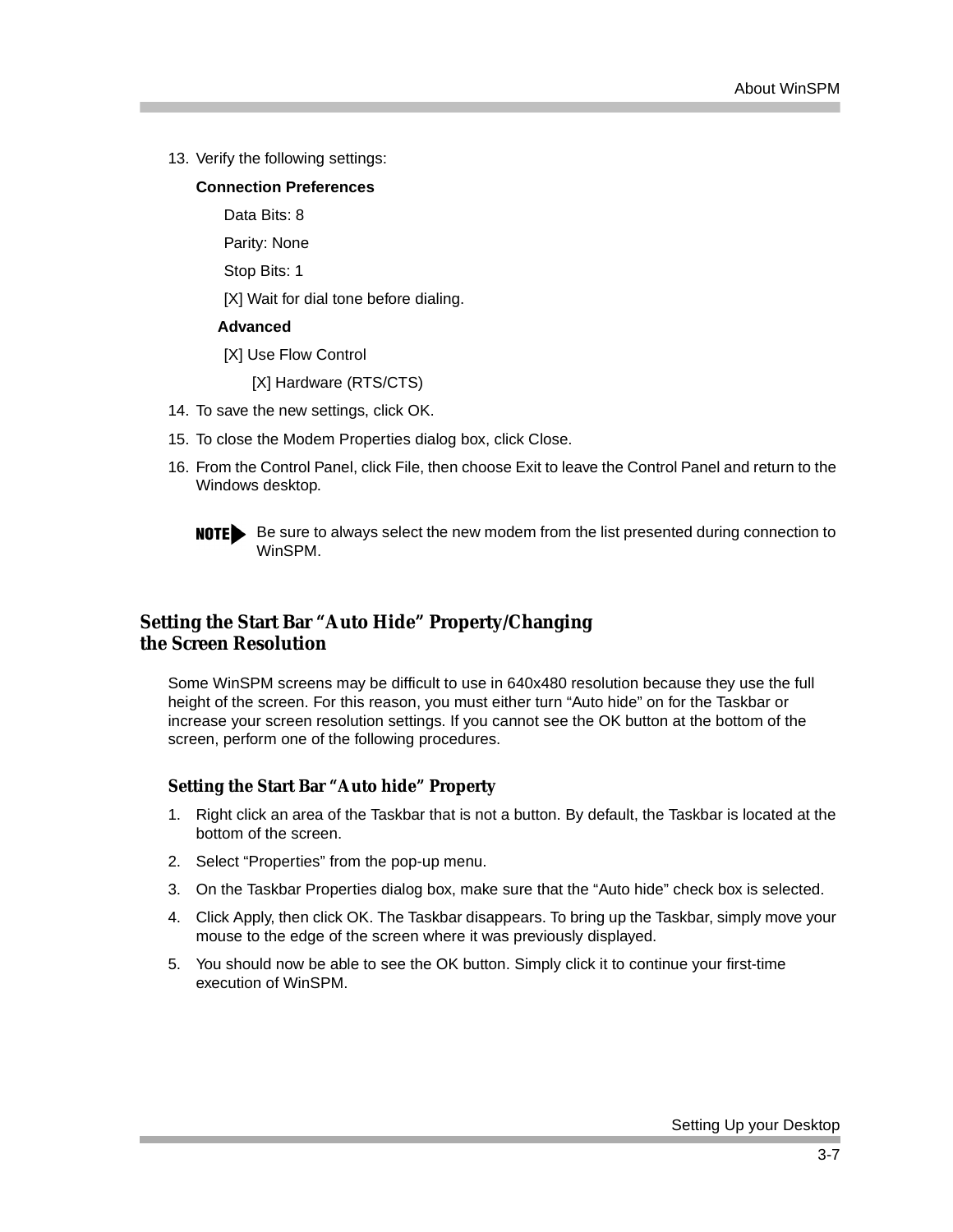13. Verify the following settings:

    **Connection Preferences**

    Data Bits: 8

    Parity: None

    Stop Bits: 1

    [X] Wait for dial tone before dialing.

    **Advanced**

    [X] Use Flow Control

    [X] Hardware (RTS/CTS)

14. To save the new settings, click OK.
15. To close the Modem Properties dialog box, click Close.
16. From the Control Panel, click File, then choose Exit to leave the Control Panel and return to the Windows desktop.

**NOTE** Be sure to always select the new modem from the list presented during connection to WinSPM.

## Setting the Start Bar “Auto Hide” Property/Changing the Screen Resolution

Some WinSPM screens may be difficult to use in 640x480 resolution because they use the full height of the screen. For this reason, you must either turn “Auto hide” on for the Taskbar or increase your screen resolution settings. If you cannot see the OK button at the bottom of the screen, perform one of the following procedures.

### Setting the Start Bar “Auto hide” Property

1. Right click an area of the Taskbar that is not a button. By default, the Taskbar is located at the bottom of the screen.
2. Select “Properties” from the pop-up menu.
3. On the Taskbar Properties dialog box, make sure that the “Auto hide” check box is selected.
4. Click Apply, then click OK. The Taskbar disappears. To bring up the Taskbar, simply move your mouse to the edge of the screen where it was previously displayed.
5. You should now be able to see the OK button. Simply click it to continue your first-time execution of WinSPM.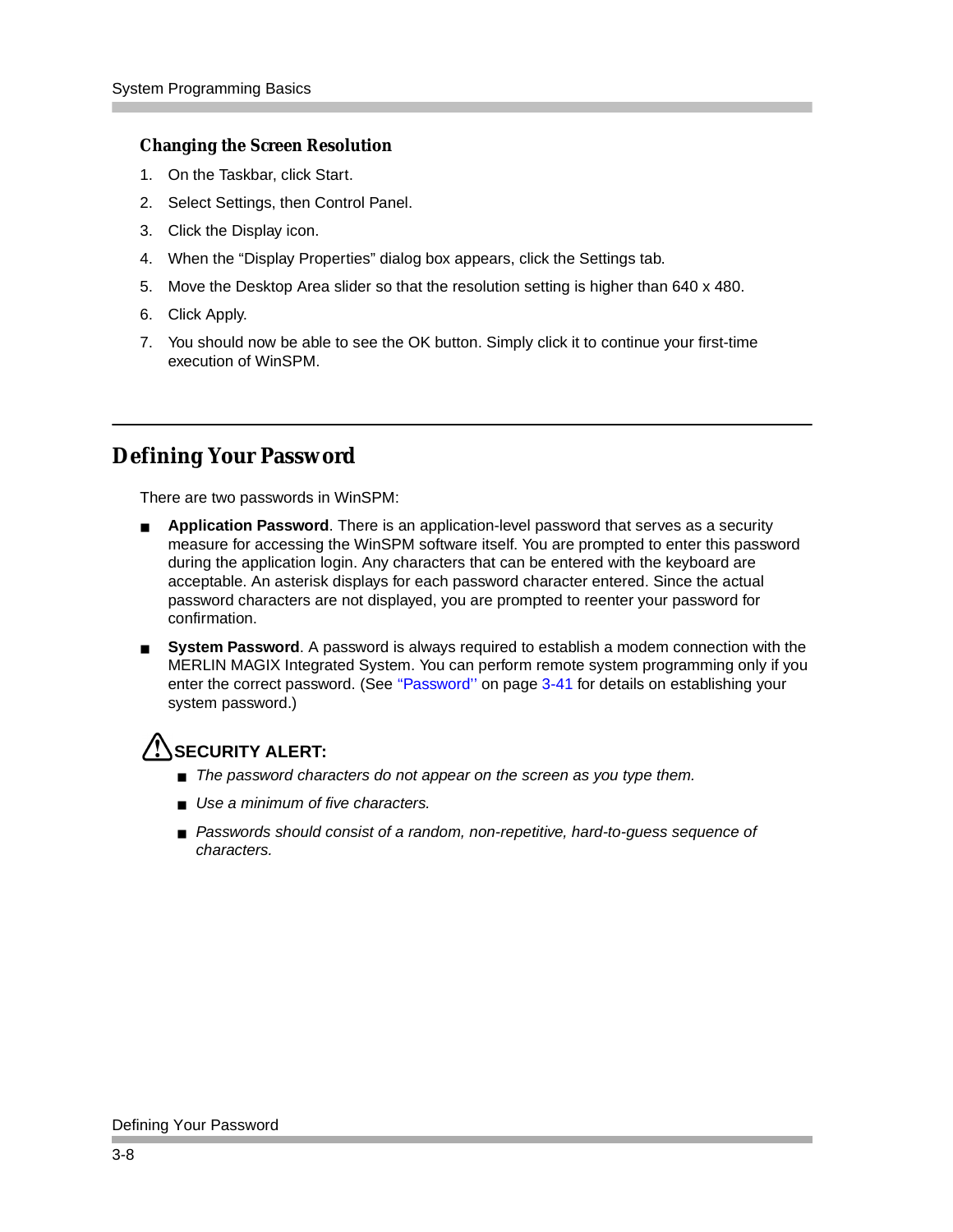### Changing the Screen Resolution

1. On the Taskbar, click Start.
2. Select Settings, then Control Panel.
3. Click the Display icon.
4. When the "Display Properties" dialog box appears, click the Settings tab.
5. Move the Desktop Area slider so that the resolution setting is higher than 640 x 480.
6. Click Apply.
7. You should now be able to see the OK button. Simply click it to continue your first-time execution of WinSPM.

## Defining Your Password

There are two passwords in WinSPM:

- **Application Password**. There is an application-level password that serves as a security measure for accessing the WinSPM software itself. You are prompted to enter this password during the application login. Any characters that can be entered with the keyboard are acceptable. An asterisk displays for each password character entered. Since the actual password characters are not displayed, you are prompted to reenter your password for confirmation.
- **System Password**. A password is always required to establish a modem connection with the MERLIN MAGIX Integrated System. You can perform remote system programming only if you enter the correct password. (See "Password'' on page 3-41 for details on establishing your system password.)

**SECURITY ALERT:**

- *The password characters do not appear on the screen as you type them.*
- *Use a minimum of five characters.*
- *Passwords should consist of a random, non-repetitive, hard-to-guess sequence of characters.*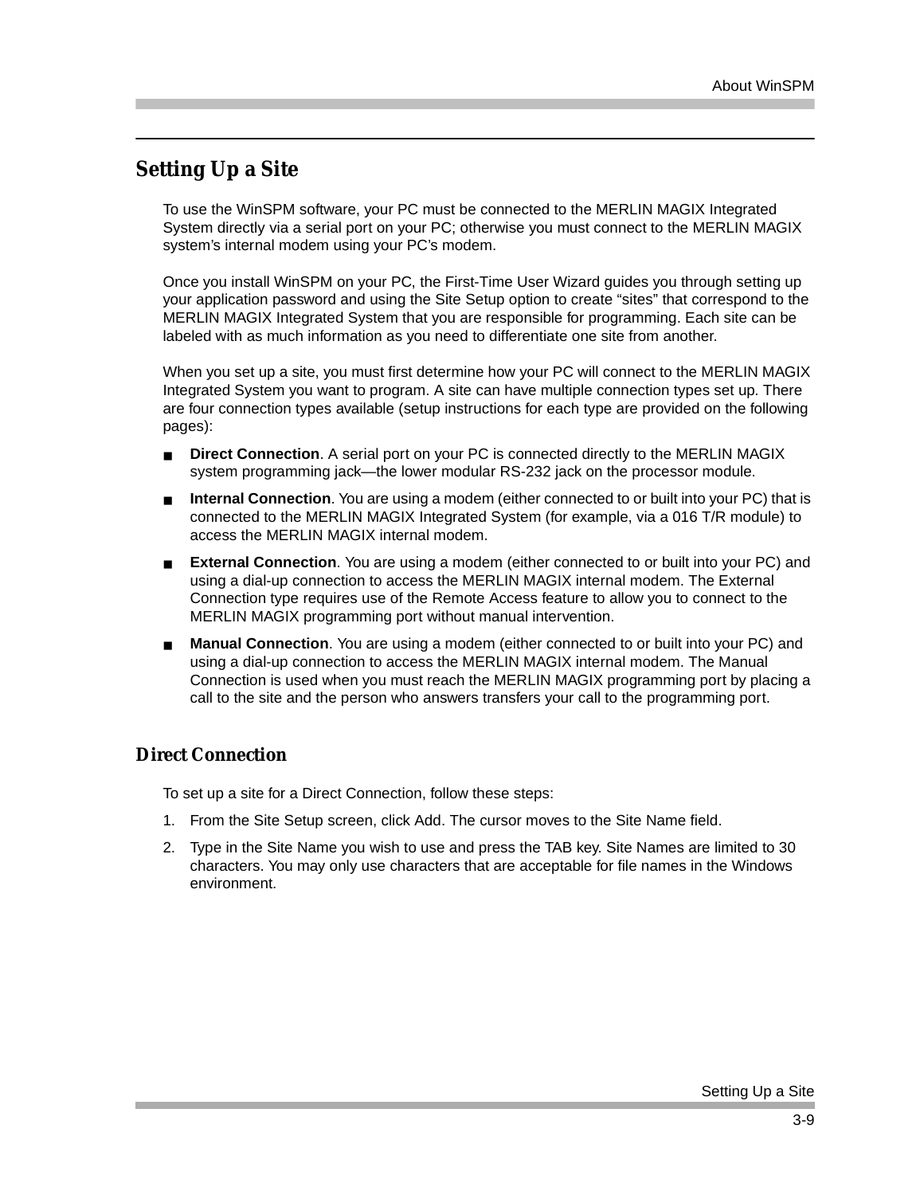## Setting Up a Site

To use the WinSPM software, your PC must be connected to the MERLIN MAGIX Integrated System directly via a serial port on your PC; otherwise you must connect to the MERLIN MAGIX system's internal modem using your PC's modem.

Once you install WinSPM on your PC, the First-Time User Wizard guides you through setting up your application password and using the Site Setup option to create "sites" that correspond to the MERLIN MAGIX Integrated System that you are responsible for programming. Each site can be labeled with as much information as you need to differentiate one site from another.

When you set up a site, you must first determine how your PC will connect to the MERLIN MAGIX Integrated System you want to program. A site can have multiple connection types set up. There are four connection types available (setup instructions for each type are provided on the following pages):

- **Direct Connection**. A serial port on your PC is connected directly to the MERLIN MAGIX system programming jack—the lower modular RS-232 jack on the processor module.
- **Internal Connection**. You are using a modem (either connected to or built into your PC) that is connected to the MERLIN MAGIX Integrated System (for example, via a 016 T/R module) to access the MERLIN MAGIX internal modem.
- **External Connection**. You are using a modem (either connected to or built into your PC) and using a dial-up connection to access the MERLIN MAGIX internal modem. The External Connection type requires use of the Remote Access feature to allow you to connect to the MERLIN MAGIX programming port without manual intervention.
- **Manual Connection**. You are using a modem (either connected to or built into your PC) and using a dial-up connection to access the MERLIN MAGIX internal modem. The Manual Connection is used when you must reach the MERLIN MAGIX programming port by placing a call to the site and the person who answers transfers your call to the programming port.

### Direct Connection

To set up a site for a Direct Connection, follow these steps:

1. From the Site Setup screen, click Add. The cursor moves to the Site Name field.
2. Type in the Site Name you wish to use and press the TAB key. Site Names are limited to 30 characters. You may only use characters that are acceptable for file names in the Windows environment.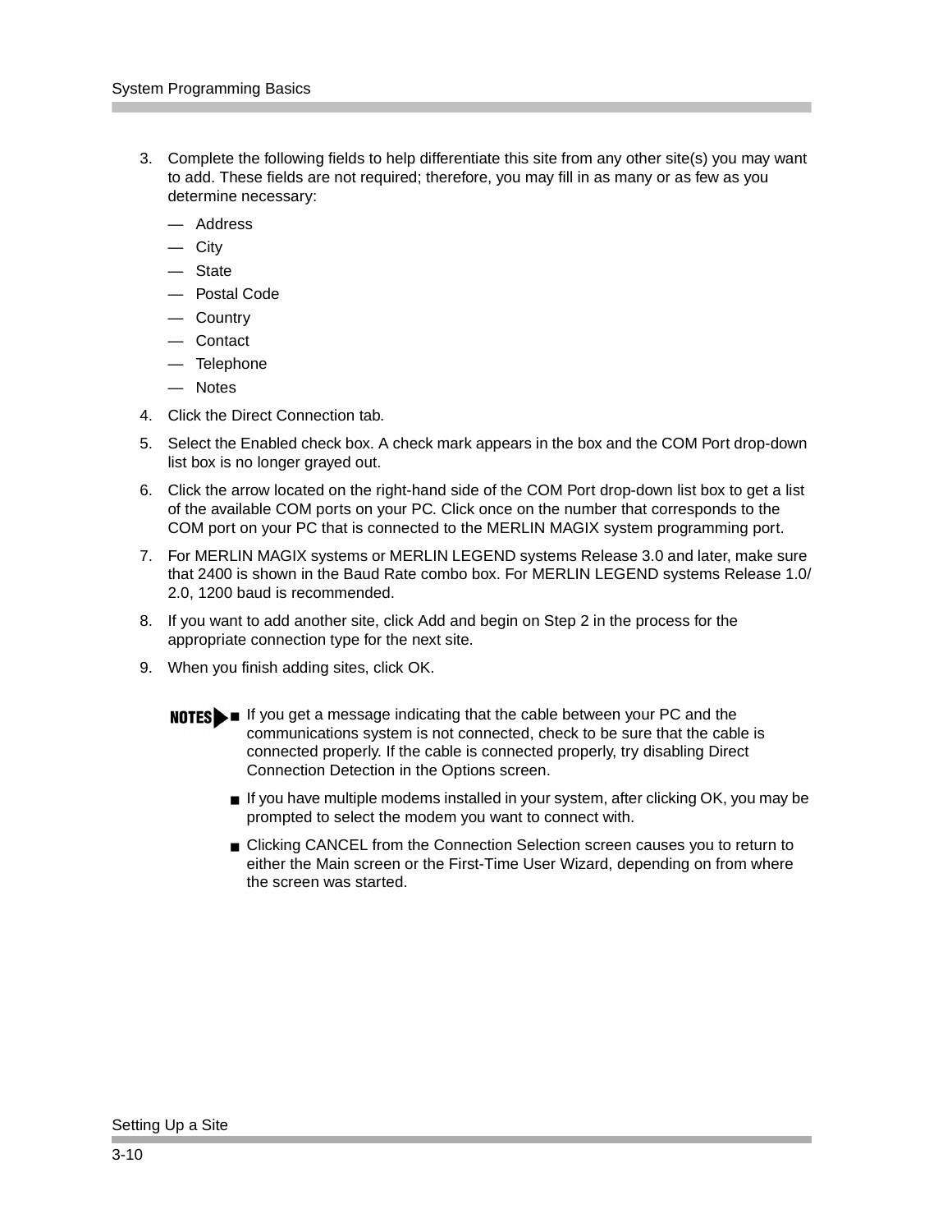3. Complete the following fields to help differentiate this site from any other site(s) you may want to add. These fields are not required; therefore, you may fill in as many or as few as you determine necessary:

   — Address
   
   — City
   
   — State
   
   — Postal Code
   
   — Country
   
   — Contact
   
   — Telephone
   
   — Notes

4. Click the Direct Connection tab.
5. Select the Enabled check box. A check mark appears in the box and the COM Port drop-down list box is no longer grayed out.
6. Click the arrow located on the right-hand side of the COM Port drop-down list box to get a list of the available COM ports on your PC. Click once on the number that corresponds to the COM port on your PC that is connected to the MERLIN MAGIX system programming port.
7. For MERLIN MAGIX systems or MERLIN LEGEND systems Release 3.0 and later, make sure that 2400 is shown in the Baud Rate combo box. For MERLIN LEGEND systems Release 1.0/ 2.0, 1200 baud is recommended.
8. If you want to add another site, click Add and begin on Step 2 in the process for the appropriate connection type for the next site.
9. When you finish adding sites, click OK.

**NOTES**

- If you get a message indicating that the cable between your PC and the communications system is not connected, check to be sure that the cable is connected properly. If the cable is connected properly, try disabling Direct Connection Detection in the Options screen.
- If you have multiple modems installed in your system, after clicking OK, you may be prompted to select the modem you want to connect with.
- Clicking CANCEL from the Connection Selection screen causes you to return to either the Main screen or the First-Time User Wizard, depending on from where the screen was started.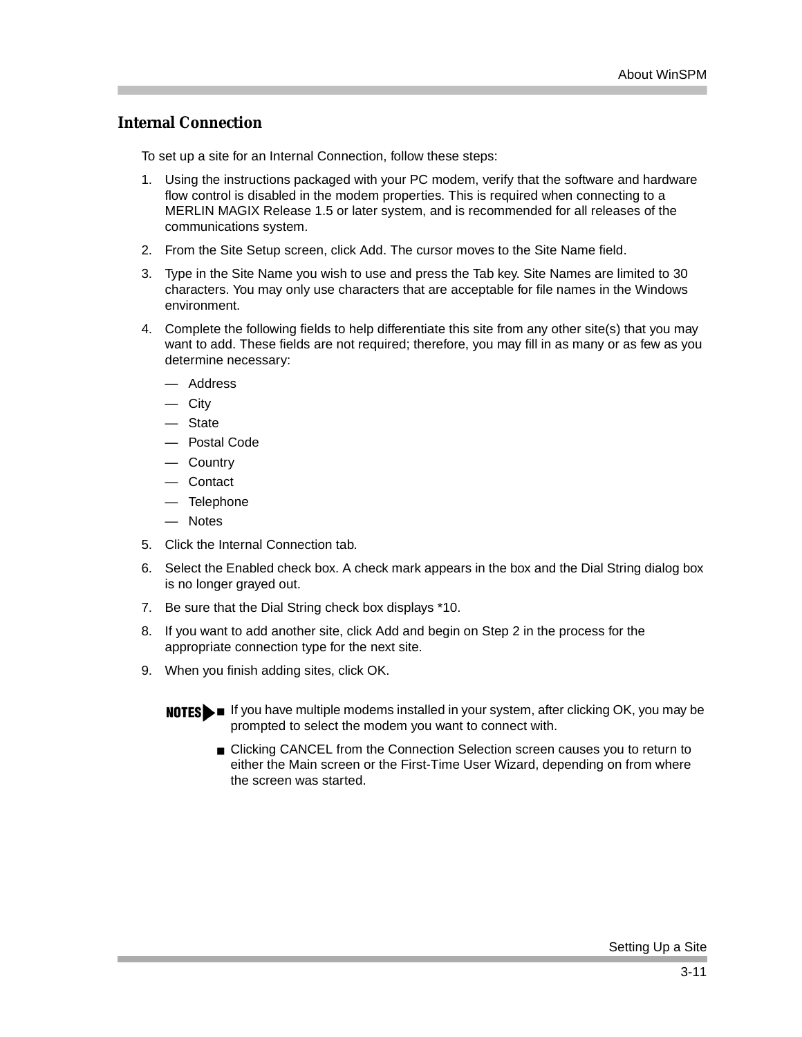## Internal Connection

To set up a site for an Internal Connection, follow these steps:

1. Using the instructions packaged with your PC modem, verify that the software and hardware flow control is disabled in the modem properties. This is required when connecting to a MERLIN MAGIX Release 1.5 or later system, and is recommended for all releases of the communications system.
2. From the Site Setup screen, click Add. The cursor moves to the Site Name field.
3. Type in the Site Name you wish to use and press the Tab key. Site Names are limited to 30 characters. You may only use characters that are acceptable for file names in the Windows environment.
4. Complete the following fields to help differentiate this site from any other site(s) that you may want to add. These fields are not required; therefore, you may fill in as many or as few as you determine necessary:
   - Address
   - City
   - State
   - Postal Code
   - Country
   - Contact
   - Telephone
   - Notes
5. Click the Internal Connection tab.
6. Select the Enabled check box. A check mark appears in the box and the Dial String dialog box is no longer grayed out.
7. Be sure that the Dial String check box displays *10.
8. If you want to add another site, click Add and begin on Step 2 in the process for the appropriate connection type for the next site.
9. When you finish adding sites, click OK.

**NOTES**

- If you have multiple modems installed in your system, after clicking OK, you may be prompted to select the modem you want to connect with.
- Clicking CANCEL from the Connection Selection screen causes you to return to either the Main screen or the First-Time User Wizard, depending on from where the screen was started.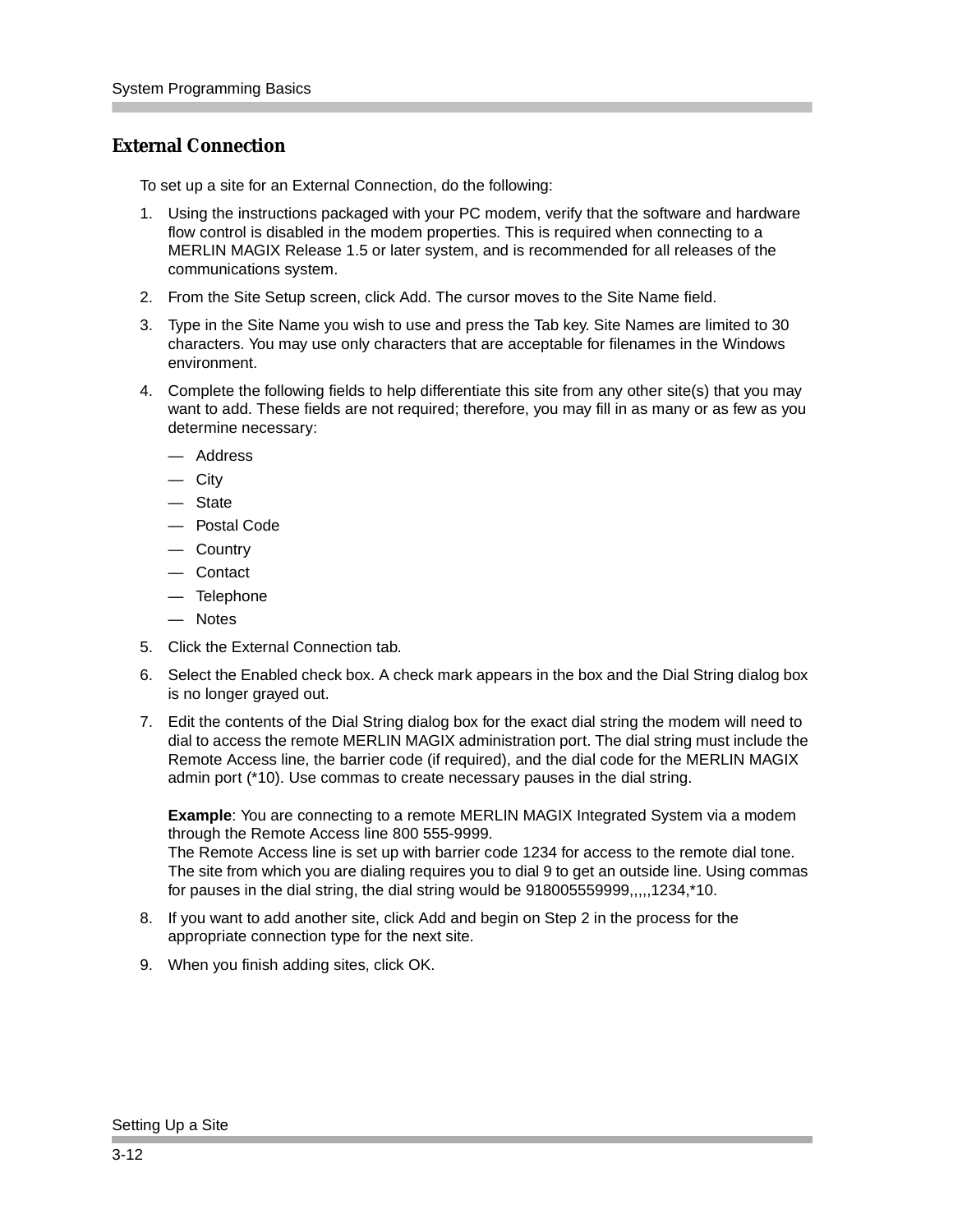## External Connection

To set up a site for an External Connection, do the following:

1. Using the instructions packaged with your PC modem, verify that the software and hardware flow control is disabled in the modem properties. This is required when connecting to a MERLIN MAGIX Release 1.5 or later system, and is recommended for all releases of the communications system.
2. From the Site Setup screen, click Add. The cursor moves to the Site Name field.
3. Type in the Site Name you wish to use and press the Tab key. Site Names are limited to 30 characters. You may use only characters that are acceptable for filenames in the Windows environment.
4. Complete the following fields to help differentiate this site from any other site(s) that you may want to add. These fields are not required; therefore, you may fill in as many or as few as you determine necessary:
   - Address
   - City
   - State
   - Postal Code
   - Country
   - Contact
   - Telephone
   - Notes
5. Click the External Connection tab.
6. Select the Enabled check box. A check mark appears in the box and the Dial String dialog box is no longer grayed out.
7. Edit the contents of the Dial String dialog box for the exact dial string the modem will need to dial to access the remote MERLIN MAGIX administration port. The dial string must include the Remote Access line, the barrier code (if required), and the dial code for the MERLIN MAGIX admin port (*10). Use commas to create necessary pauses in the dial string.

   **Example**: You are connecting to a remote MERLIN MAGIX Integrated System via a modem through the Remote Access line 800 555-9999.
   The Remote Access line is set up with barrier code 1234 for access to the remote dial tone. The site from which you are dialing requires you to dial 9 to get an outside line. Using commas for pauses in the dial string, the dial string would be 918005559999,,,,,1234,*10.
8. If you want to add another site, click Add and begin on Step 2 in the process for the appropriate connection type for the next site.
9. When you finish adding sites, click OK.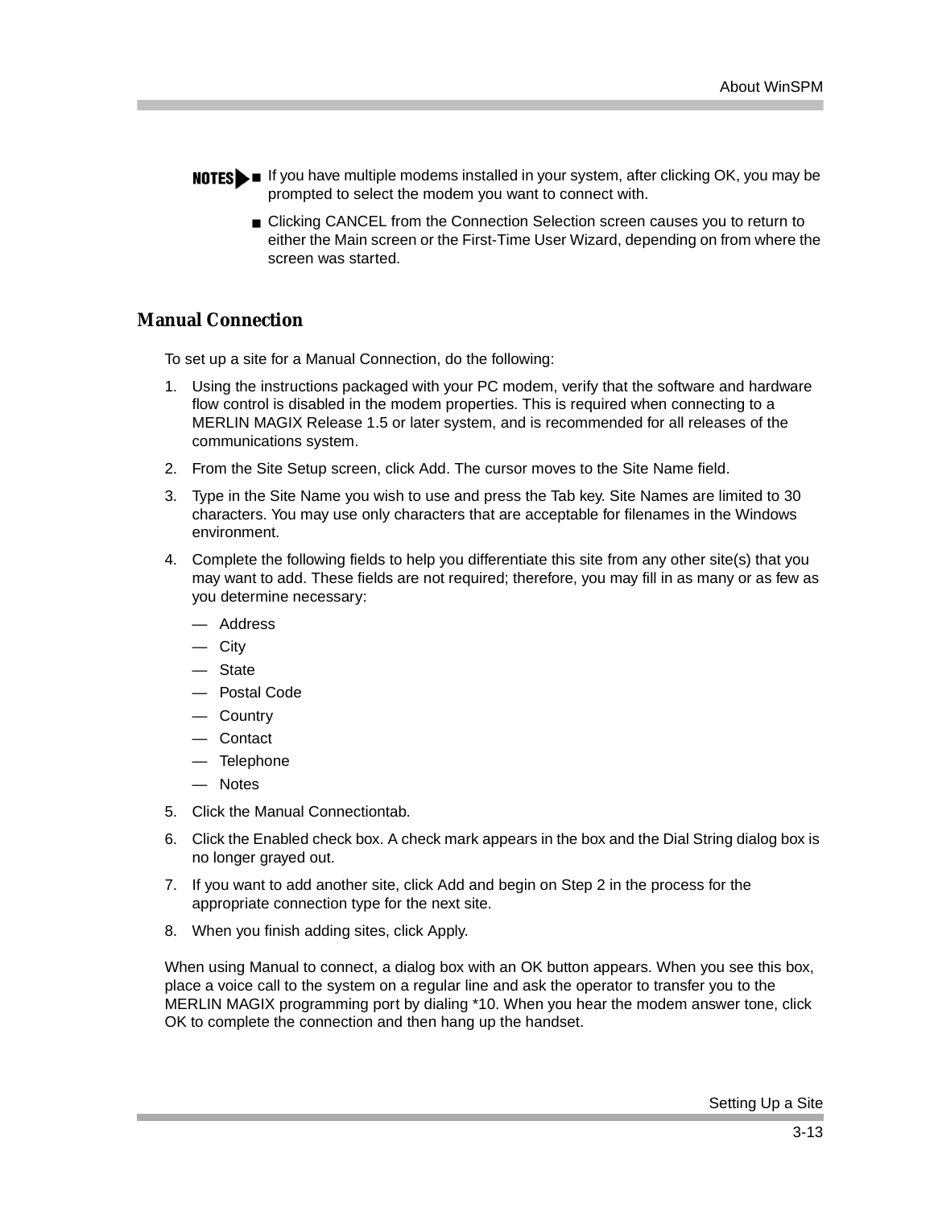**NOTES**

- If you have multiple modems installed in your system, after clicking OK, you may be prompted to select the modem you want to connect with.
- Clicking CANCEL from the Connection Selection screen causes you to return to either the Main screen or the First-Time User Wizard, depending on from where the screen was started.

## Manual Connection

To set up a site for a Manual Connection, do the following:

1. Using the instructions packaged with your PC modem, verify that the software and hardware flow control is disabled in the modem properties. This is required when connecting to a MERLIN MAGIX Release 1.5 or later system, and is recommended for all releases of the communications system.
2. From the Site Setup screen, click Add. The cursor moves to the Site Name field.
3. Type in the Site Name you wish to use and press the Tab key. Site Names are limited to 30 characters. You may use only characters that are acceptable for filenames in the Windows environment.
4. Complete the following fields to help you differentiate this site from any other site(s) that you may want to add. These fields are not required; therefore, you may fill in as many or as few as you determine necessary:
   - Address
   - City
   - State
   - Postal Code
   - Country
   - Contact
   - Telephone
   - Notes
5. Click the Manual Connectiontab.
6. Click the Enabled check box. A check mark appears in the box and the Dial String dialog box is no longer grayed out.
7. If you want to add another site, click Add and begin on Step 2 in the process for the appropriate connection type for the next site.
8. When you finish adding sites, click Apply.

When using Manual to connect, a dialog box with an OK button appears. When you see this box, place a voice call to the system on a regular line and ask the operator to transfer you to the MERLIN MAGIX programming port by dialing *10. When you hear the modem answer tone, click OK to complete the connection and then hang up the handset.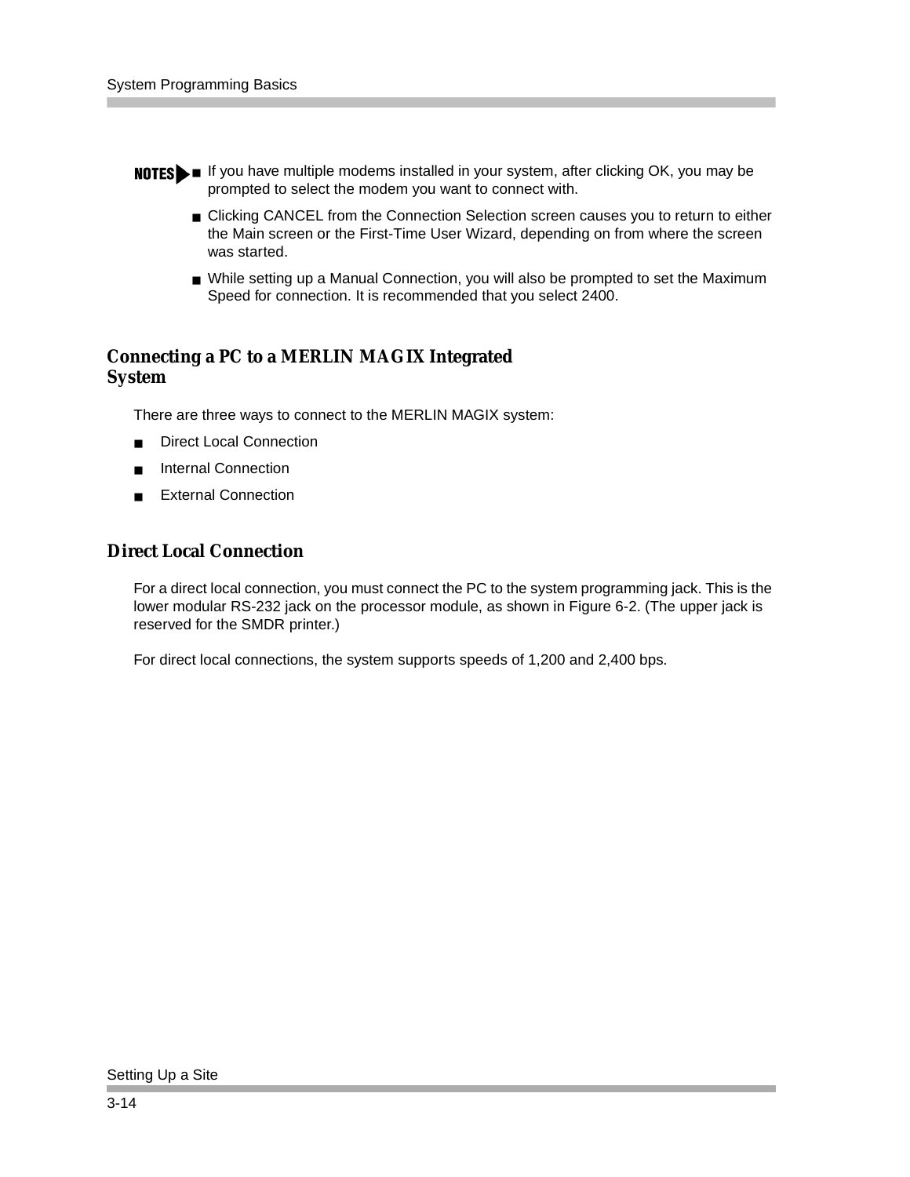**NOTES**

- If you have multiple modems installed in your system, after clicking OK, you may be prompted to select the modem you want to connect with.
- Clicking CANCEL from the Connection Selection screen causes you to return to either the Main screen or the First-Time User Wizard, depending on from where the screen was started.
- While setting up a Manual Connection, you will also be prompted to set the Maximum Speed for connection. It is recommended that you select 2400.

## Connecting a PC to a MERLIN MAGIX Integrated System

There are three ways to connect to the MERLIN MAGIX system:

- Direct Local Connection
- Internal Connection
- External Connection

## Direct Local Connection

For a direct local connection, you must connect the PC to the system programming jack. This is the lower modular RS-232 jack on the processor module, as shown in Figure 6-2. (The upper jack is reserved for the SMDR printer.)

For direct local connections, the system supports speeds of 1,200 and 2,400 bps.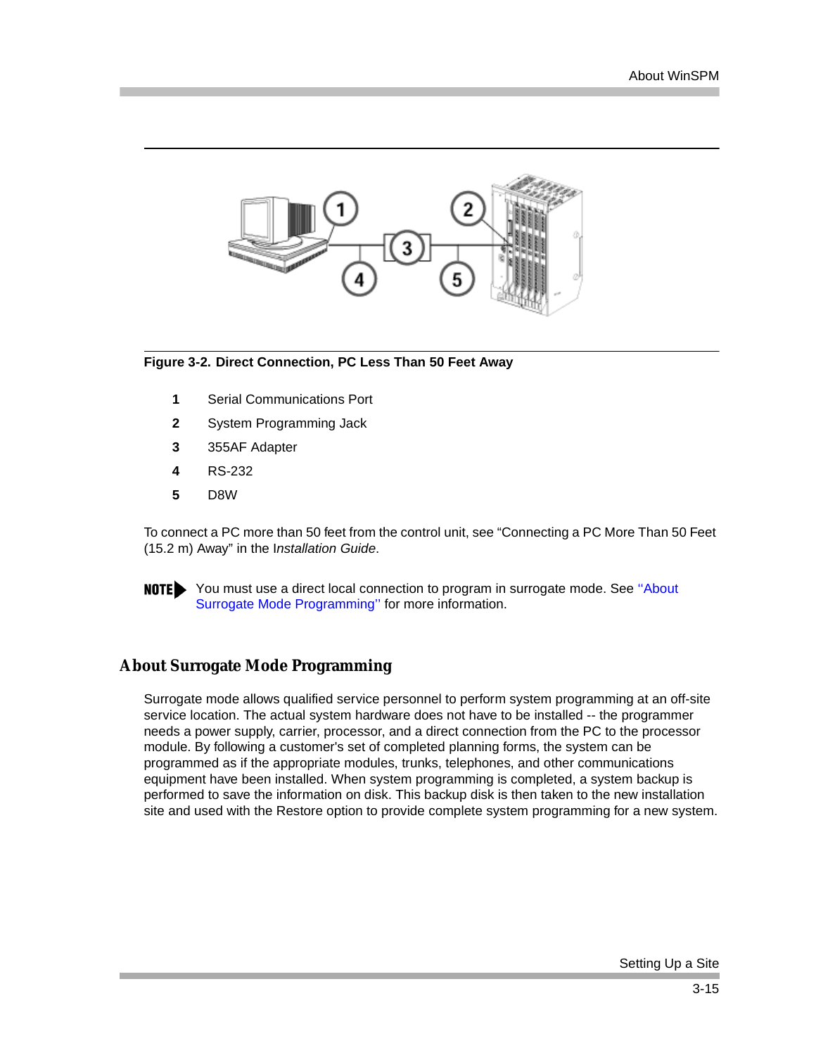**Figure 3-2. Direct Connection, PC Less Than 50 Feet Away**

1. Serial Communications Port
2. System Programming Jack
3. 355AF Adapter
4. RS-232
5. D8W

To connect a PC more than 50 feet from the control unit, see “Connecting a PC More Than 50 Feet (15.2 m) Away” in the *Installation Guide*.

**NOTE** You must use a direct local connection to program in surrogate mode. See “About Surrogate Mode Programming” for more information.

## About Surrogate Mode Programming

Surrogate mode allows qualified service personnel to perform system programming at an off-site service location. The actual system hardware does not have to be installed -- the programmer needs a power supply, carrier, processor, and a direct connection from the PC to the processor module. By following a customer's set of completed planning forms, the system can be programmed as if the appropriate modules, trunks, telephones, and other communications equipment have been installed. When system programming is completed, a system backup is performed to save the information on disk. This backup disk is then taken to the new installation site and used with the Restore option to provide complete system programming for a new system.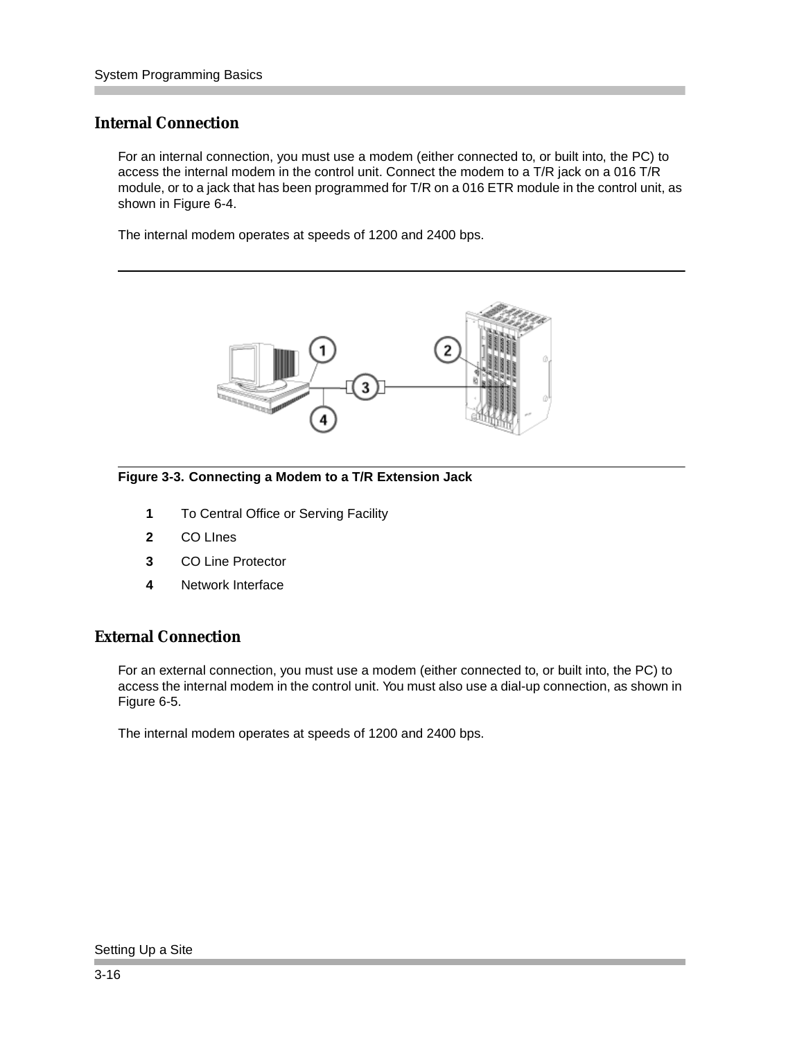## Internal Connection

For an internal connection, you must use a modem (either connected to, or built into, the PC) to access the internal modem in the control unit. Connect the modem to a T/R jack on a 016 T/R module, or to a jack that has been programmed for T/R on a 016 ETR module in the control unit, as shown in Figure 6-4.

The internal modem operates at speeds of 1200 and 2400 bps.

**Figure 3-3. Connecting a Modem to a T/R Extension Jack**

- **1** To Central Office or Serving Facility
- **2** CO LInes
- **3** CO Line Protector
- **4** Network Interface

## External Connection

For an external connection, you must use a modem (either connected to, or built into, the PC) to access the internal modem in the control unit. You must also use a dial-up connection, as shown in Figure 6-5.

The internal modem operates at speeds of 1200 and 2400 bps.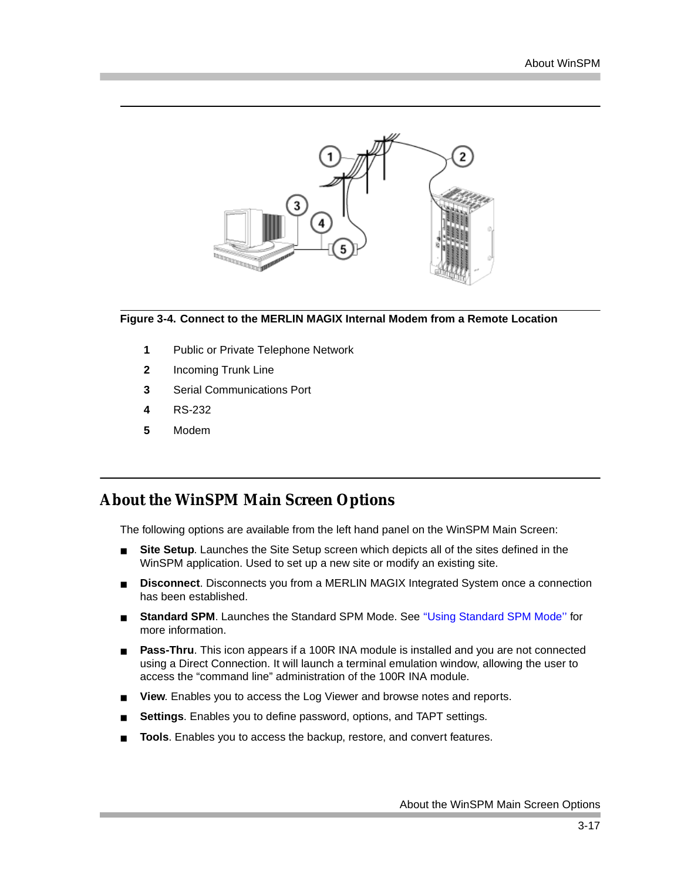**Figure 3-4. Connect to the MERLIN MAGIX Internal Modem from a Remote Location**

1 Public or Private Telephone Network

2 Incoming Trunk Line

3 Serial Communications Port

4 RS-232

5 Modem

## About the WinSPM Main Screen Options

The following options are available from the left hand panel on the WinSPM Main Screen:

- **Site Setup**. Launches the Site Setup screen which depicts all of the sites defined in the WinSPM application. Used to set up a new site or modify an existing site.
- **Disconnect**. Disconnects you from a MERLIN MAGIX Integrated System once a connection has been established.
- **Standard SPM**. Launches the Standard SPM Mode. See "Using Standard SPM Mode'' for more information.
- **Pass-Thru**. This icon appears if a 100R INA module is installed and you are not connected using a Direct Connection. It will launch a terminal emulation window, allowing the user to access the "command line" administration of the 100R INA module.
- **View**. Enables you to access the Log Viewer and browse notes and reports.
- **Settings**. Enables you to define password, options, and TAPT settings.
- **Tools**. Enables you to access the backup, restore, and convert features.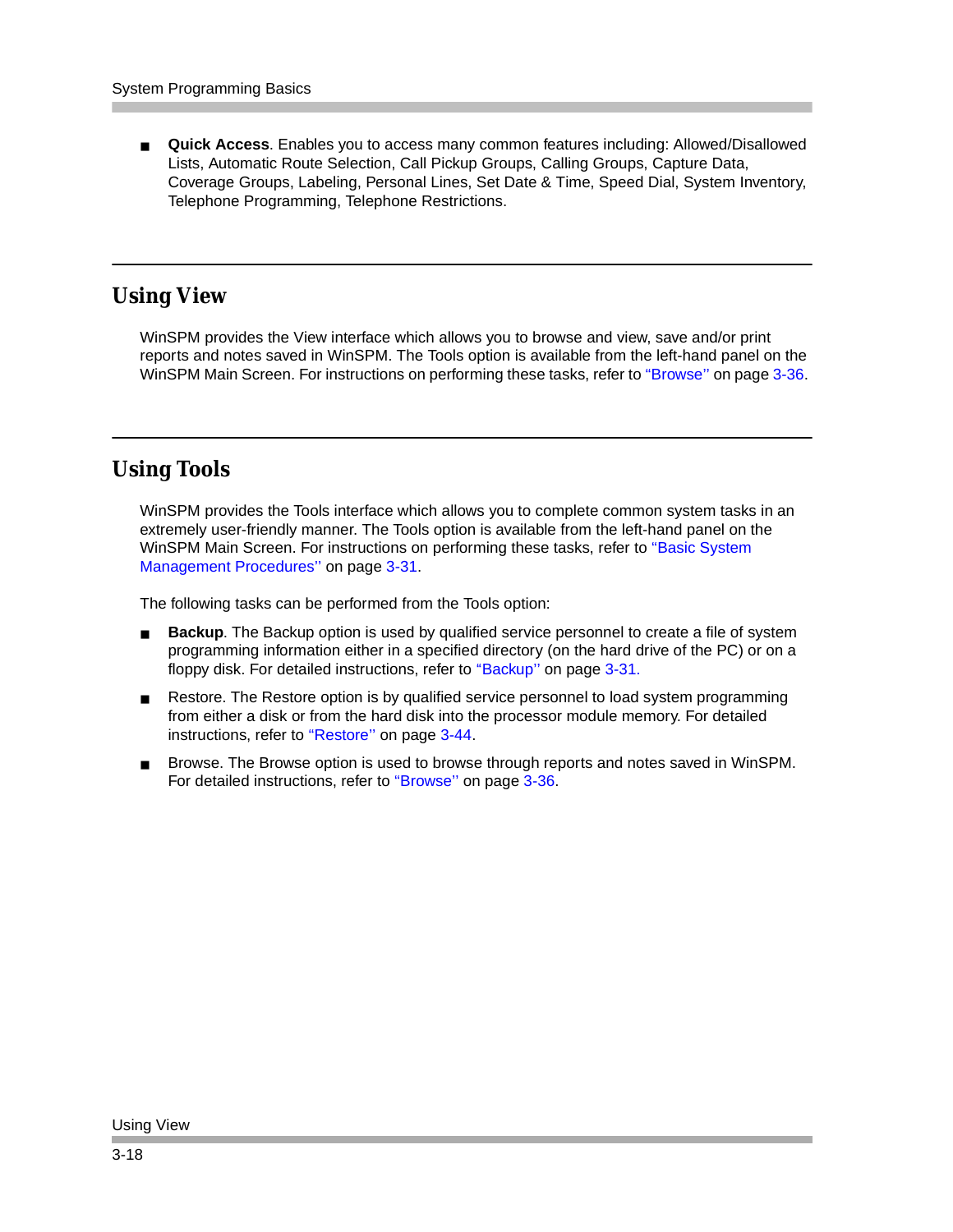- **Quick Access**. Enables you to access many common features including: Allowed/Disallowed Lists, Automatic Route Selection, Call Pickup Groups, Calling Groups, Capture Data, Coverage Groups, Labeling, Personal Lines, Set Date & Time, Speed Dial, System Inventory, Telephone Programming, Telephone Restrictions.

## Using View

WinSPM provides the View interface which allows you to browse and view, save and/or print reports and notes saved in WinSPM. The Tools option is available from the left-hand panel on the WinSPM Main Screen. For instructions on performing these tasks, refer to "Browse'' on page 3-36.

## Using Tools

WinSPM provides the Tools interface which allows you to complete common system tasks in an extremely user-friendly manner. The Tools option is available from the left-hand panel on the WinSPM Main Screen. For instructions on performing these tasks, refer to "Basic System Management Procedures'' on page 3-31.

The following tasks can be performed from the Tools option:

- **Backup**. The Backup option is used by qualified service personnel to create a file of system programming information either in a specified directory (on the hard drive of the PC) or on a floppy disk. For detailed instructions, refer to "Backup'' on page 3-31.
- Restore. The Restore option is by qualified service personnel to load system programming from either a disk or from the hard disk into the processor module memory. For detailed instructions, refer to "Restore'' on page 3-44.
- Browse. The Browse option is used to browse through reports and notes saved in WinSPM. For detailed instructions, refer to "Browse'' on page 3-36.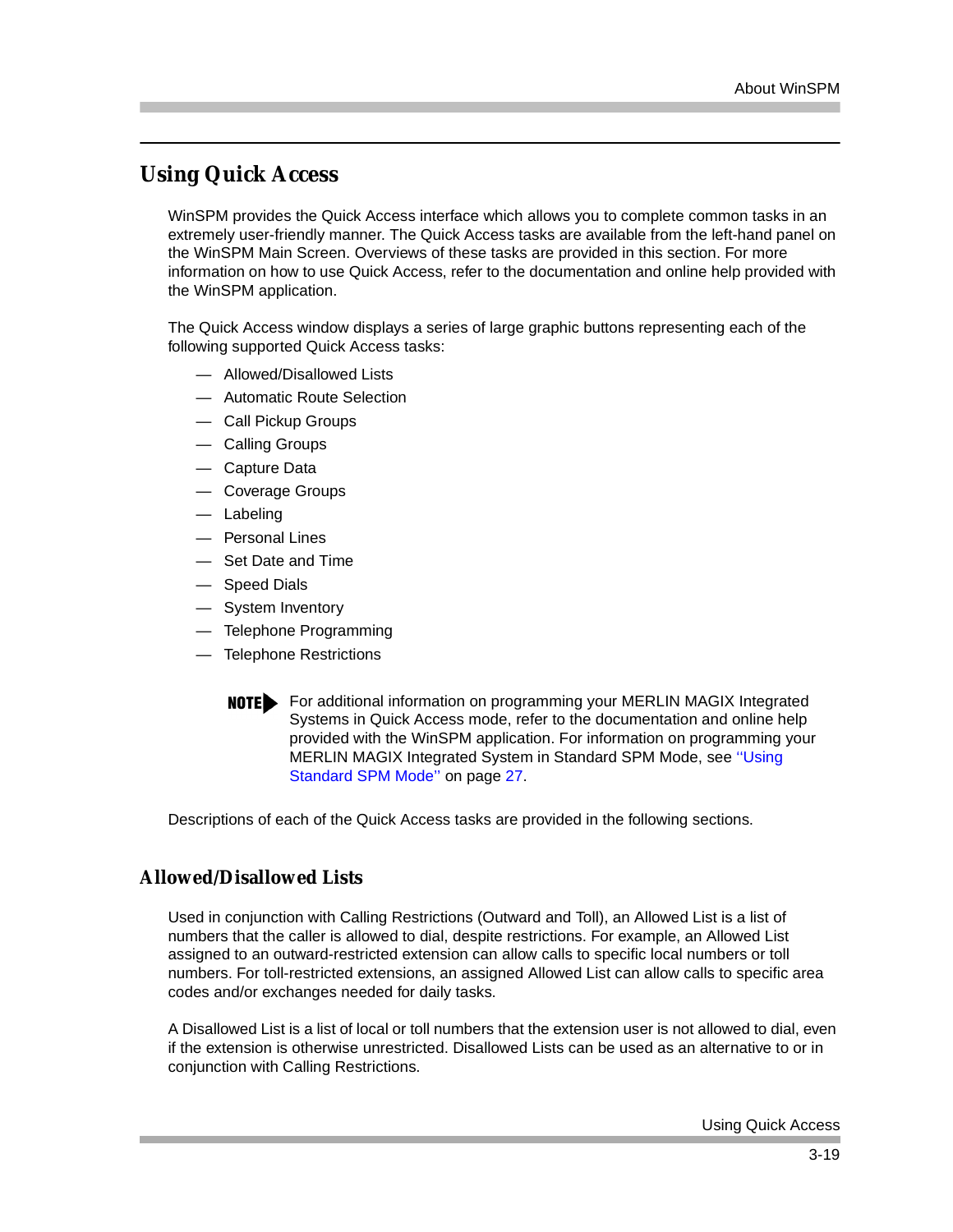## Using Quick Access

WinSPM provides the Quick Access interface which allows you to complete common tasks in an extremely user-friendly manner. The Quick Access tasks are available from the left-hand panel on the WinSPM Main Screen. Overviews of these tasks are provided in this section. For more information on how to use Quick Access, refer to the documentation and online help provided with the WinSPM application.

The Quick Access window displays a series of large graphic buttons representing each of the following supported Quick Access tasks:

- Allowed/Disallowed Lists
- Automatic Route Selection
- Call Pickup Groups
- Calling Groups
- Capture Data
- Coverage Groups
- Labeling
- Personal Lines
- Set Date and Time
- Speed Dials
- System Inventory
- Telephone Programming
- Telephone Restrictions

**NOTE** For additional information on programming your MERLIN MAGIX Integrated Systems in Quick Access mode, refer to the documentation and online help provided with the WinSPM application. For information on programming your MERLIN MAGIX Integrated System in Standard SPM Mode, see ''Using Standard SPM Mode'' on page 27.

Descriptions of each of the Quick Access tasks are provided in the following sections.

### Allowed/Disallowed Lists

Used in conjunction with Calling Restrictions (Outward and Toll), an Allowed List is a list of numbers that the caller is allowed to dial, despite restrictions. For example, an Allowed List assigned to an outward-restricted extension can allow calls to specific local numbers or toll numbers. For toll-restricted extensions, an assigned Allowed List can allow calls to specific area codes and/or exchanges needed for daily tasks.

A Disallowed List is a list of local or toll numbers that the extension user is not allowed to dial, even if the extension is otherwise unrestricted. Disallowed Lists can be used as an alternative to or in conjunction with Calling Restrictions.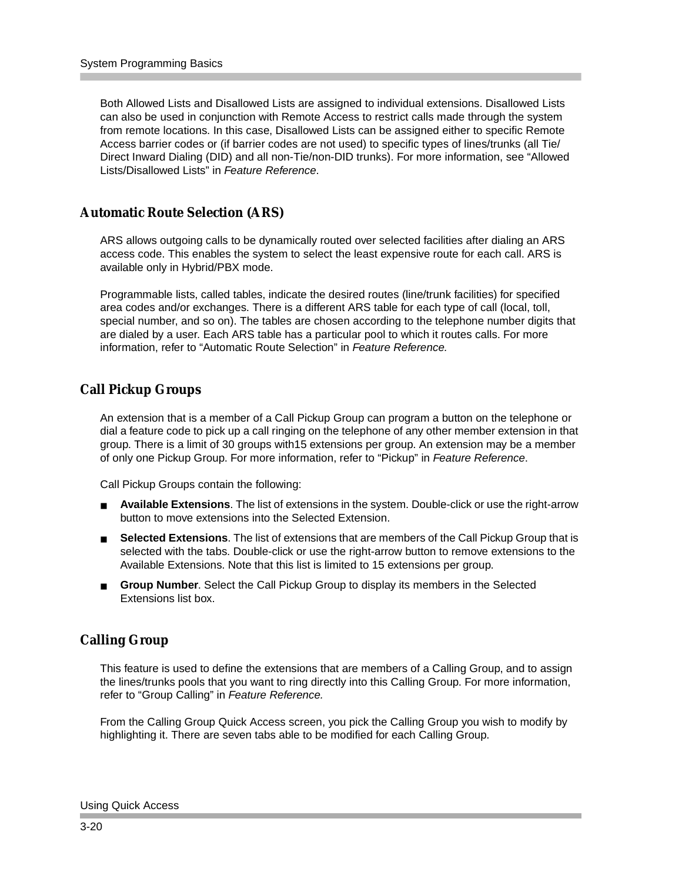Both Allowed Lists and Disallowed Lists are assigned to individual extensions. Disallowed Lists can also be used in conjunction with Remote Access to restrict calls made through the system from remote locations. In this case, Disallowed Lists can be assigned either to specific Remote Access barrier codes or (if barrier codes are not used) to specific types of lines/trunks (all Tie/ Direct Inward Dialing (DID) and all non-Tie/non-DID trunks). For more information, see “Allowed Lists/Disallowed Lists” in *Feature Reference*.

## Automatic Route Selection (ARS)

ARS allows outgoing calls to be dynamically routed over selected facilities after dialing an ARS access code. This enables the system to select the least expensive route for each call. ARS is available only in Hybrid/PBX mode.

Programmable lists, called tables, indicate the desired routes (line/trunk facilities) for specified area codes and/or exchanges. There is a different ARS table for each type of call (local, toll, special number, and so on). The tables are chosen according to the telephone number digits that are dialed by a user. Each ARS table has a particular pool to which it routes calls. For more information, refer to “Automatic Route Selection” in *Feature Reference.*

## Call Pickup Groups

An extension that is a member of a Call Pickup Group can program a button on the telephone or dial a feature code to pick up a call ringing on the telephone of any other member extension in that group. There is a limit of 30 groups with15 extensions per group. An extension may be a member of only one Pickup Group. For more information, refer to “Pickup” in *Feature Reference*.

Call Pickup Groups contain the following:

- **Available Extensions**. The list of extensions in the system. Double-click or use the right-arrow button to move extensions into the Selected Extension.
- **Selected Extensions**. The list of extensions that are members of the Call Pickup Group that is selected with the tabs. Double-click or use the right-arrow button to remove extensions to the Available Extensions. Note that this list is limited to 15 extensions per group.
- **Group Number**. Select the Call Pickup Group to display its members in the Selected Extensions list box.

## Calling Group

This feature is used to define the extensions that are members of a Calling Group, and to assign the lines/trunks pools that you want to ring directly into this Calling Group. For more information, refer to “Group Calling” in *Feature Reference.*

From the Calling Group Quick Access screen, you pick the Calling Group you wish to modify by highlighting it. There are seven tabs able to be modified for each Calling Group.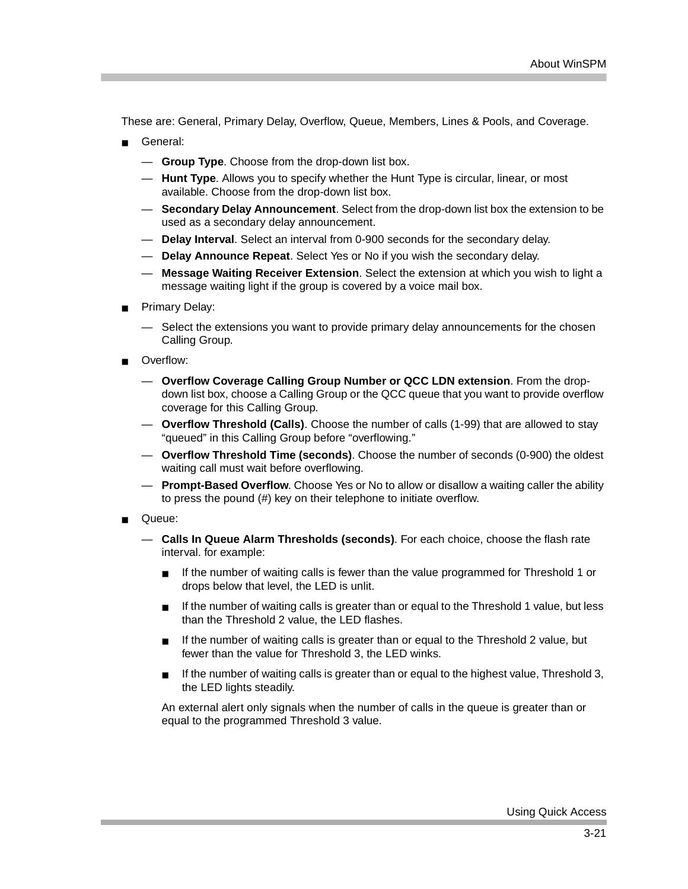These are: General, Primary Delay, Overflow, Queue, Members, Lines & Pools, and Coverage.

- General:
  - — **Group Type**. Choose from the drop-down list box.
  - — **Hunt Type**. Allows you to specify whether the Hunt Type is circular, linear, or most available. Choose from the drop-down list box.
  - — **Secondary Delay Announcement**. Select from the drop-down list box the extension to be used as a secondary delay announcement.
  - — **Delay Interval**. Select an interval from 0-900 seconds for the secondary delay.
  - — **Delay Announce Repeat**. Select Yes or No if you wish the secondary delay.
  - — **Message Waiting Receiver Extension**. Select the extension at which you wish to light a message waiting light if the group is covered by a voice mail box.
- Primary Delay:
  - — Select the extensions you want to provide primary delay announcements for the chosen Calling Group.
- Overflow:
  - — **Overflow Coverage Calling Group Number or QCC LDN extension**. From the drop-down list box, choose a Calling Group or the QCC queue that you want to provide overflow coverage for this Calling Group.
  - — **Overflow Threshold (Calls)**. Choose the number of calls (1-99) that are allowed to stay “queued” in this Calling Group before “overflowing.”
  - — **Overflow Threshold Time (seconds)**. Choose the number of seconds (0-900) the oldest waiting call must wait before overflowing.
  - — **Prompt-Based Overflow**. Choose Yes or No to allow or disallow a waiting caller the ability to press the pound (#) key on their telephone to initiate overflow.
- Queue:
  - — **Calls In Queue Alarm Thresholds (seconds)**. For each choice, choose the flash rate interval. for example:
    - If the number of waiting calls is fewer than the value programmed for Threshold 1 or drops below that level, the LED is unlit.
    - If the number of waiting calls is greater than or equal to the Threshold 1 value, but less than the Threshold 2 value, the LED flashes.
    - If the number of waiting calls is greater than or equal to the Threshold 2 value, but fewer than the value for Threshold 3, the LED winks.
    - If the number of waiting calls is greater than or equal to the highest value, Threshold 3, the LED lights steadily.

    An external alert only signals when the number of calls in the queue is greater than or equal to the programmed Threshold 3 value.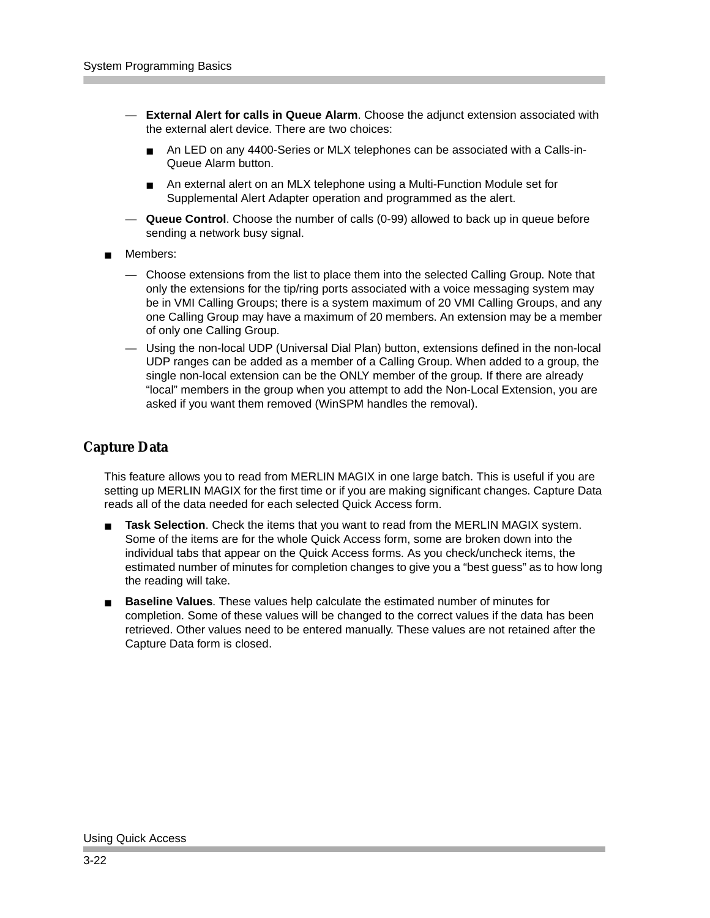- **External Alert for calls in Queue Alarm**. Choose the adjunct extension associated with the external alert device. There are two choices:
    - An LED on any 4400-Series or MLX telephones can be associated with a Calls-in-Queue Alarm button.
    - An external alert on an MLX telephone using a Multi-Function Module set for Supplemental Alert Adapter operation and programmed as the alert.
  - **Queue Control**. Choose the number of calls (0-99) allowed to back up in queue before sending a network busy signal.

- Members:
  - Choose extensions from the list to place them into the selected Calling Group. Note that only the extensions for the tip/ring ports associated with a voice messaging system may be in VMI Calling Groups; there is a system maximum of 20 VMI Calling Groups, and any one Calling Group may have a maximum of 20 members. An extension may be a member of only one Calling Group.
  - Using the non-local UDP (Universal Dial Plan) button, extensions defined in the non-local UDP ranges can be added as a member of a Calling Group. When added to a group, the single non-local extension can be the ONLY member of the group. If there are already "local" members in the group when you attempt to add the Non-Local Extension, you are asked if you want them removed (WinSPM handles the removal).

## Capture Data

This feature allows you to read from MERLIN MAGIX in one large batch. This is useful if you are setting up MERLIN MAGIX for the first time or if you are making significant changes. Capture Data reads all of the data needed for each selected Quick Access form.

- **Task Selection**. Check the items that you want to read from the MERLIN MAGIX system. Some of the items are for the whole Quick Access form, some are broken down into the individual tabs that appear on the Quick Access forms. As you check/uncheck items, the estimated number of minutes for completion changes to give you a "best guess" as to how long the reading will take.
- **Baseline Values**. These values help calculate the estimated number of minutes for completion. Some of these values will be changed to the correct values if the data has been retrieved. Other values need to be entered manually. These values are not retained after the Capture Data form is closed.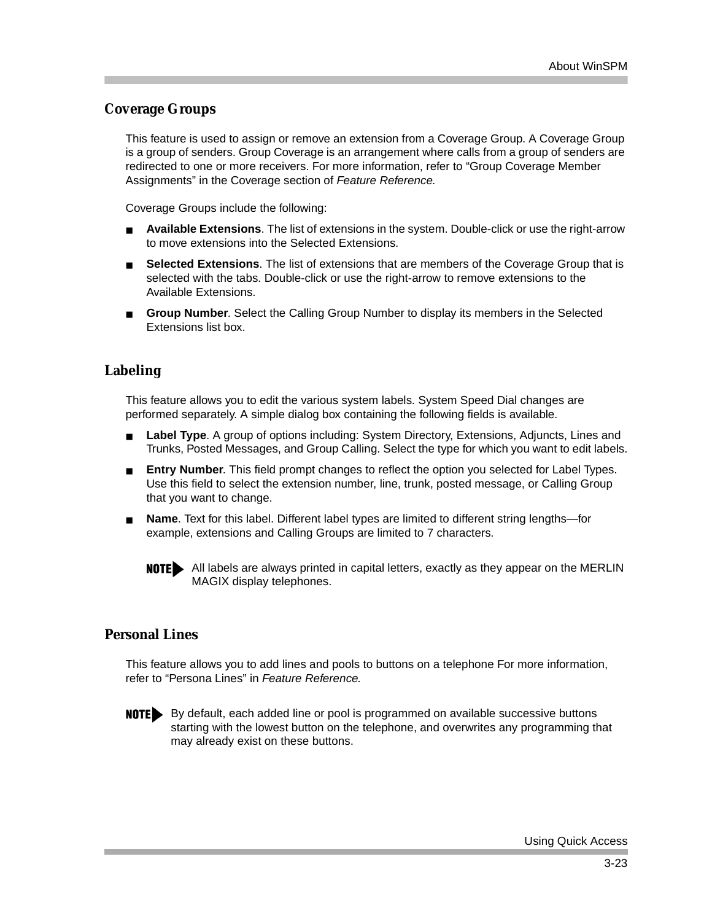## Coverage Groups

This feature is used to assign or remove an extension from a Coverage Group. A Coverage Group is a group of senders. Group Coverage is an arrangement where calls from a group of senders are redirected to one or more receivers. For more information, refer to “Group Coverage Member Assignments” in the Coverage section of *Feature Reference.*

Coverage Groups include the following:

- **Available Extensions**. The list of extensions in the system. Double-click or use the right-arrow to move extensions into the Selected Extensions.
- **Selected Extensions**. The list of extensions that are members of the Coverage Group that is selected with the tabs. Double-click or use the right-arrow to remove extensions to the Available Extensions.
- **Group Number**. Select the Calling Group Number to display its members in the Selected Extensions list box.

## Labeling

This feature allows you to edit the various system labels. System Speed Dial changes are performed separately. A simple dialog box containing the following fields is available.

- **Label Type**. A group of options including: System Directory, Extensions, Adjuncts, Lines and Trunks, Posted Messages, and Group Calling. Select the type for which you want to edit labels.
- **Entry Number**. This field prompt changes to reflect the option you selected for Label Types. Use this field to select the extension number, line, trunk, posted message, or Calling Group that you want to change.
- **Name**. Text for this label. Different label types are limited to different string lengths—for example, extensions and Calling Groups are limited to 7 characters.

> **NOTE** All labels are always printed in capital letters, exactly as they appear on the MERLIN MAGIX display telephones.

## Personal Lines

This feature allows you to add lines and pools to buttons on a telephone For more information, refer to “Persona Lines” in *Feature Reference.*

> **NOTE** By default, each added line or pool is programmed on available successive buttons starting with the lowest button on the telephone, and overwrites any programming that may already exist on these buttons.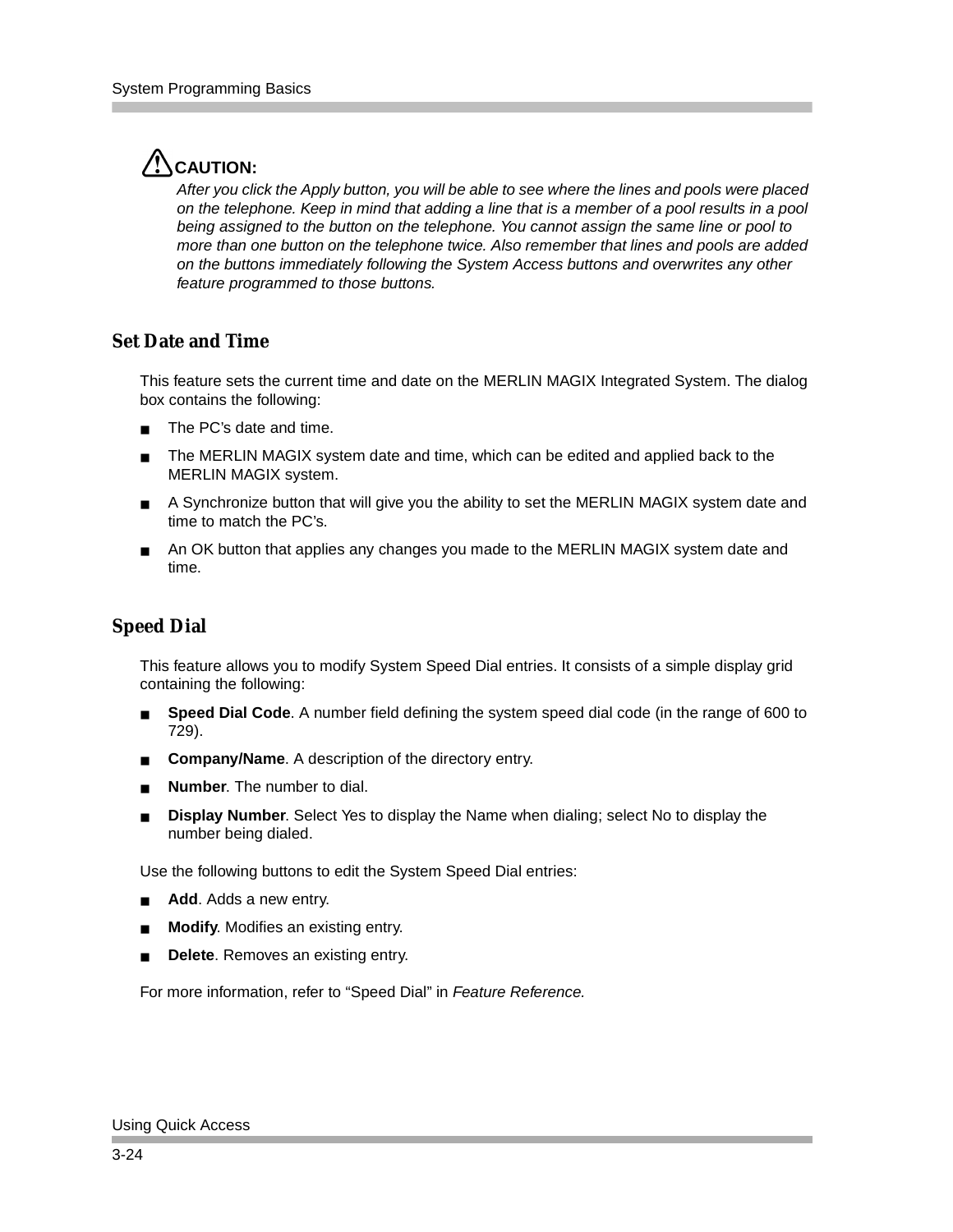**CAUTION:**

*After you click the Apply button, you will be able to see where the lines and pools were placed on the telephone. Keep in mind that adding a line that is a member of a pool results in a pool being assigned to the button on the telephone. You cannot assign the same line or pool to more than one button on the telephone twice. Also remember that lines and pools are added on the buttons immediately following the System Access buttons and overwrites any other feature programmed to those buttons.*

## Set Date and Time

This feature sets the current time and date on the MERLIN MAGIX Integrated System. The dialog box contains the following:

- The PC's date and time.
- The MERLIN MAGIX system date and time, which can be edited and applied back to the MERLIN MAGIX system.
- A Synchronize button that will give you the ability to set the MERLIN MAGIX system date and time to match the PC's.
- An OK button that applies any changes you made to the MERLIN MAGIX system date and time.

## Speed Dial

This feature allows you to modify System Speed Dial entries. It consists of a simple display grid containing the following:

- **Speed Dial Code**. A number field defining the system speed dial code (in the range of 600 to 729).
- **Company/Name**. A description of the directory entry.
- **Number**. The number to dial.
- **Display Number**. Select Yes to display the Name when dialing; select No to display the number being dialed.

Use the following buttons to edit the System Speed Dial entries:

- **Add**. Adds a new entry.
- **Modify**. Modifies an existing entry.
- **Delete**. Removes an existing entry.

For more information, refer to "Speed Dial" in *Feature Reference.*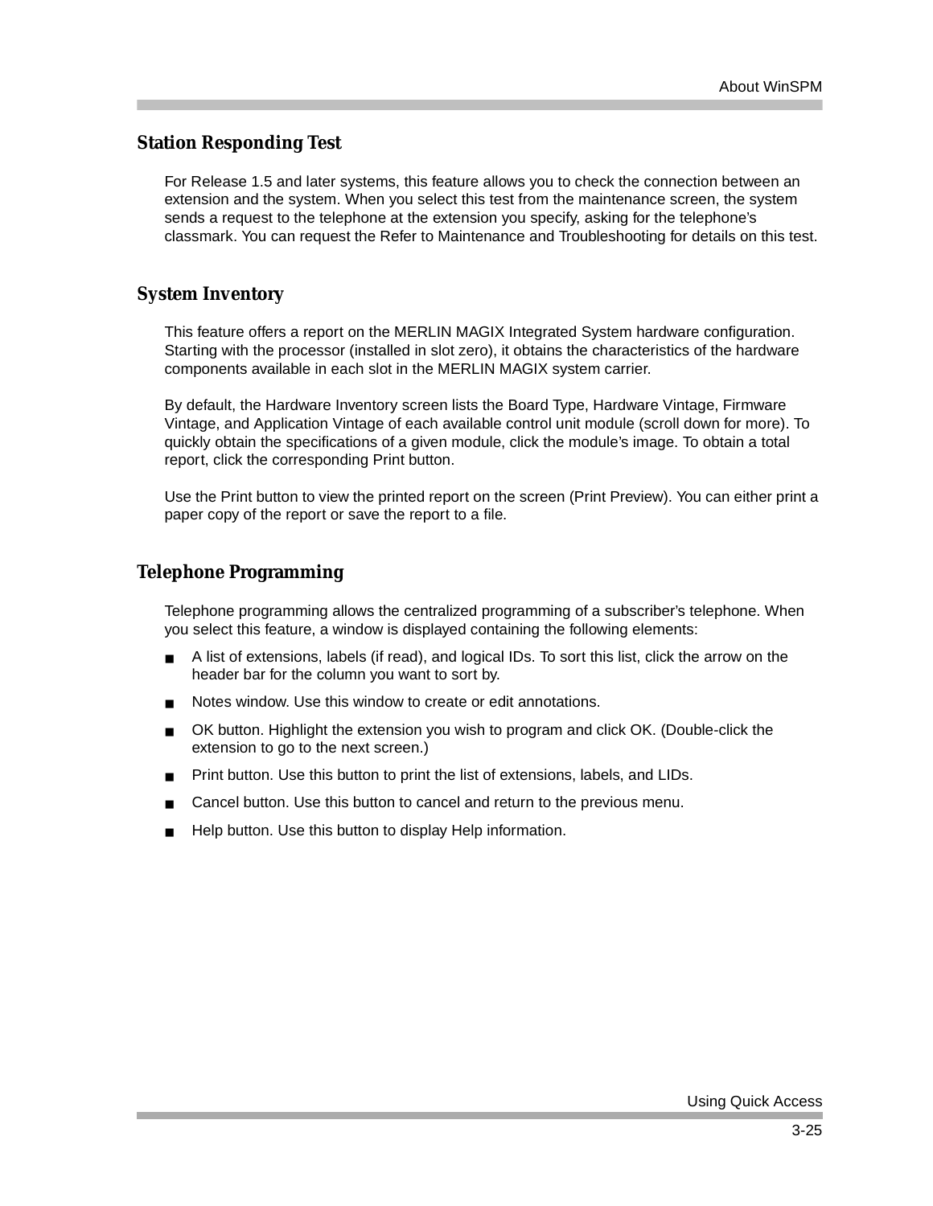## Station Responding Test

For Release 1.5 and later systems, this feature allows you to check the connection between an extension and the system. When you select this test from the maintenance screen, the system sends a request to the telephone at the extension you specify, asking for the telephone's classmark. You can request the Refer to Maintenance and Troubleshooting for details on this test.

## System Inventory

This feature offers a report on the MERLIN MAGIX Integrated System hardware configuration. Starting with the processor (installed in slot zero), it obtains the characteristics of the hardware components available in each slot in the MERLIN MAGIX system carrier.

By default, the Hardware Inventory screen lists the Board Type, Hardware Vintage, Firmware Vintage, and Application Vintage of each available control unit module (scroll down for more). To quickly obtain the specifications of a given module, click the module's image. To obtain a total report, click the corresponding Print button.

Use the Print button to view the printed report on the screen (Print Preview). You can either print a paper copy of the report or save the report to a file.

## Telephone Programming

Telephone programming allows the centralized programming of a subscriber's telephone. When you select this feature, a window is displayed containing the following elements:

- A list of extensions, labels (if read), and logical IDs. To sort this list, click the arrow on the header bar for the column you want to sort by.
- Notes window. Use this window to create or edit annotations.
- OK button. Highlight the extension you wish to program and click OK. (Double-click the extension to go to the next screen.)
- Print button. Use this button to print the list of extensions, labels, and LIDs.
- Cancel button. Use this button to cancel and return to the previous menu.
- Help button. Use this button to display Help information.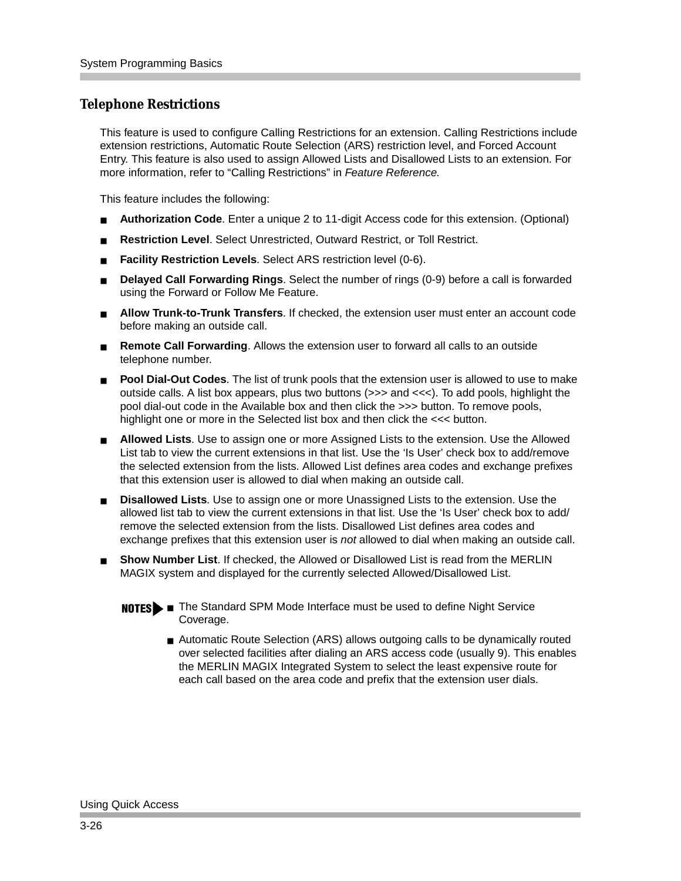## Telephone Restrictions

This feature is used to configure Calling Restrictions for an extension. Calling Restrictions include extension restrictions, Automatic Route Selection (ARS) restriction level, and Forced Account Entry. This feature is also used to assign Allowed Lists and Disallowed Lists to an extension. For more information, refer to "Calling Restrictions" in *Feature Reference.*

This feature includes the following:

- **Authorization Code**. Enter a unique 2 to 11-digit Access code for this extension. (Optional)
- **Restriction Level**. Select Unrestricted, Outward Restrict, or Toll Restrict.
- **Facility Restriction Levels**. Select ARS restriction level (0-6).
- **Delayed Call Forwarding Rings**. Select the number of rings (0-9) before a call is forwarded using the Forward or Follow Me Feature.
- **Allow Trunk-to-Trunk Transfers**. If checked, the extension user must enter an account code before making an outside call.
- **Remote Call Forwarding**. Allows the extension user to forward all calls to an outside telephone number.
- **Pool Dial-Out Codes**. The list of trunk pools that the extension user is allowed to use to make outside calls. A list box appears, plus two buttons (>>> and <<<). To add pools, highlight the pool dial-out code in the Available box and then click the >>> button. To remove pools, highlight one or more in the Selected list box and then click the <<< button.
- **Allowed Lists**. Use to assign one or more Assigned Lists to the extension. Use the Allowed List tab to view the current extensions in that list. Use the 'Is User' check box to add/remove the selected extension from the lists. Allowed List defines area codes and exchange prefixes that this extension user is allowed to dial when making an outside call.
- **Disallowed Lists**. Use to assign one or more Unassigned Lists to the extension. Use the allowed list tab to view the current extensions in that list. Use the 'Is User' check box to add/remove the selected extension from the lists. Disallowed List defines area codes and exchange prefixes that this extension user is *not* allowed to dial when making an outside call.
- **Show Number List**. If checked, the Allowed or Disallowed List is read from the MERLIN MAGIX system and displayed for the currently selected Allowed/Disallowed List.

**NOTES**

- The Standard SPM Mode Interface must be used to define Night Service Coverage.
- Automatic Route Selection (ARS) allows outgoing calls to be dynamically routed over selected facilities after dialing an ARS access code (usually 9). This enables the MERLIN MAGIX Integrated System to select the least expensive route for each call based on the area code and prefix that the extension user dials.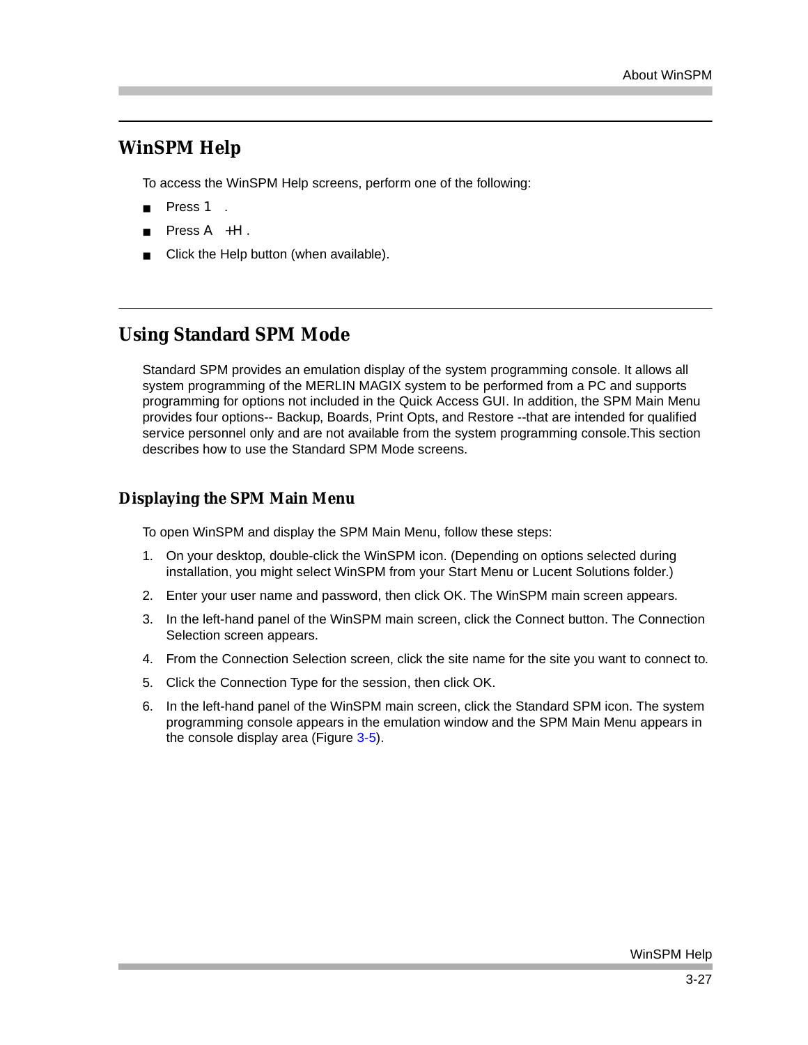## WinSPM Help

To access the WinSPM Help screens, perform one of the following:

- Press 1 .
- Press A +H .
- Click the Help button (when available).

## Using Standard SPM Mode

Standard SPM provides an emulation display of the system programming console. It allows all system programming of the MERLIN MAGIX system to be performed from a PC and supports programming for options not included in the Quick Access GUI. In addition, the SPM Main Menu provides four options-- Backup, Boards, Print Opts, and Restore --that are intended for qualified service personnel only and are not available from the system programming console.This section describes how to use the Standard SPM Mode screens.

### Displaying the SPM Main Menu

To open WinSPM and display the SPM Main Menu, follow these steps:

1. On your desktop, double-click the WinSPM icon. (Depending on options selected during installation, you might select WinSPM from your Start Menu or Lucent Solutions folder.)
2. Enter your user name and password, then click OK. The WinSPM main screen appears.
3. In the left-hand panel of the WinSPM main screen, click the Connect button. The Connection Selection screen appears.
4. From the Connection Selection screen, click the site name for the site you want to connect to.
5. Click the Connection Type for the session, then click OK.
6. In the left-hand panel of the WinSPM main screen, click the Standard SPM icon. The system programming console appears in the emulation window and the SPM Main Menu appears in the console display area (Figure 3-5).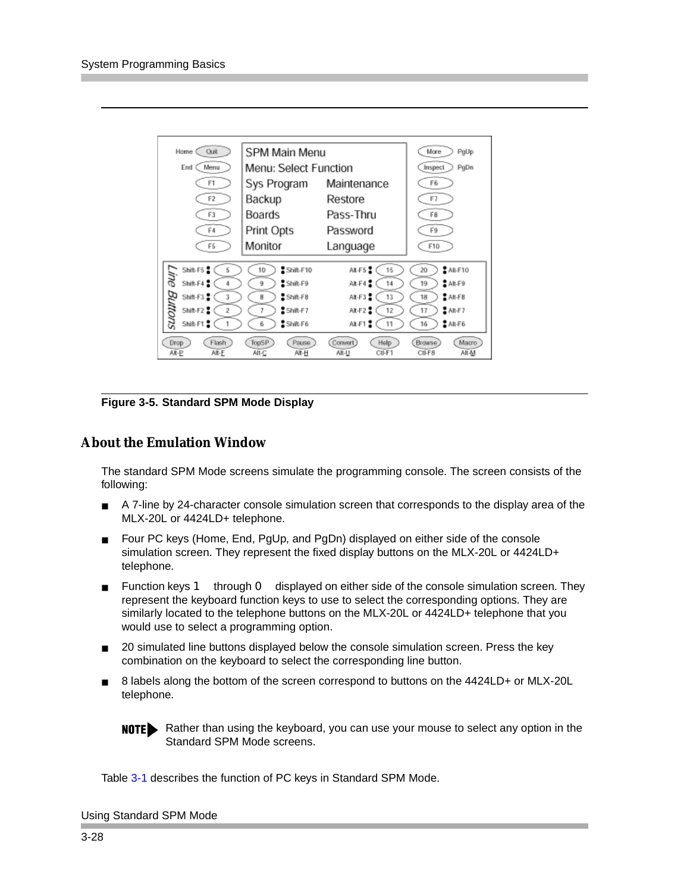Figure 3-5. Standard SPM Mode Display

## About the Emulation Window

The standard SPM Mode screens simulate the programming console. The screen consists of the following:

- A 7-line by 24-character console simulation screen that corresponds to the display area of the MLX-20L or 4424LD+ telephone.
- Four PC keys (Home, End, PgUp, and PgDn) displayed on either side of the console simulation screen. They represent the fixed display buttons on the MLX-20L or 4424LD+ telephone.
- Function keys 1 through 0 displayed on either side of the console simulation screen. They represent the keyboard function keys to use to select the corresponding options. They are similarly located to the telephone buttons on the MLX-20L or 4424LD+ telephone that you would use to select a programming option.
- 20 simulated line buttons displayed below the console simulation screen. Press the key combination on the keyboard to select the corresponding line button.
- 8 labels along the bottom of the screen correspond to buttons on the 4424LD+ or MLX-20L telephone.

**NOTE** Rather than using the keyboard, you can use your mouse to select any option in the Standard SPM Mode screens.

Table 3-1 describes the function of PC keys in Standard SPM Mode.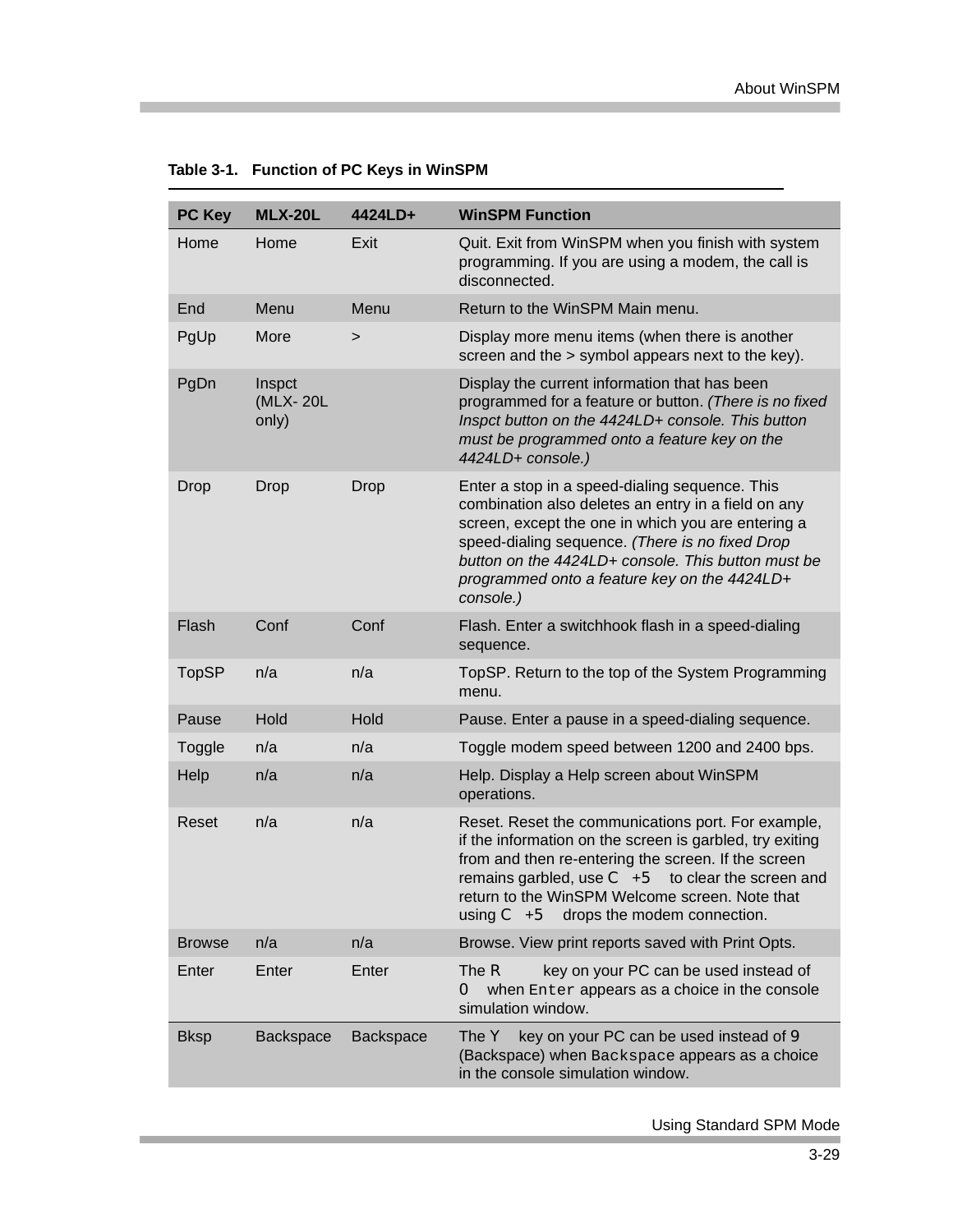**Table 3-1. Function of PC Keys in WinSPM**

| PC Key | MLX-20L | 4424LD+ | WinSPM Function |
| --- | --- | --- | --- |
| Home | Home | Exit | Quit. Exit from WinSPM when you finish with system programming. If you are using a modem, the call is disconnected. |
| End | Menu | Menu | Return to the WinSPM Main menu. |
| PgUp | More | > | Display more menu items (when there is another screen and the > symbol appears next to the key). |
| PgDn | Inspct (MLX- 20L only) | | Display the current information that has been programmed for a feature or button. *(There is no fixed Inspct button on the 4424LD+ console. This button must be programmed onto a feature key on the 4424LD+ console.)* |
| Drop | Drop | Drop | Enter a stop in a speed-dialing sequence. This combination also deletes an entry in a field on any screen, except the one in which you are entering a speed-dialing sequence. *(There is no fixed Drop button on the 4424LD+ console. This button must be programmed onto a feature key on the 4424LD+ console.)* |
| Flash | Conf | Conf | Flash. Enter a switchhook flash in a speed-dialing sequence. |
| TopSP | n/a | n/a | TopSP. Return to the top of the System Programming menu. |
| Pause | Hold | Hold | Pause. Enter a pause in a speed-dialing sequence. |
| Toggle | n/a | n/a | Toggle modem speed between 1200 and 2400 bps. |
| Help | n/a | n/a | Help. Display a Help screen about WinSPM operations. |
| Reset | n/a | n/a | Reset. Reset the communications port. For example, if the information on the screen is garbled, try exiting from and then re-entering the screen. If the screen remains garbled, use C +5 to clear the screen and return to the WinSPM Welcome screen. Note that using C +5 drops the modem connection. |
| Browse | n/a | n/a | Browse. View print reports saved with Print Opts. |
| Enter | Enter | Enter | The R key on your PC can be used instead of 0 when `Enter` appears as a choice in the console simulation window. |
| Bksp | Backspace | Backspace | The Y key on your PC can be used instead of 9 (Backspace) when `Backspace` appears as a choice in the console simulation window. |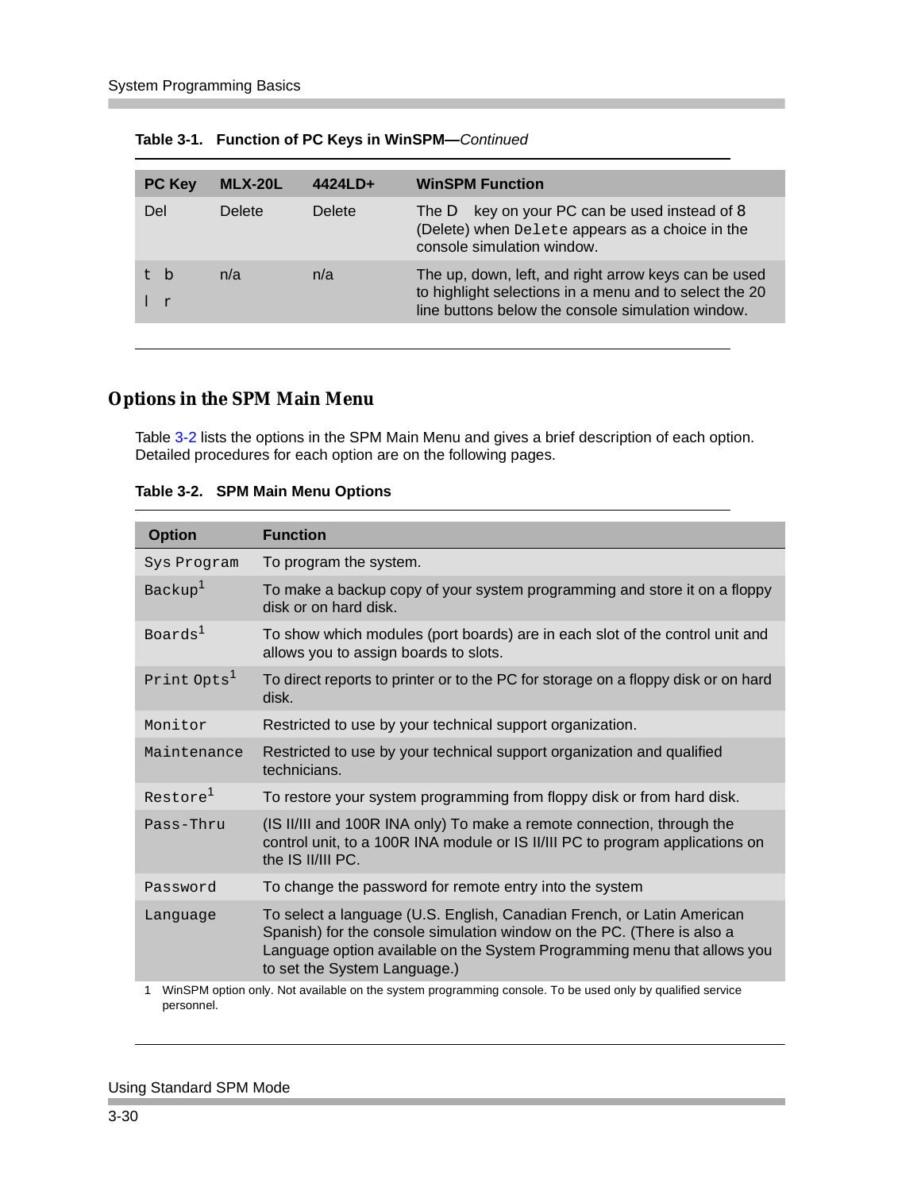**Table 3-1. Function of PC Keys in WinSPM—***Continued*

| PC Key | MLX-20L | 4424LD+ | WinSPM Function |
|---|---|---|---|
| Del | Delete | Delete | The D key on your PC can be used instead of 8 (Delete) when `Delete` appears as a choice in the console simulation window. |
| t b l r | n/a | n/a | The up, down, left, and right arrow keys can be used to highlight selections in a menu and to select the 20 line buttons below the console simulation window. |

## Options in the SPM Main Menu

Table 3-2 lists the options in the SPM Main Menu and gives a brief description of each option. Detailed procedures for each option are on the following pages.

**Table 3-2. SPM Main Menu Options**

| Option | Function |
|---|---|
| `Sys Program` | To program the system. |
| `Backup`[1] | To make a backup copy of your system programming and store it on a floppy disk or on hard disk. |
| `Boards`[1] | To show which modules (port boards) are in each slot of the control unit and allows you to assign boards to slots. |
| `Print Opts`[1] | To direct reports to printer or to the PC for storage on a floppy disk or on hard disk. |
| `Monitor` | Restricted to use by your technical support organization. |
| `Maintenance` | Restricted to use by your technical support organization and qualified technicians. |
| `Restore`[1] | To restore your system programming from floppy disk or from hard disk. |
| `Pass-Thru` | (IS II/III and 100R INA only) To make a remote connection, through the control unit, to a 100R INA module or IS II/III PC to program applications on the IS II/III PC. |
| `Password` | To change the password for remote entry into the system |
| `Language` | To select a language (U.S. English, Canadian French, or Latin American Spanish) for the console simulation window on the PC. (There is also a Language option available on the System Programming menu that allows you to set the System Language.) |

1 WinSPM option only. Not available on the system programming console. To be used only by qualified service personnel.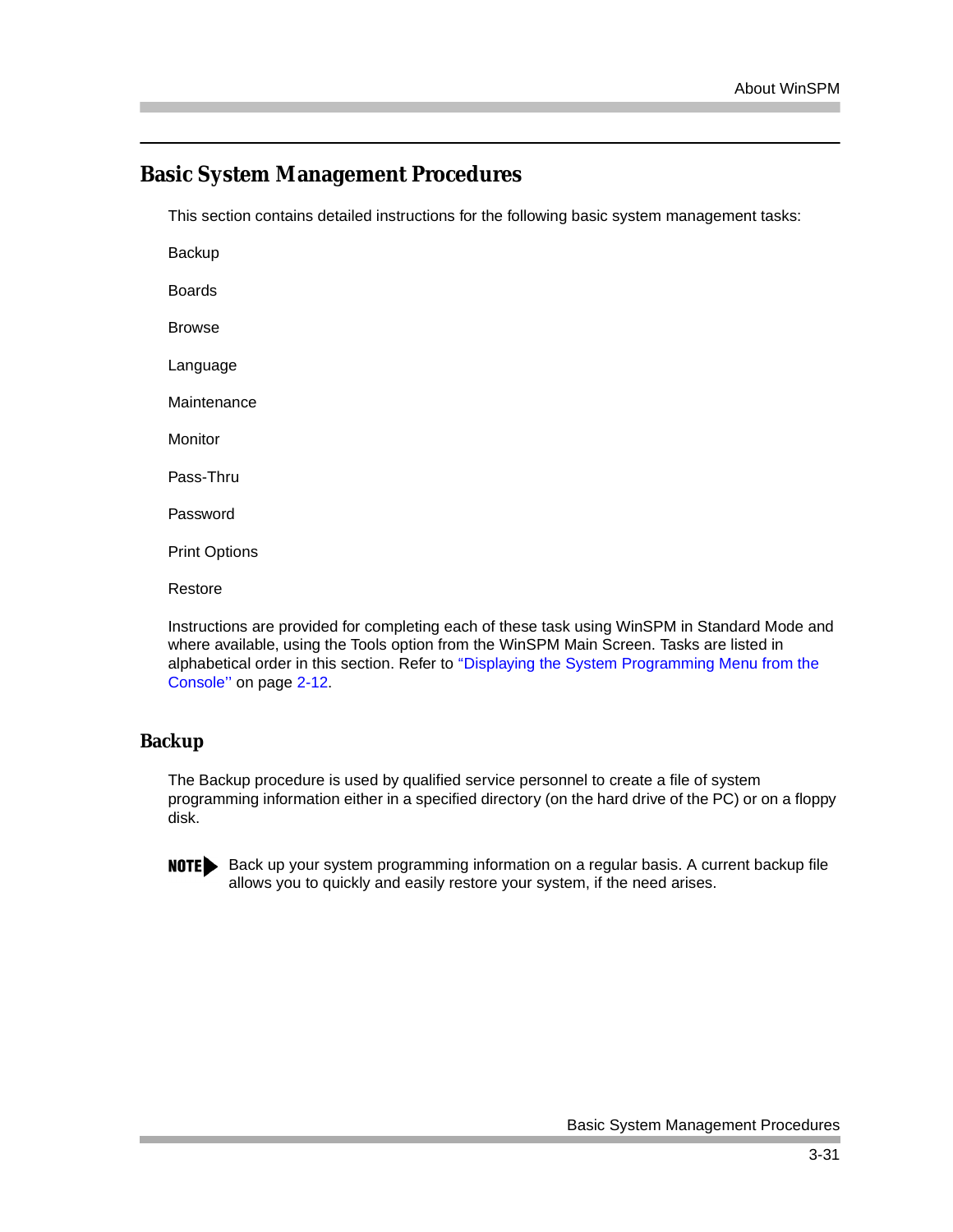## Basic System Management Procedures

This section contains detailed instructions for the following basic system management tasks:

Backup

Boards

Browse

Language

Maintenance

Monitor

Pass-Thru

Password

Print Options

Restore

Instructions are provided for completing each of these task using WinSPM in Standard Mode and where available, using the Tools option from the WinSPM Main Screen. Tasks are listed in alphabetical order in this section. Refer to "Displaying the System Programming Menu from the Console'' on page 2-12.

### Backup

The Backup procedure is used by qualified service personnel to create a file of system programming information either in a specified directory (on the hard drive of the PC) or on a floppy disk.

**NOTE** Back up your system programming information on a regular basis. A current backup file allows you to quickly and easily restore your system, if the need arises.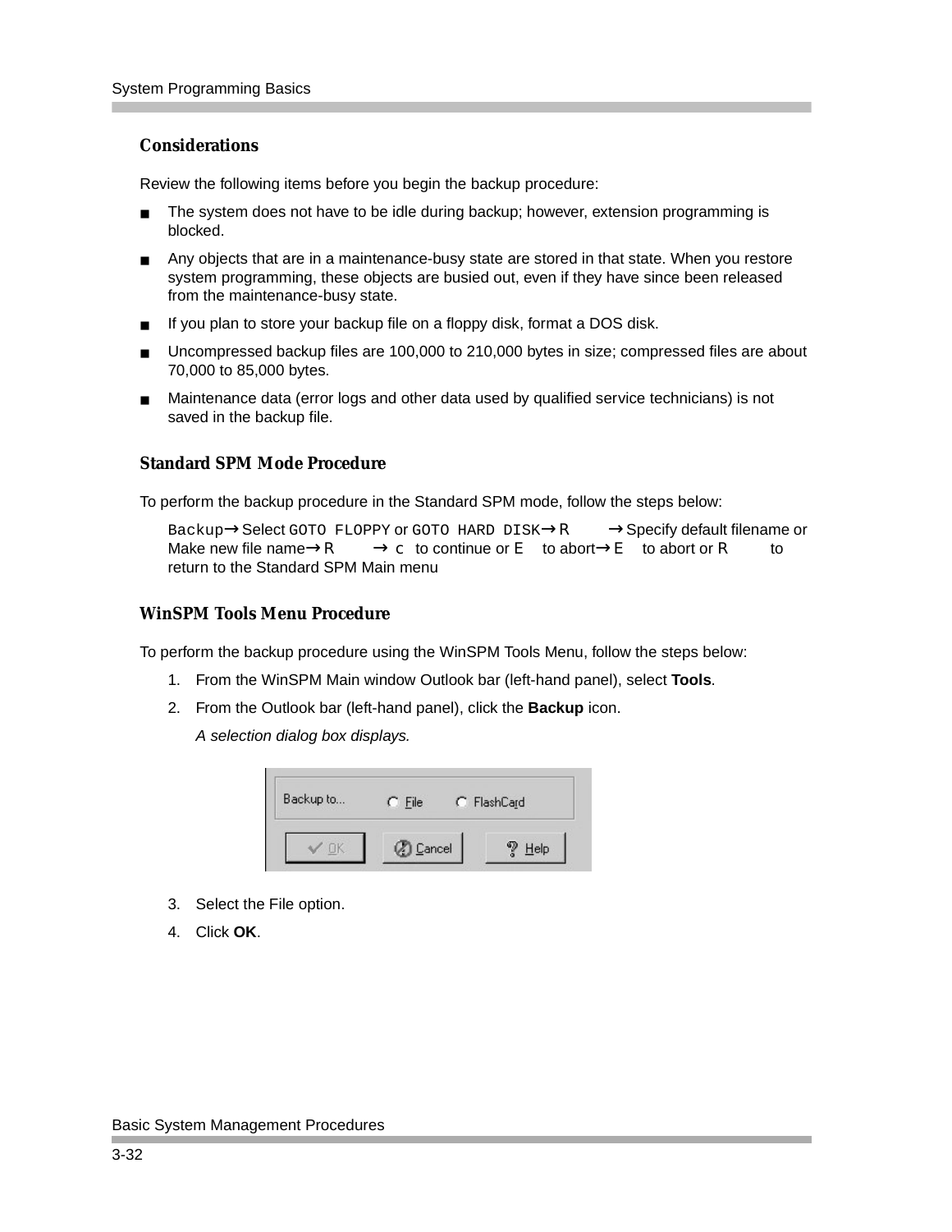## Considerations

Review the following items before you begin the backup procedure:

- The system does not have to be idle during backup; however, extension programming is blocked.
- Any objects that are in a maintenance-busy state are stored in that state. When you restore system programming, these objects are busied out, even if they have since been released from the maintenance-busy state.
- If you plan to store your backup file on a floppy disk, format a DOS disk.
- Uncompressed backup files are 100,000 to 210,000 bytes in size; compressed files are about 70,000 to 85,000 bytes.
- Maintenance data (error logs and other data used by qualified service technicians) is not saved in the backup file.

## Standard SPM Mode Procedure

To perform the backup procedure in the Standard SPM mode, follow the steps below:

`Backup`→Select `GOTO FLOPPY` or `GOTO HARD DISK`→`R` →Specify default filename or Make new file name→`R` → `c` to continue or `E` to abort→`E` to abort or `R` to return to the Standard SPM Main menu

## WinSPM Tools Menu Procedure

To perform the backup procedure using the WinSPM Tools Menu, follow the steps below:

1. From the WinSPM Main window Outlook bar (left-hand panel), select **Tools**.
2. From the Outlook bar (left-hand panel), click the **Backup** icon.

   *A selection dialog box displays.*

   Backup to... ○ File ○ FlashCard

   ✓ OK | Cancel | Help

3. Select the File option.
4. Click **OK**.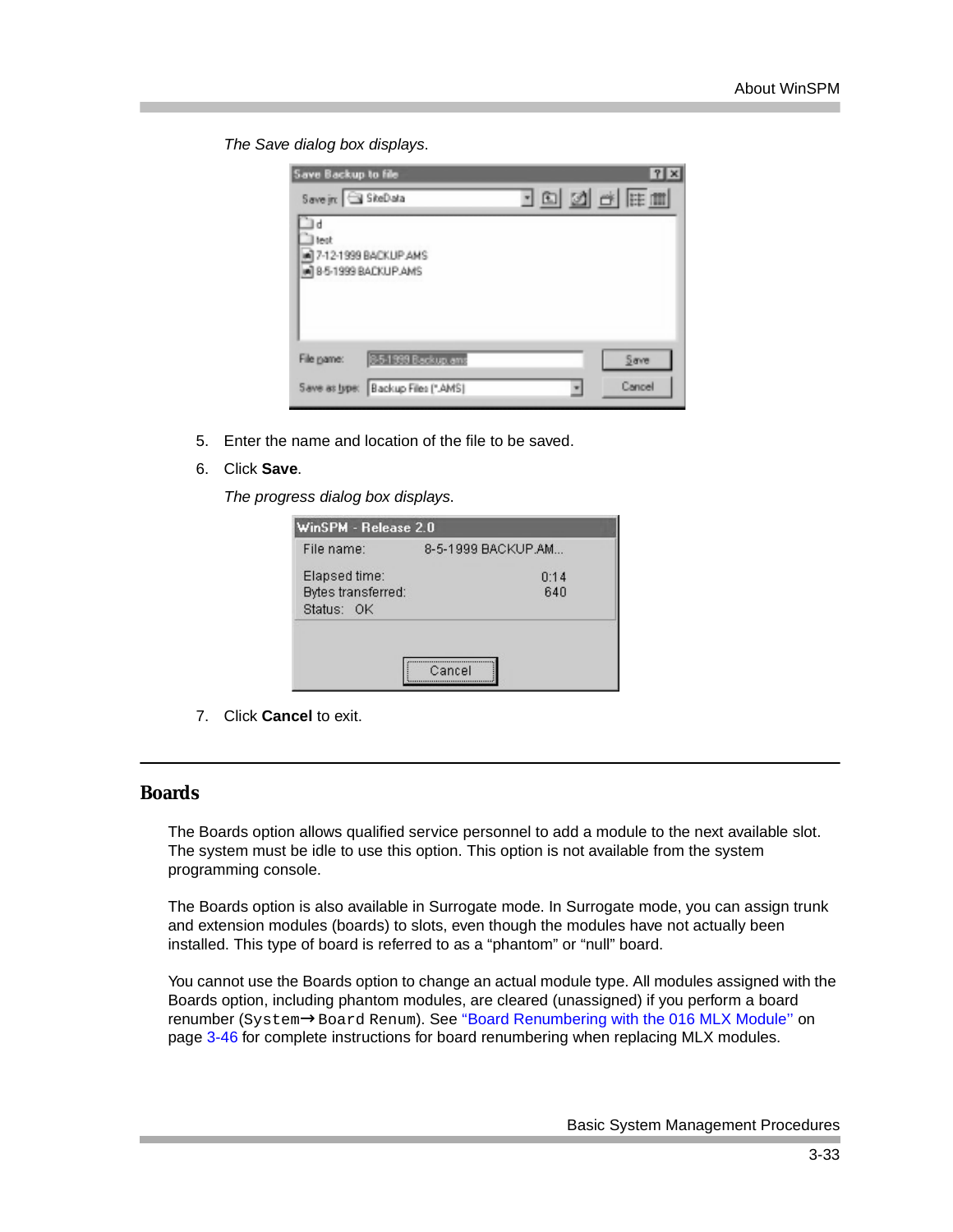*The Save dialog box displays*.

5. Enter the name and location of the file to be saved.
6. Click **Save**.

   *The progress dialog box displays*.

7. Click **Cancel** to exit.

## Boards

The Boards option allows qualified service personnel to add a module to the next available slot. The system must be idle to use this option. This option is not available from the system programming console.

The Boards option is also available in Surrogate mode. In Surrogate mode, you can assign trunk and extension modules (boards) to slots, even though the modules have not actually been installed. This type of board is referred to as a "phantom" or "null" board.

You cannot use the Boards option to change an actual module type. All modules assigned with the Boards option, including phantom modules, are cleared (unassigned) if you perform a board renumber (`System`→`Board Renum`). See "Board Renumbering with the 016 MLX Module" on page 3-46 for complete instructions for board renumbering when replacing MLX modules.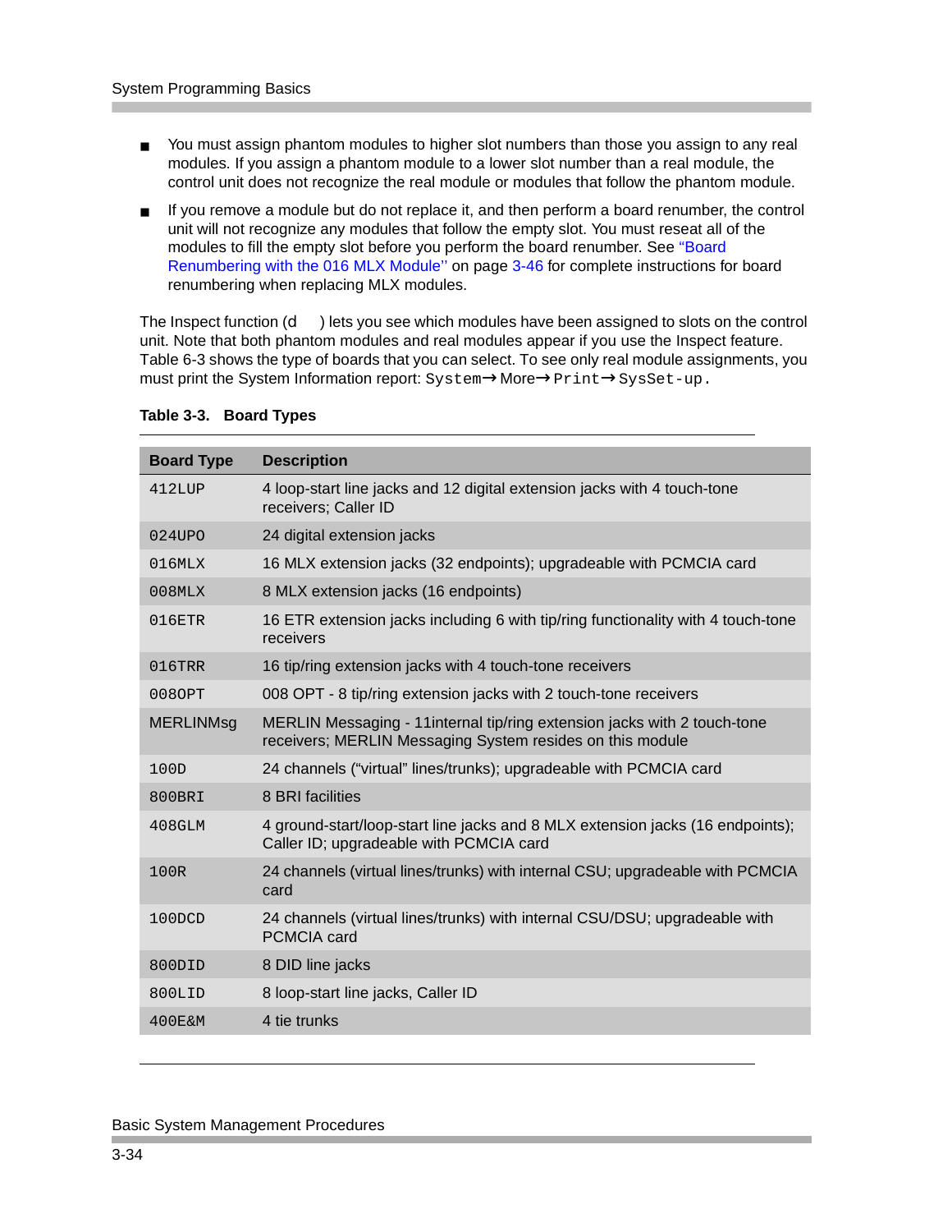- You must assign phantom modules to higher slot numbers than those you assign to any real modules. If you assign a phantom module to a lower slot number than a real module, the control unit does not recognize the real module or modules that follow the phantom module.
- If you remove a module but do not replace it, and then perform a board renumber, the control unit will not recognize any modules that follow the empty slot. You must reseat all of the modules to fill the empty slot before you perform the board renumber. See "Board Renumbering with the 016 MLX Module" on page 3-46 for complete instructions for board renumbering when replacing MLX modules.

The Inspect function (d ) lets you see which modules have been assigned to slots on the control unit. Note that both phantom modules and real modules appear if you use the Inspect feature. Table 6-3 shows the type of boards that you can select. To see only real module assignments, you must print the System Information report: `System`→More→`Print`→`SysSet-up`.

**Table 3-3. Board Types**

| Board Type | Description |
|---|---|
| 412LUP | 4 loop-start line jacks and 12 digital extension jacks with 4 touch-tone receivers; Caller ID |
| 024UPO | 24 digital extension jacks |
| 016MLX | 16 MLX extension jacks (32 endpoints); upgradeable with PCMCIA card |
| 008MLX | 8 MLX extension jacks (16 endpoints) |
| 016ETR | 16 ETR extension jacks including 6 with tip/ring functionality with 4 touch-tone receivers |
| 016TRR | 16 tip/ring extension jacks with 4 touch-tone receivers |
| 008OPT | 008 OPT - 8 tip/ring extension jacks with 2 touch-tone receivers |
| MERLINMsg | MERLIN Messaging - 11internal tip/ring extension jacks with 2 touch-tone receivers; MERLIN Messaging System resides on this module |
| 100D | 24 channels ("virtual" lines/trunks); upgradeable with PCMCIA card |
| 800BRI | 8 BRI facilities |
| 408GLM | 4 ground-start/loop-start line jacks and 8 MLX extension jacks (16 endpoints); Caller ID; upgradeable with PCMCIA card |
| 100R | 24 channels (virtual lines/trunks) with internal CSU; upgradeable with PCMCIA card |
| 100DCD | 24 channels (virtual lines/trunks) with internal CSU/DSU; upgradeable with PCMCIA card |
| 800DID | 8 DID line jacks |
| 800LID | 8 loop-start line jacks, Caller ID |
| 400E&M | 4 tie trunks |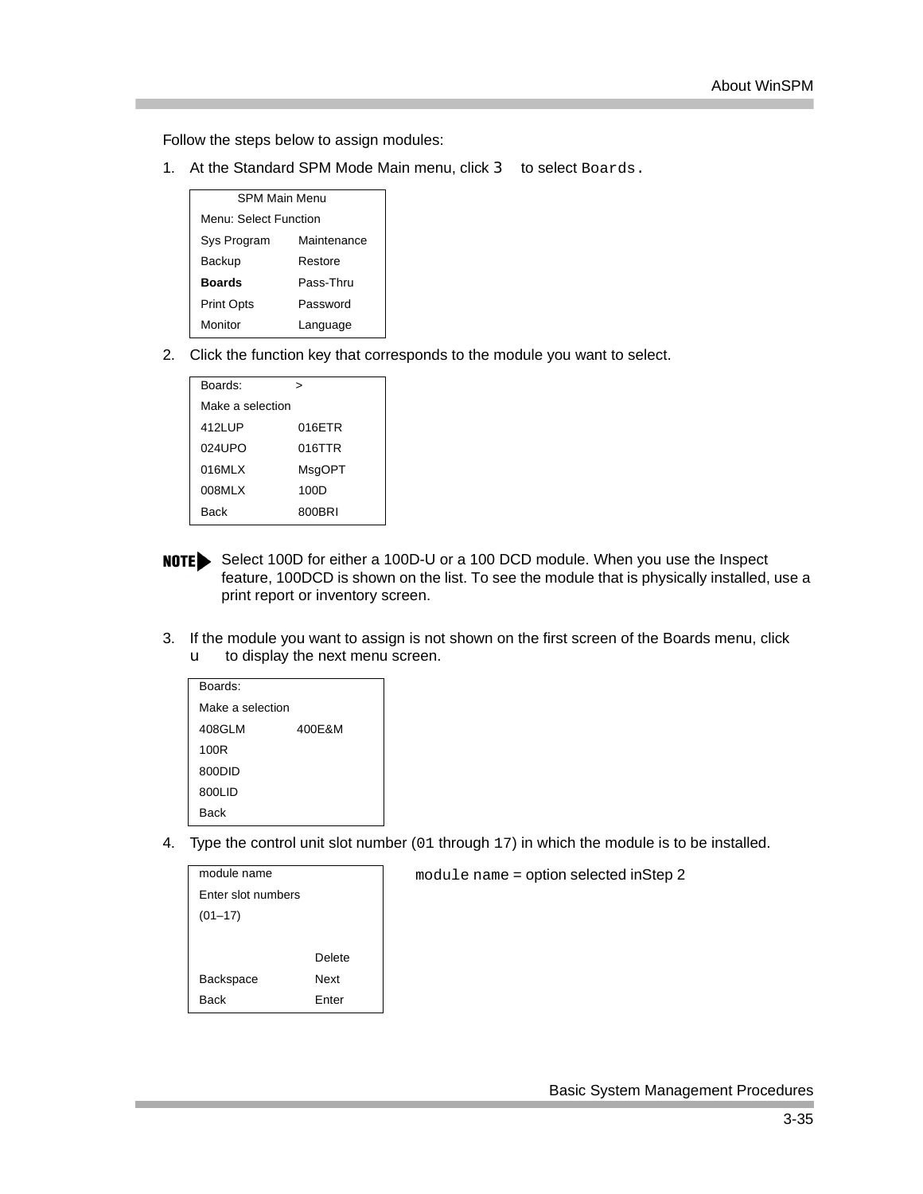Follow the steps below to assign modules:

1. At the Standard SPM Mode Main menu, click `3` to select `Boards.`

| SPM Main Menu | |
|---|---|
| Menu: Select Function | |
| Sys Program | Maintenance |
| Backup | Restore |
| **Boards** | Pass-Thru |
| Print Opts | Password |
| Monitor | Language |

2. Click the function key that corresponds to the module you want to select.

| Boards: | > |
|---|---|
| Make a selection | |
| 412LUP | 016ETR |
| 024UPO | 016TTR |
| 016MLX | MsgOPT |
| 008MLX | 100D |
| Back | 800BRI |

**NOTE** Select 100D for either a 100D-U or a 100 DCD module. When you use the Inspect feature, 100DCD is shown on the list. To see the module that is physically installed, use a print report or inventory screen.

3. If the module you want to assign is not shown on the first screen of the Boards menu, click `u` to display the next menu screen.

| Boards: | |
|---|---|
| Make a selection | |
| 408GLM | 400E&M |
| 100R | |
| 800DID | |
| 800LID | |
| Back | |

4. Type the control unit slot number (`01` through `17`) in which the module is to be installed.

| module name | |
|---|---|
| Enter slot numbers | |
| (01–17) | |
| | |
| | Delete |
| Backspace | Next |
| Back | Enter |

`module name` = option selected inStep 2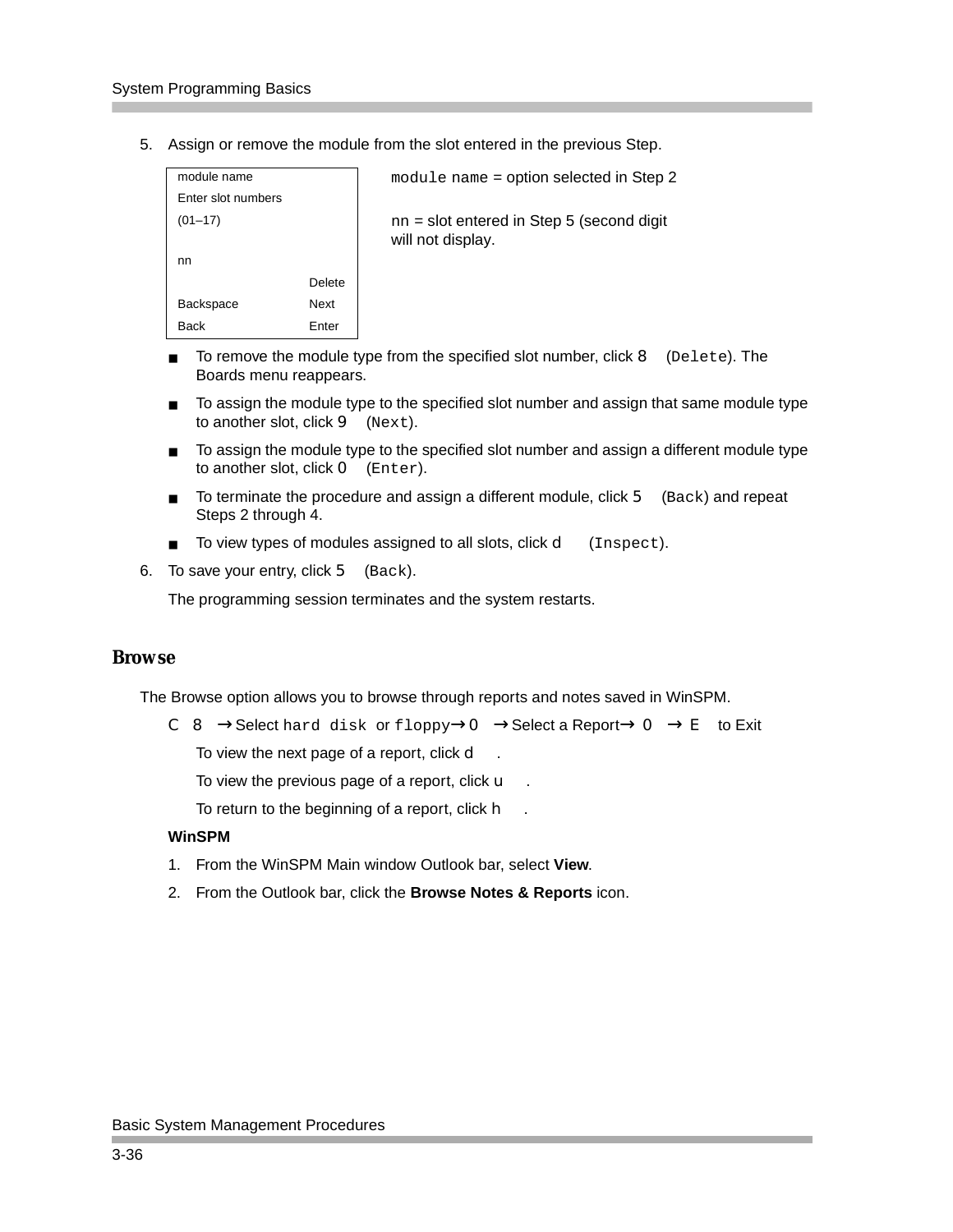5. Assign or remove the module from the slot entered in the previous Step.

```
module name
Enter slot numbers
(01–17)

nn
                    Delete
Backspace           Next
Back                Enter
```

`module name` = option selected in Step 2

`nn` = slot entered in Step 5 (second digit will not display.

- To remove the module type from the specified slot number, click 8 (`Delete`). The Boards menu reappears.
- To assign the module type to the specified slot number and assign that same module type to another slot, click 9 (`Next`).
- To assign the module type to the specified slot number and assign a different module type to another slot, click 0 (`Enter`).
- To terminate the procedure and assign a different module, click 5 (`Back`) and repeat Steps 2 through 4.
- To view types of modules assigned to all slots, click d (`Inspect`).

6. To save your entry, click 5 (`Back`).

   The programming session terminates and the system restarts.

## Browse

The Browse option allows you to browse through reports and notes saved in WinSPM.

C 8 → Select `hard disk` or `floppy` → 0 → Select a Report → 0 → E to Exit

To view the next page of a report, click d.

To view the previous page of a report, click u.

To return to the beginning of a report, click h.

**WinSPM**

1. From the WinSPM Main window Outlook bar, select **View**.
2. From the Outlook bar, click the **Browse Notes & Reports** icon.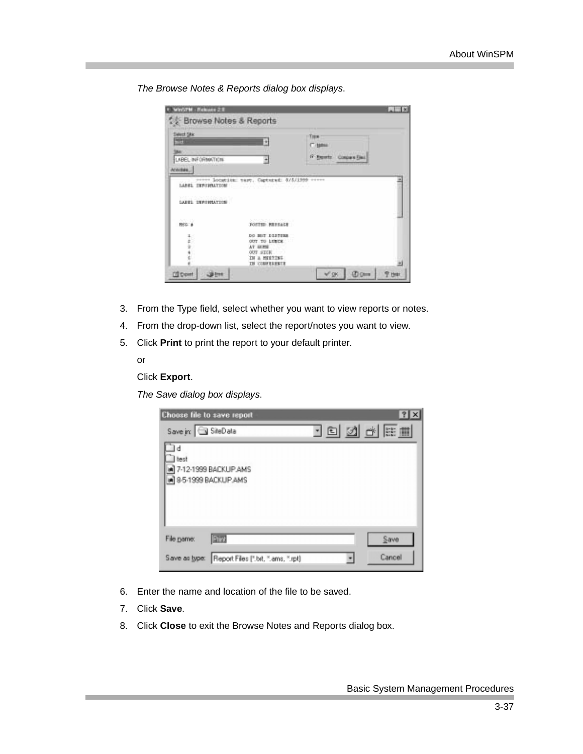*The Browse Notes & Reports dialog box displays.*

3. From the Type field, select whether you want to view reports or notes.
4. From the drop-down list, select the report/notes you want to view.
5. Click **Print** to print the report to your default printer.

   or

   Click **Export**.

   *The Save dialog box displays.*

6. Enter the name and location of the file to be saved.
7. Click **Save**.
8. Click **Close** to exit the Browse Notes and Reports dialog box.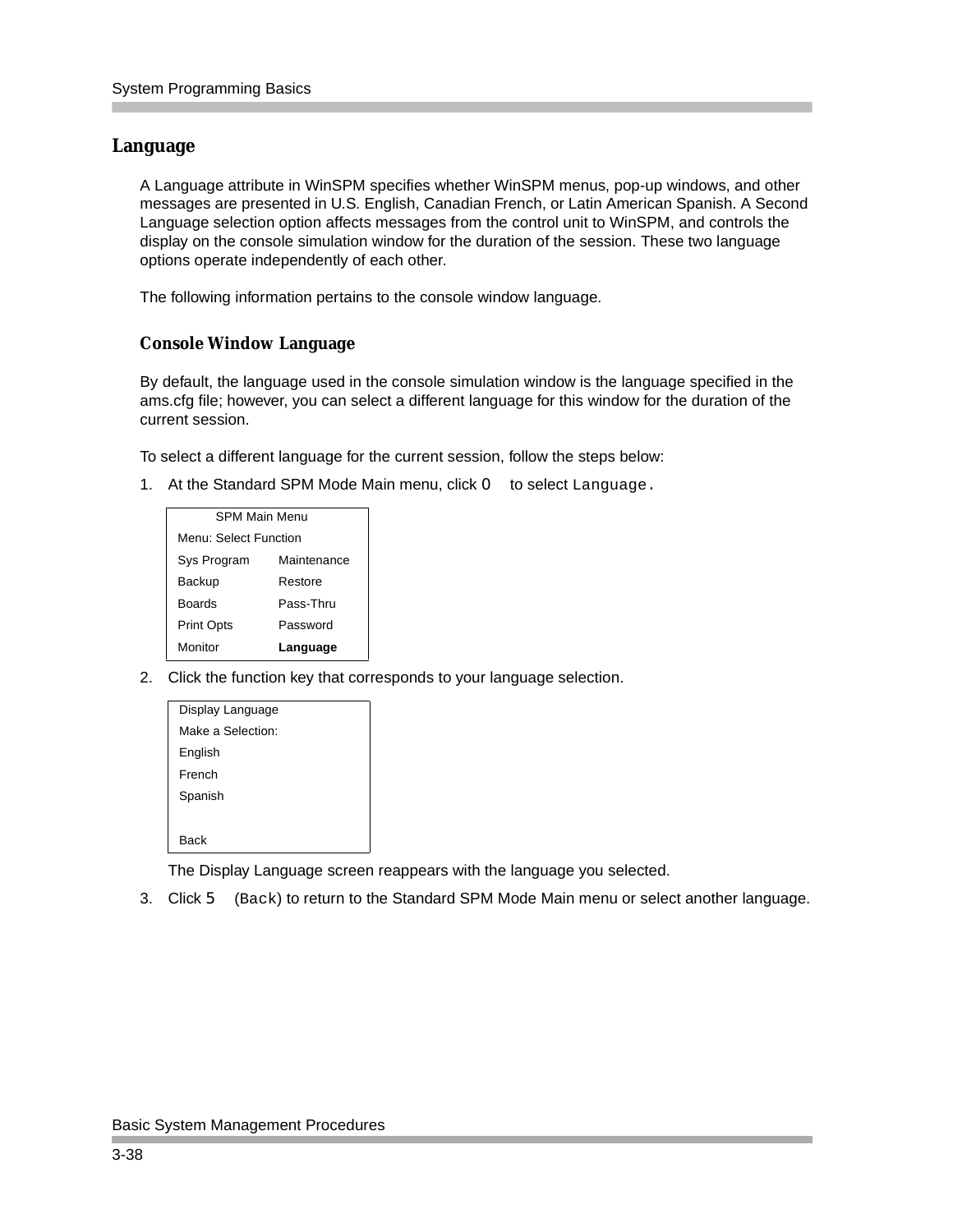## Language

A Language attribute in WinSPM specifies whether WinSPM menus, pop-up windows, and other messages are presented in U.S. English, Canadian French, or Latin American Spanish. A Second Language selection option affects messages from the control unit to WinSPM, and controls the display on the console simulation window for the duration of the session. These two language options operate independently of each other.

The following information pertains to the console window language.

### Console Window Language

By default, the language used in the console simulation window is the language specified in the ams.cfg file; however, you can select a different language for this window for the duration of the current session.

To select a different language for the current session, follow the steps below:

1. At the Standard SPM Mode Main menu, click `0` to select `Language`.

| SPM Main Menu | |
|---|---|
| Menu: Select Function | |
| Sys Program | Maintenance |
| Backup | Restore |
| Boards | Pass-Thru |
| Print Opts | Password |
| Monitor | **Language** |

2. Click the function key that corresponds to your language selection.

| Display Language |
|---|
| Make a Selection: |
| English |
| French |
| Spanish |
| |
| Back |

   The Display Language screen reappears with the language you selected.

3. Click `5` (`Back`) to return to the Standard SPM Mode Main menu or select another language.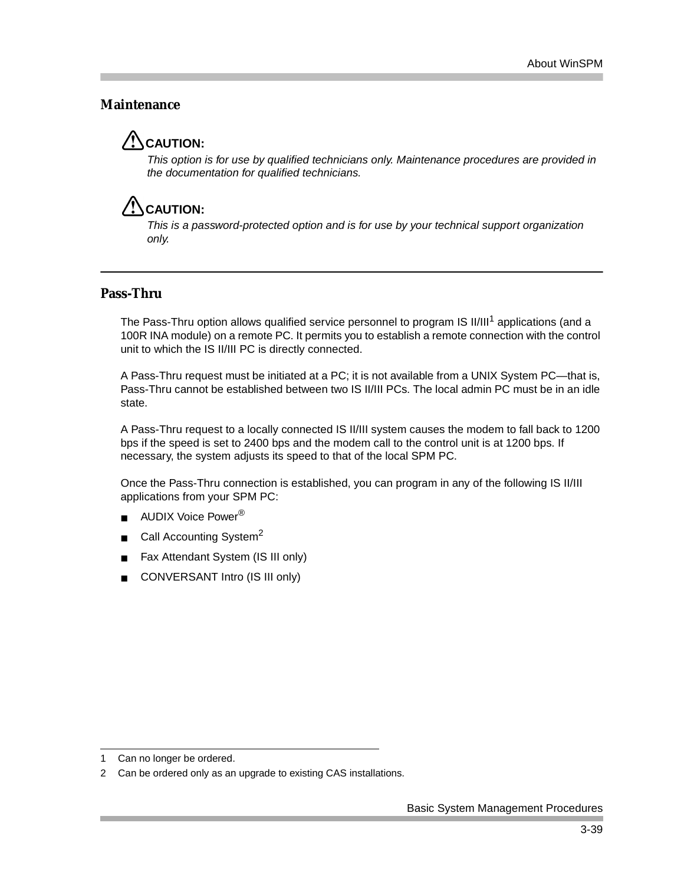## Maintenance

**CAUTION:**

*This option is for use by qualified technicians only. Maintenance procedures are provided in the documentation for qualified technicians.*

**CAUTION:**

*This is a password-protected option and is for use by your technical support organization only.*

---

## Pass-Thru

The Pass-Thru option allows qualified service personnel to program IS II/III[1] applications (and a 100R INA module) on a remote PC. It permits you to establish a remote connection with the control unit to which the IS II/III PC is directly connected.

A Pass-Thru request must be initiated at a PC; it is not available from a UNIX System PC—that is, Pass-Thru cannot be established between two IS II/III PCs. The local admin PC must be in an idle state.

A Pass-Thru request to a locally connected IS II/III system causes the modem to fall back to 1200 bps if the speed is set to 2400 bps and the modem call to the control unit is at 1200 bps. If necessary, the system adjusts its speed to that of the local SPM PC.

Once the Pass-Thru connection is established, you can program in any of the following IS II/III applications from your SPM PC:

- AUDIX Voice Power®
- Call Accounting System[2]
- Fax Attendant System (IS III only)
- CONVERSANT Intro (IS III only)

---

1 Can no longer be ordered.

2 Can be ordered only as an upgrade to existing CAS installations.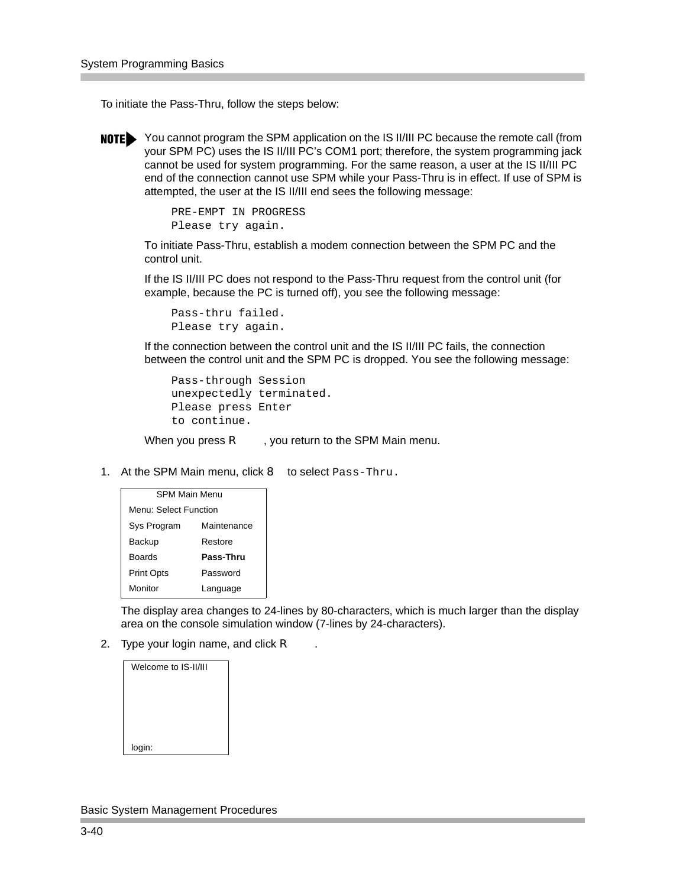To initiate the Pass-Thru, follow the steps below:

**NOTE** You cannot program the SPM application on the IS II/III PC because the remote call (from your SPM PC) uses the IS II/III PC's COM1 port; therefore, the system programming jack cannot be used for system programming. For the same reason, a user at the IS II/III PC end of the connection cannot use SPM while your Pass-Thru is in effect. If use of SPM is attempted, the user at the IS II/III end sees the following message:

```
PRE-EMPT IN PROGRESS
Please try again.
```

To initiate Pass-Thru, establish a modem connection between the SPM PC and the control unit.

If the IS II/III PC does not respond to the Pass-Thru request from the control unit (for example, because the PC is turned off), you see the following message:

```
Pass-thru failed.
Please try again.
```

If the connection between the control unit and the IS II/III PC fails, the connection between the control unit and the SPM PC is dropped. You see the following message:

```
Pass-through Session
unexpectedly terminated.
Please press Enter
to continue.
```

When you press R , you return to the SPM Main menu.

1. At the SPM Main menu, click 8 to select `Pass-Thru.`

| SPM Main Menu | |
|---|---|
| Menu: Select Function | |
| Sys Program | Maintenance |
| Backup | Restore |
| Boards | **Pass-Thru** |
| Print Opts | Password |
| Monitor | Language |

The display area changes to 24-lines by 80-characters, which is much larger than the display area on the console simulation window (7-lines by 24-characters).

2. Type your login name, and click R .

```
Welcome to IS-II/III





login:
```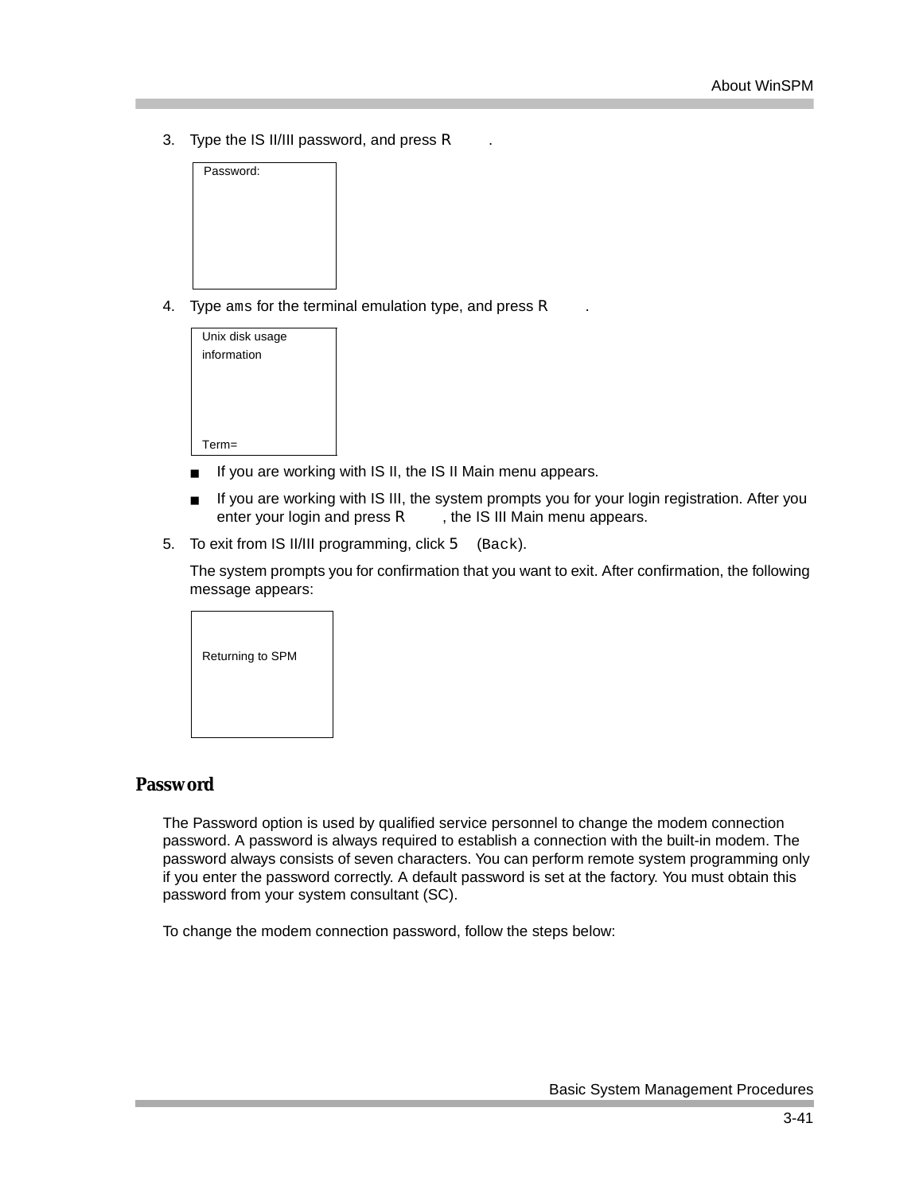3. Type the IS II/III password, and press R .

```
Password:
```

4. Type `ams` for the terminal emulation type, and press R .

```
Unix disk usage
information



Term=
```

   - If you are working with IS II, the IS II Main menu appears.
   - If you are working with IS III, the system prompts you for your login registration. After you enter your login and press R , the IS III Main menu appears.

5. To exit from IS II/III programming, click 5 (Back).

   The system prompts you for confirmation that you want to exit. After confirmation, the following message appears:

```
Returning to SPM
```

## Password

The Password option is used by qualified service personnel to change the modem connection password. A password is always required to establish a connection with the built-in modem. The password always consists of seven characters. You can perform remote system programming only if you enter the password correctly. A default password is set at the factory. You must obtain this password from your system consultant (SC).

To change the modem connection password, follow the steps below: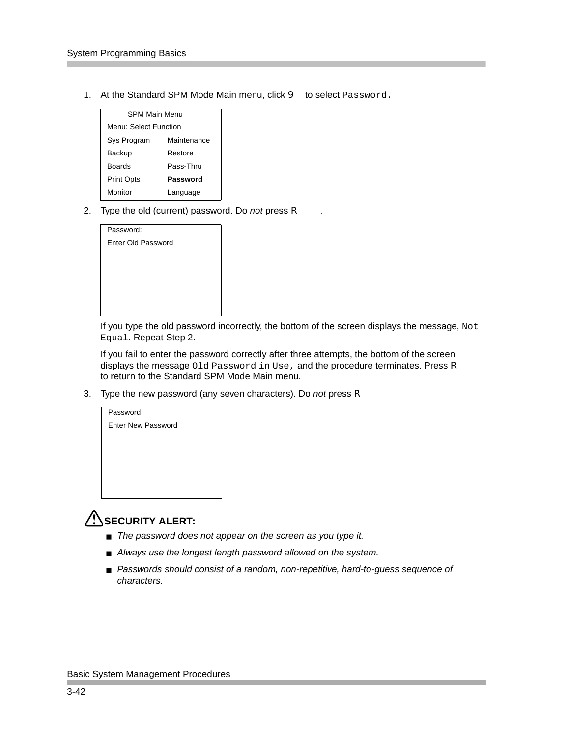1. At the Standard SPM Mode Main menu, click `9` to select `Password.`

| SPM Main Menu | |
|---|---|
| Menu: Select Function | |
| Sys Program | Maintenance |
| Backup | Restore |
| Boards | Pass-Thru |
| Print Opts | **Password** |
| Monitor | Language |

2. Type the old (current) password. Do *not* press `R` .

```
Password:
Enter Old Password
```

   If you type the old password incorrectly, the bottom of the screen displays the message, `Not Equal`. Repeat Step 2.

   If you fail to enter the password correctly after three attempts, the bottom of the screen displays the message `Old Password in Use,` and the procedure terminates. Press `R` to return to the Standard SPM Mode Main menu.

3. Type the new password (any seven characters). Do *not* press `R`

```
Password
Enter New Password
```

**SECURITY ALERT:**

- *The password does not appear on the screen as you type it.*
- *Always use the longest length password allowed on the system.*
- *Passwords should consist of a random, non-repetitive, hard-to-guess sequence of characters.*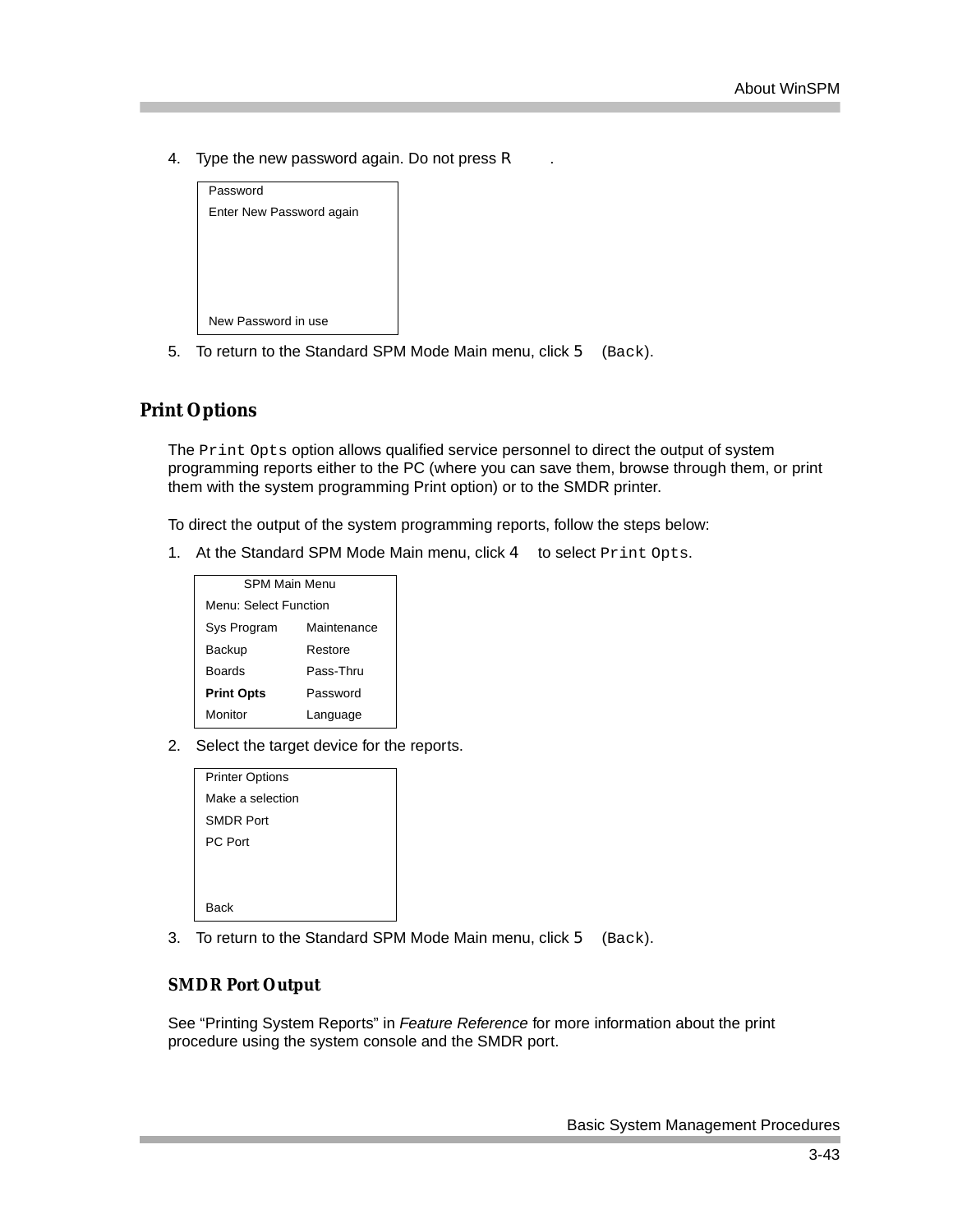4. Type the new password again. Do not press R .

```
Password
Enter New Password again




New Password in use
```

5. To return to the Standard SPM Mode Main menu, click 5 (`Back`).

## Print Options

The `Print Opts` option allows qualified service personnel to direct the output of system programming reports either to the PC (where you can save them, browse through them, or print them with the system programming Print option) or to the SMDR printer.

To direct the output of the system programming reports, follow the steps below:

1. At the Standard SPM Mode Main menu, click 4 to select `Print Opts`.

| SPM Main Menu | |
|---|---|
| Menu: Select Function | |
| Sys Program | Maintenance |
| Backup | Restore |
| Boards | Pass-Thru |
| **Print Opts** | Password |
| Monitor | Language |

2. Select the target device for the reports.

```
Printer Options
Make a selection
SMDR Port
PC Port


Back
```

3. To return to the Standard SPM Mode Main menu, click 5 (`Back`).

### SMDR Port Output

See “Printing System Reports” in *Feature Reference* for more information about the print procedure using the system console and the SMDR port.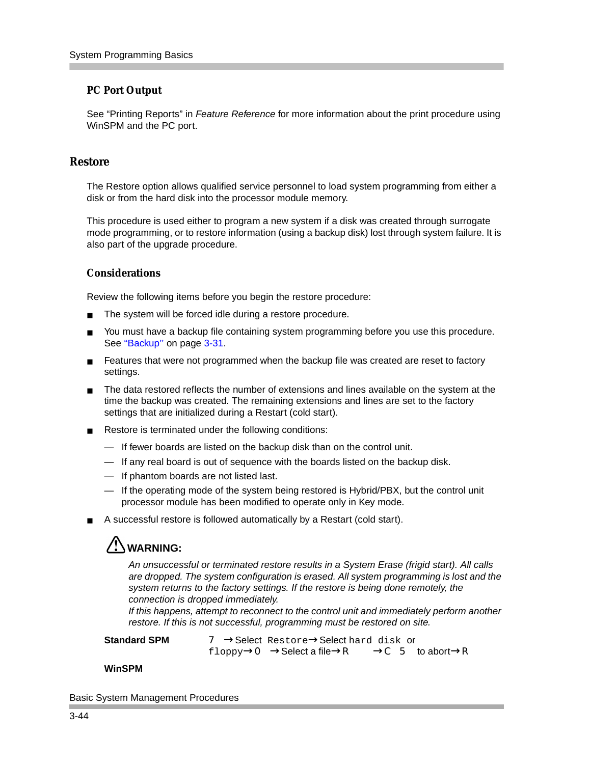### PC Port Output

See “Printing Reports” in *Feature Reference* for more information about the print procedure using WinSPM and the PC port.

## Restore

The Restore option allows qualified service personnel to load system programming from either a disk or from the hard disk into the processor module memory.

This procedure is used either to program a new system if a disk was created through surrogate mode programming, or to restore information (using a backup disk) lost through system failure. It is also part of the upgrade procedure.

### Considerations

Review the following items before you begin the restore procedure:

- The system will be forced idle during a restore procedure.
- You must have a backup file containing system programming before you use this procedure. See “Backup” on page 3-31.
- Features that were not programmed when the backup file was created are reset to factory settings.
- The data restored reflects the number of extensions and lines available on the system at the time the backup was created. The remaining extensions and lines are set to the factory settings that are initialized during a Restart (cold start).
- Restore is terminated under the following conditions:
  - If fewer boards are listed on the backup disk than on the control unit.
  - If any real board is out of sequence with the boards listed on the backup disk.
  - If phantom boards are not listed last.
  - If the operating mode of the system being restored is Hybrid/PBX, but the control unit processor module has been modified to operate only in Key mode.
- A successful restore is followed automatically by a Restart (cold start).

**WARNING:**

*An unsuccessful or terminated restore results in a System Erase (frigid start). All calls are dropped. The system configuration is erased. All system programming is lost and the system returns to the factory settings. If the restore is being done remotely, the connection is dropped immediately.*
*If this happens, attempt to reconnect to the control unit and immediately perform another restore. If this is not successful, programming must be restored on site.*

**Standard SPM** `7` → Select `Restore` → Select `hard disk` or `floppy` → `0` → Select a file → `R` → `C 5` to abort → `R`

**WinSPM**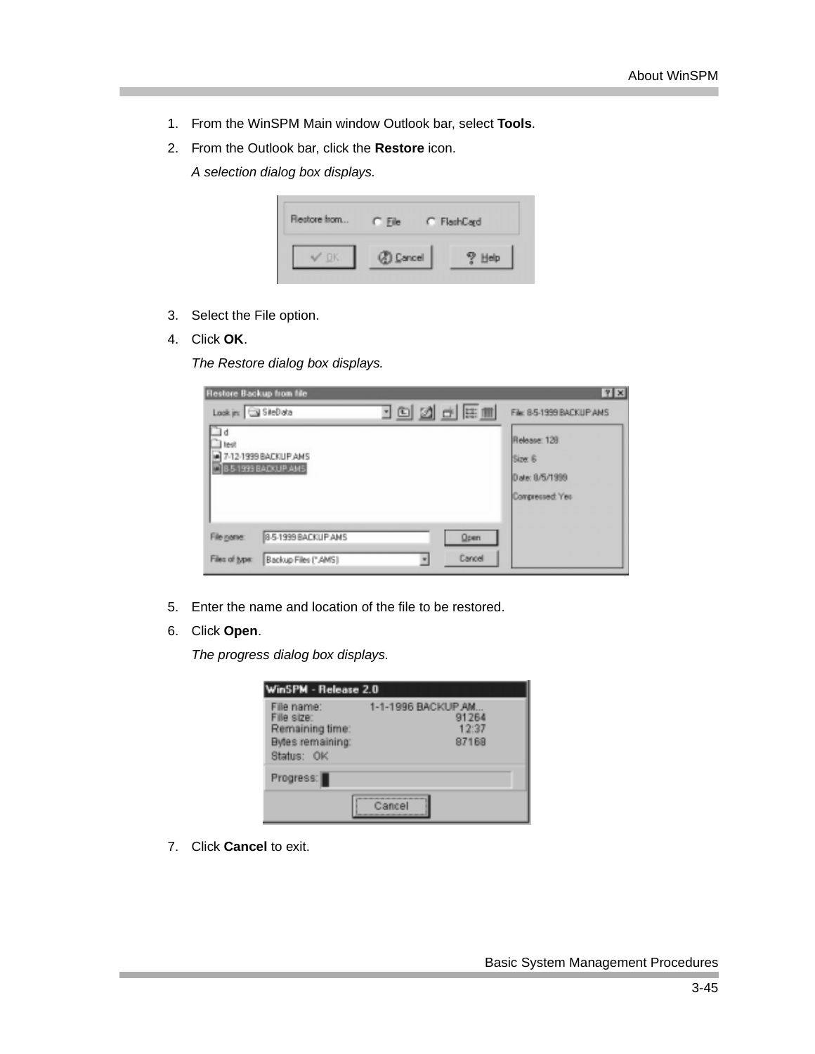1. From the WinSPM Main window Outlook bar, select **Tools**.
2. From the Outlook bar, click the **Restore** icon.

   *A selection dialog box displays.*

3. Select the File option.
4. Click **OK**.

   *The Restore dialog box displays.*

5. Enter the name and location of the file to be restored.
6. Click **Open**.

   *The progress dialog box displays.*

7. Click **Cancel** to exit.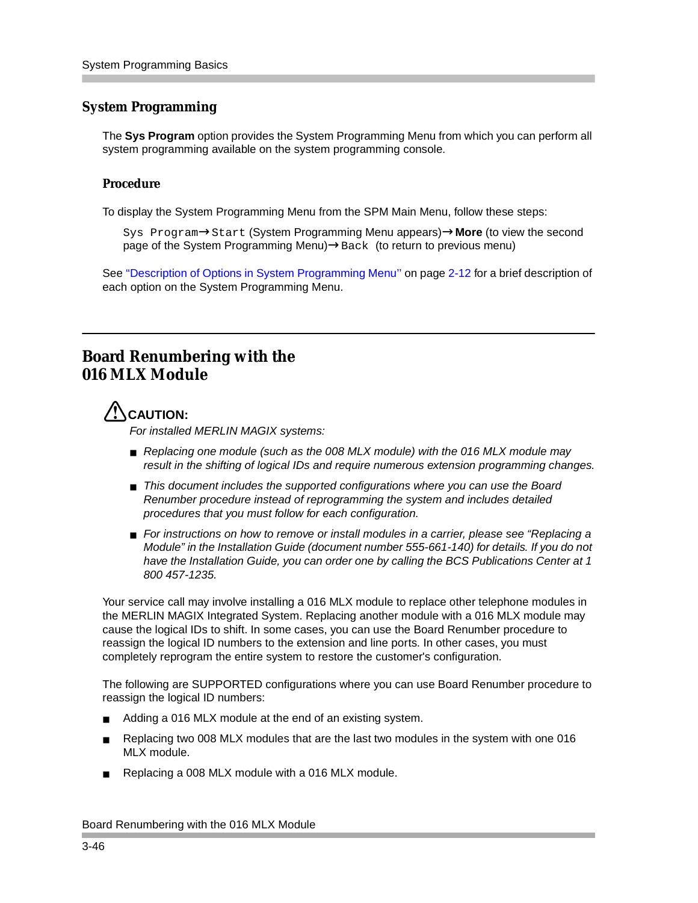## System Programming

The **Sys Program** option provides the System Programming Menu from which you can perform all system programming available on the system programming console.

### Procedure

To display the System Programming Menu from the SPM Main Menu, follow these steps:

`Sys Program`→`Start` (System Programming Menu appears)→**More** (to view the second page of the System Programming Menu)→`Back` (to return to previous menu)

See "Description of Options in System Programming Menu" on page 2-12 for a brief description of each option on the System Programming Menu.

---

## Board Renumbering with the 016 MLX Module

⚠ **CAUTION:**

*For installed MERLIN MAGIX systems:*

- *Replacing one module (such as the 008 MLX module) with the 016 MLX module may result in the shifting of logical IDs and require numerous extension programming changes.*
- *This document includes the supported configurations where you can use the Board Renumber procedure instead of reprogramming the system and includes detailed procedures that you must follow for each configuration.*
- *For instructions on how to remove or install modules in a carrier, please see "Replacing a Module" in the Installation Guide (document number 555-661-140) for details. If you do not have the Installation Guide, you can order one by calling the BCS Publications Center at 1 800 457-1235.*

Your service call may involve installing a 016 MLX module to replace other telephone modules in the MERLIN MAGIX Integrated System. Replacing another module with a 016 MLX module may cause the logical IDs to shift. In some cases, you can use the Board Renumber procedure to reassign the logical ID numbers to the extension and line ports. In other cases, you must completely reprogram the entire system to restore the customer's configuration.

The following are SUPPORTED configurations where you can use Board Renumber procedure to reassign the logical ID numbers:

- Adding a 016 MLX module at the end of an existing system.
- Replacing two 008 MLX modules that are the last two modules in the system with one 016 MLX module.
- Replacing a 008 MLX module with a 016 MLX module.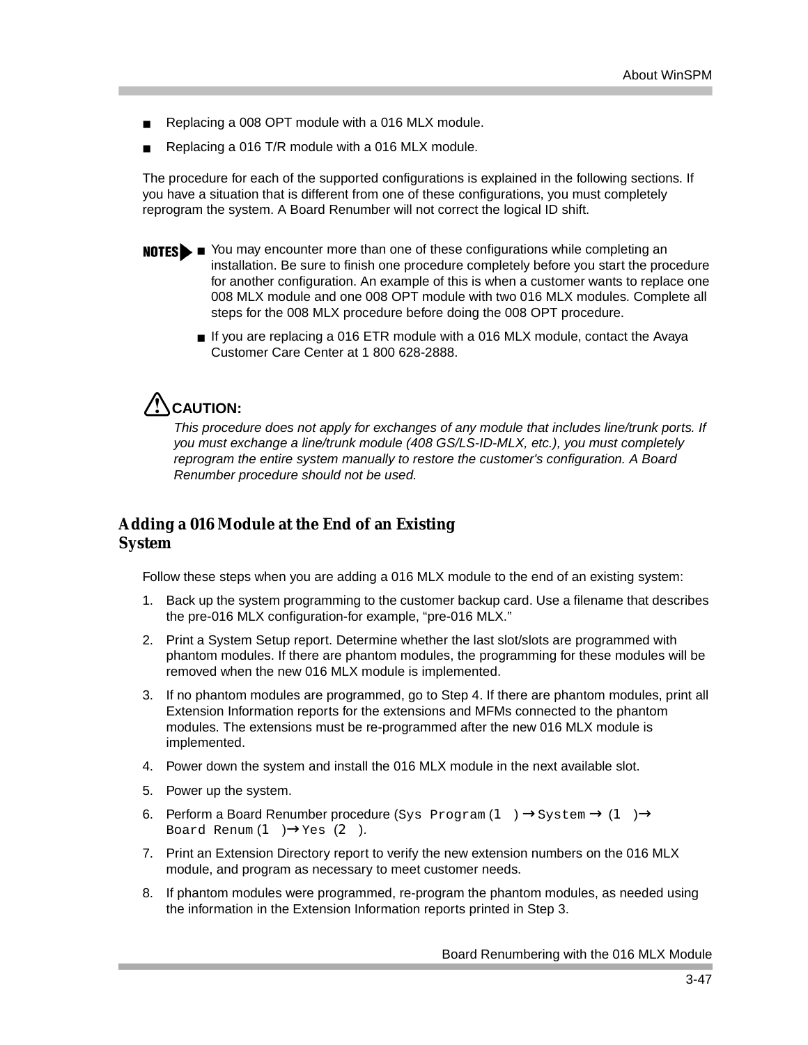- Replacing a 008 OPT module with a 016 MLX module.
- Replacing a 016 T/R module with a 016 MLX module.

The procedure for each of the supported configurations is explained in the following sections. If you have a situation that is different from one of these configurations, you must completely reprogram the system. A Board Renumber will not correct the logical ID shift.

**NOTES**

- You may encounter more than one of these configurations while completing an installation. Be sure to finish one procedure completely before you start the procedure for another configuration. An example of this is when a customer wants to replace one 008 MLX module and one 008 OPT module with two 016 MLX modules. Complete all steps for the 008 MLX procedure before doing the 008 OPT procedure.
- If you are replacing a 016 ETR module with a 016 MLX module, contact the Avaya Customer Care Center at 1 800 628-2888.

**CAUTION:**

*This procedure does not apply for exchanges of any module that includes line/trunk ports. If you must exchange a line/trunk module (408 GS/LS-ID-MLX, etc.), you must completely reprogram the entire system manually to restore the customer's configuration. A Board Renumber procedure should not be used.*

## Adding a 016 Module at the End of an Existing System

Follow these steps when you are adding a 016 MLX module to the end of an existing system:

1. Back up the system programming to the customer backup card. Use a filename that describes the pre-016 MLX configuration-for example, “pre-016 MLX.”
2. Print a System Setup report. Determine whether the last slot/slots are programmed with phantom modules. If there are phantom modules, the programming for these modules will be removed when the new 016 MLX module is implemented.
3. If no phantom modules are programmed, go to Step 4. If there are phantom modules, print all Extension Information reports for the extensions and MFMs connected to the phantom modules. The extensions must be re-programmed after the new 016 MLX module is implemented.
4. Power down the system and install the 016 MLX module in the next available slot.
5. Power up the system.
6. Perform a Board Renumber procedure (`Sys Program` (`1` ) → `System` → (`1` )→ `Board Renum` (`1` )→ `Yes` (`2` ).
7. Print an Extension Directory report to verify the new extension numbers on the 016 MLX module, and program as necessary to meet customer needs.
8. If phantom modules were programmed, re-program the phantom modules, as needed using the information in the Extension Information reports printed in Step 3.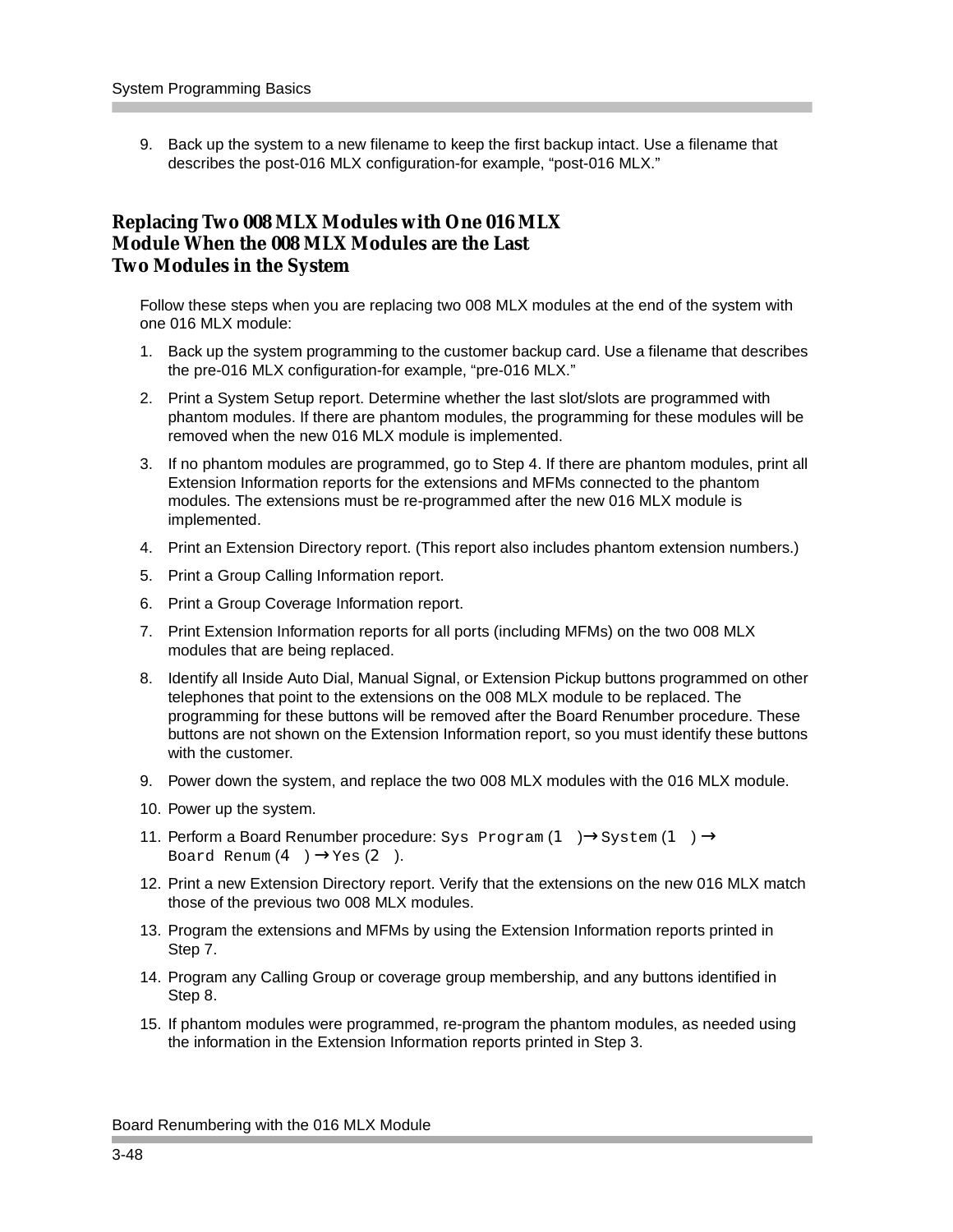9. Back up the system to a new filename to keep the first backup intact. Use a filename that describes the post-016 MLX configuration-for example, “post-016 MLX.”

## Replacing Two 008 MLX Modules with One 016 MLX Module When the 008 MLX Modules are the Last Two Modules in the System

Follow these steps when you are replacing two 008 MLX modules at the end of the system with one 016 MLX module:

1. Back up the system programming to the customer backup card. Use a filename that describes the pre-016 MLX configuration-for example, “pre-016 MLX.”
2. Print a System Setup report. Determine whether the last slot/slots are programmed with phantom modules. If there are phantom modules, the programming for these modules will be removed when the new 016 MLX module is implemented.
3. If no phantom modules are programmed, go to Step 4. If there are phantom modules, print all Extension Information reports for the extensions and MFMs connected to the phantom modules. The extensions must be re-programmed after the new 016 MLX module is implemented.
4. Print an Extension Directory report. (This report also includes phantom extension numbers.)
5. Print a Group Calling Information report.
6. Print a Group Coverage Information report.
7. Print Extension Information reports for all ports (including MFMs) on the two 008 MLX modules that are being replaced.
8. Identify all Inside Auto Dial, Manual Signal, or Extension Pickup buttons programmed on other telephones that point to the extensions on the 008 MLX module to be replaced. The programming for these buttons will be removed after the Board Renumber procedure. These buttons are not shown on the Extension Information report, so you must identify these buttons with the customer.
9. Power down the system, and replace the two 008 MLX modules with the 016 MLX module.
10. Power up the system.
11. Perform a Board Renumber procedure: `Sys Program` (1 ) → `System` (1 ) → `Board Renum` (4 ) → `Yes` (2 ).
12. Print a new Extension Directory report. Verify that the extensions on the new 016 MLX match those of the previous two 008 MLX modules.
13. Program the extensions and MFMs by using the Extension Information reports printed in Step 7.
14. Program any Calling Group or coverage group membership, and any buttons identified in Step 8.
15. If phantom modules were programmed, re-program the phantom modules, as needed using the information in the Extension Information reports printed in Step 3.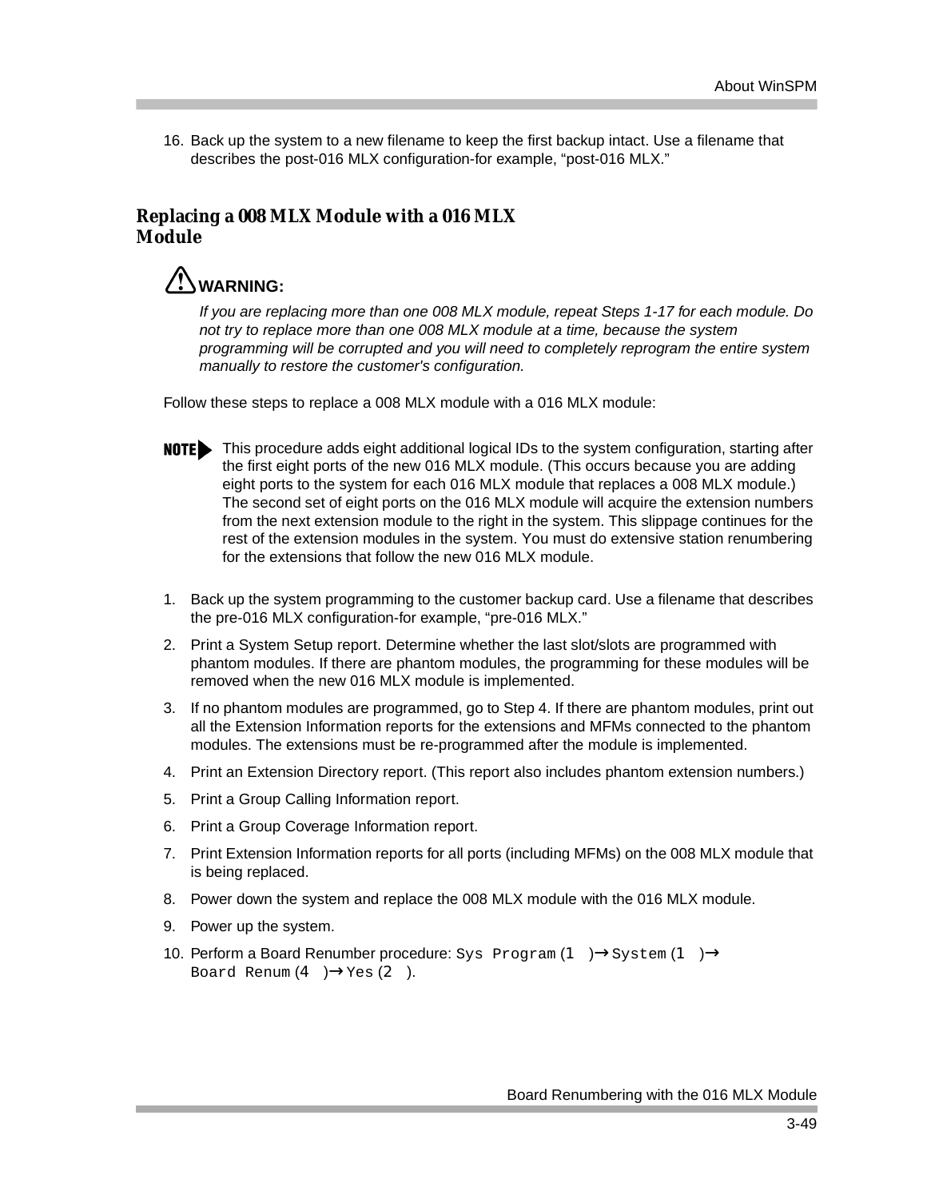16. Back up the system to a new filename to keep the first backup intact. Use a filename that describes the post-016 MLX configuration-for example, “post-016 MLX.”

## Replacing a 008 MLX Module with a 016 MLX Module

**WARNING:**

*If you are replacing more than one 008 MLX module, repeat Steps 1-17 for each module. Do not try to replace more than one 008 MLX module at a time, because the system programming will be corrupted and you will need to completely reprogram the entire system manually to restore the customer's configuration.*

Follow these steps to replace a 008 MLX module with a 016 MLX module:

**NOTE** This procedure adds eight additional logical IDs to the system configuration, starting after the first eight ports of the new 016 MLX module. (This occurs because you are adding eight ports to the system for each 016 MLX module that replaces a 008 MLX module.) The second set of eight ports on the 016 MLX module will acquire the extension numbers from the next extension module to the right in the system. This slippage continues for the rest of the extension modules in the system. You must do extensive station renumbering for the extensions that follow the new 016 MLX module.

1. Back up the system programming to the customer backup card. Use a filename that describes the pre-016 MLX configuration-for example, “pre-016 MLX.”
2. Print a System Setup report. Determine whether the last slot/slots are programmed with phantom modules. If there are phantom modules, the programming for these modules will be removed when the new 016 MLX module is implemented.
3. If no phantom modules are programmed, go to Step 4. If there are phantom modules, print out all the Extension Information reports for the extensions and MFMs connected to the phantom modules. The extensions must be re-programmed after the module is implemented.
4. Print an Extension Directory report. (This report also includes phantom extension numbers.)
5. Print a Group Calling Information report.
6. Print a Group Coverage Information report.
7. Print Extension Information reports for all ports (including MFMs) on the 008 MLX module that is being replaced.
8. Power down the system and replace the 008 MLX module with the 016 MLX module.
9. Power up the system.
10. Perform a Board Renumber procedure: `Sys Program` (1 ) → `System` (1 ) → `Board Renum` (4 ) → `Yes` (2 ).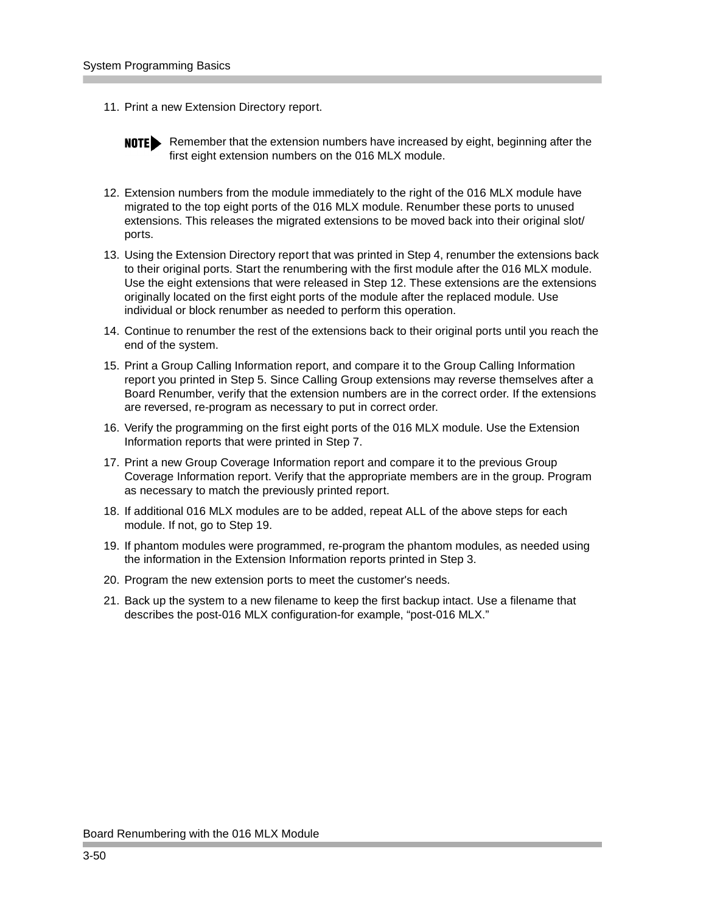11. Print a new Extension Directory report.

    **NOTE** Remember that the extension numbers have increased by eight, beginning after the first eight extension numbers on the 016 MLX module.

12. Extension numbers from the module immediately to the right of the 016 MLX module have migrated to the top eight ports of the 016 MLX module. Renumber these ports to unused extensions. This releases the migrated extensions to be moved back into their original slot/ports.
13. Using the Extension Directory report that was printed in Step 4, renumber the extensions back to their original ports. Start the renumbering with the first module after the 016 MLX module. Use the eight extensions that were released in Step 12. These extensions are the extensions originally located on the first eight ports of the module after the replaced module. Use individual or block renumber as needed to perform this operation.
14. Continue to renumber the rest of the extensions back to their original ports until you reach the end of the system.
15. Print a Group Calling Information report, and compare it to the Group Calling Information report you printed in Step 5. Since Calling Group extensions may reverse themselves after a Board Renumber, verify that the extension numbers are in the correct order. If the extensions are reversed, re-program as necessary to put in correct order.
16. Verify the programming on the first eight ports of the 016 MLX module. Use the Extension Information reports that were printed in Step 7.
17. Print a new Group Coverage Information report and compare it to the previous Group Coverage Information report. Verify that the appropriate members are in the group. Program as necessary to match the previously printed report.
18. If additional 016 MLX modules are to be added, repeat ALL of the above steps for each module. If not, go to Step 19.
19. If phantom modules were programmed, re-program the phantom modules, as needed using the information in the Extension Information reports printed in Step 3.
20. Program the new extension ports to meet the customer's needs.
21. Back up the system to a new filename to keep the first backup intact. Use a filename that describes the post-016 MLX configuration-for example, “post-016 MLX.”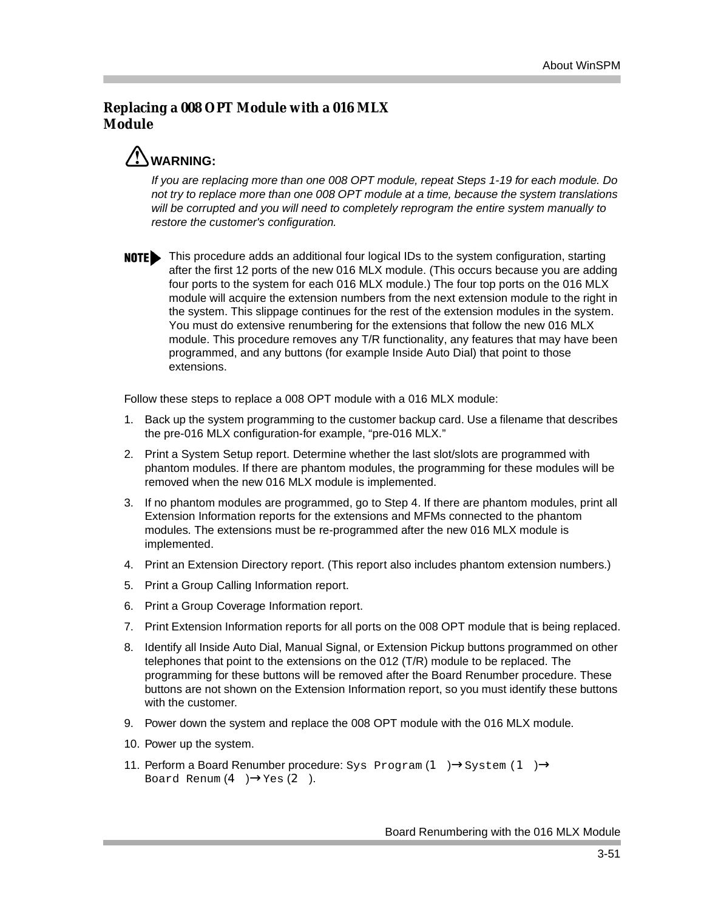## Replacing a 008 OPT Module with a 016 MLX Module

**WARNING:**

*If you are replacing more than one 008 OPT module, repeat Steps 1-19 for each module. Do not try to replace more than one 008 OPT module at a time, because the system translations will be corrupted and you will need to completely reprogram the entire system manually to restore the customer's configuration.*

**NOTE** This procedure adds an additional four logical IDs to the system configuration, starting after the first 12 ports of the new 016 MLX module. (This occurs because you are adding four ports to the system for each 016 MLX module.) The four top ports on the 016 MLX module will acquire the extension numbers from the next extension module to the right in the system. This slippage continues for the rest of the extension modules in the system. You must do extensive renumbering for the extensions that follow the new 016 MLX module. This procedure removes any T/R functionality, any features that may have been programmed, and any buttons (for example Inside Auto Dial) that point to those extensions.

Follow these steps to replace a 008 OPT module with a 016 MLX module:

1. Back up the system programming to the customer backup card. Use a filename that describes the pre-016 MLX configuration-for example, "pre-016 MLX."
2. Print a System Setup report. Determine whether the last slot/slots are programmed with phantom modules. If there are phantom modules, the programming for these modules will be removed when the new 016 MLX module is implemented.
3. If no phantom modules are programmed, go to Step 4. If there are phantom modules, print all Extension Information reports for the extensions and MFMs connected to the phantom modules. The extensions must be re-programmed after the new 016 MLX module is implemented.
4. Print an Extension Directory report. (This report also includes phantom extension numbers.)
5. Print a Group Calling Information report.
6. Print a Group Coverage Information report.
7. Print Extension Information reports for all ports on the 008 OPT module that is being replaced.
8. Identify all Inside Auto Dial, Manual Signal, or Extension Pickup buttons programmed on other telephones that point to the extensions on the 012 (T/R) module to be replaced. The programming for these buttons will be removed after the Board Renumber procedure. These buttons are not shown on the Extension Information report, so you must identify these buttons with the customer.
9. Power down the system and replace the 008 OPT module with the 016 MLX module.
10. Power up the system.
11. Perform a Board Renumber procedure: `Sys Program` (1 ) → `System` (1 ) → `Board Renum` (4 ) → `Yes` (2 ).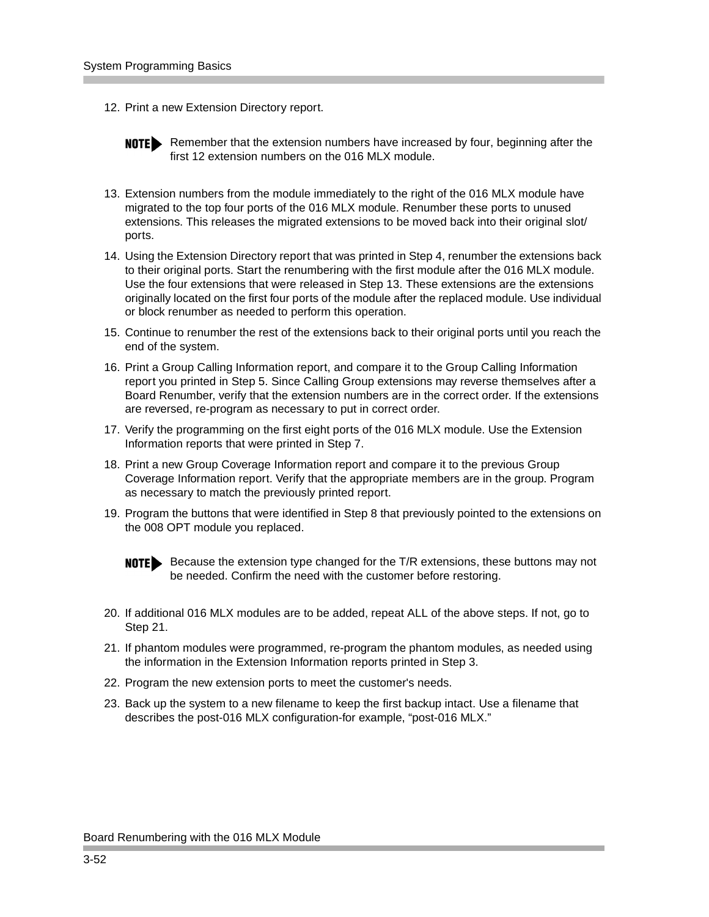12. Print a new Extension Directory report.

    **NOTE** Remember that the extension numbers have increased by four, beginning after the first 12 extension numbers on the 016 MLX module.

13. Extension numbers from the module immediately to the right of the 016 MLX module have migrated to the top four ports of the 016 MLX module. Renumber these ports to unused extensions. This releases the migrated extensions to be moved back into their original slot/ports.
14. Using the Extension Directory report that was printed in Step 4, renumber the extensions back to their original ports. Start the renumbering with the first module after the 016 MLX module. Use the four extensions that were released in Step 13. These extensions are the extensions originally located on the first four ports of the module after the replaced module. Use individual or block renumber as needed to perform this operation.
15. Continue to renumber the rest of the extensions back to their original ports until you reach the end of the system.
16. Print a Group Calling Information report, and compare it to the Group Calling Information report you printed in Step 5. Since Calling Group extensions may reverse themselves after a Board Renumber, verify that the extension numbers are in the correct order. If the extensions are reversed, re-program as necessary to put in correct order.
17. Verify the programming on the first eight ports of the 016 MLX module. Use the Extension Information reports that were printed in Step 7.
18. Print a new Group Coverage Information report and compare it to the previous Group Coverage Information report. Verify that the appropriate members are in the group. Program as necessary to match the previously printed report.
19. Program the buttons that were identified in Step 8 that previously pointed to the extensions on the 008 OPT module you replaced.

    **NOTE** Because the extension type changed for the T/R extensions, these buttons may not be needed. Confirm the need with the customer before restoring.

20. If additional 016 MLX modules are to be added, repeat ALL of the above steps. If not, go to Step 21.
21. If phantom modules were programmed, re-program the phantom modules, as needed using the information in the Extension Information reports printed in Step 3.
22. Program the new extension ports to meet the customer's needs.
23. Back up the system to a new filename to keep the first backup intact. Use a filename that describes the post-016 MLX configuration-for example, “post-016 MLX.”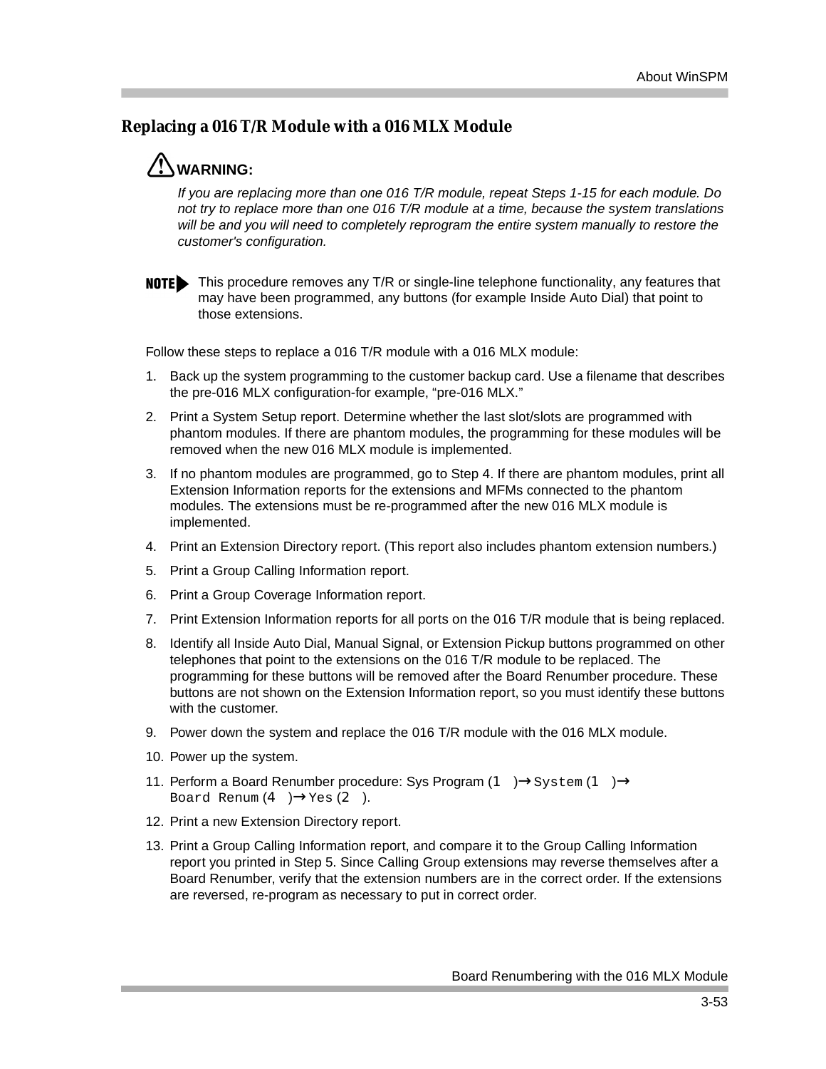## Replacing a 016 T/R Module with a 016 MLX Module

**WARNING:**

*If you are replacing more than one 016 T/R module, repeat Steps 1-15 for each module. Do not try to replace more than one 016 T/R module at a time, because the system translations will be and you will need to completely reprogram the entire system manually to restore the customer's configuration.*

**NOTE** This procedure removes any T/R or single-line telephone functionality, any features that may have been programmed, any buttons (for example Inside Auto Dial) that point to those extensions.

Follow these steps to replace a 016 T/R module with a 016 MLX module:

1. Back up the system programming to the customer backup card. Use a filename that describes the pre-016 MLX configuration-for example, "pre-016 MLX."
2. Print a System Setup report. Determine whether the last slot/slots are programmed with phantom modules. If there are phantom modules, the programming for these modules will be removed when the new 016 MLX module is implemented.
3. If no phantom modules are programmed, go to Step 4. If there are phantom modules, print all Extension Information reports for the extensions and MFMs connected to the phantom modules. The extensions must be re-programmed after the new 016 MLX module is implemented.
4. Print an Extension Directory report. (This report also includes phantom extension numbers.)
5. Print a Group Calling Information report.
6. Print a Group Coverage Information report.
7. Print Extension Information reports for all ports on the 016 T/R module that is being replaced.
8. Identify all Inside Auto Dial, Manual Signal, or Extension Pickup buttons programmed on other telephones that point to the extensions on the 016 T/R module to be replaced. The programming for these buttons will be removed after the Board Renumber procedure. These buttons are not shown on the Extension Information report, so you must identify these buttons with the customer.
9. Power down the system and replace the 016 T/R module with the 016 MLX module.
10. Power up the system.
11. Perform a Board Renumber procedure: Sys Program (1 )→ `System` (1 )→ `Board Renum` (4 )→ `Yes` (2 ).
12. Print a new Extension Directory report.
13. Print a Group Calling Information report, and compare it to the Group Calling Information report you printed in Step 5. Since Calling Group extensions may reverse themselves after a Board Renumber, verify that the extension numbers are in the correct order. If the extensions are reversed, re-program as necessary to put in correct order.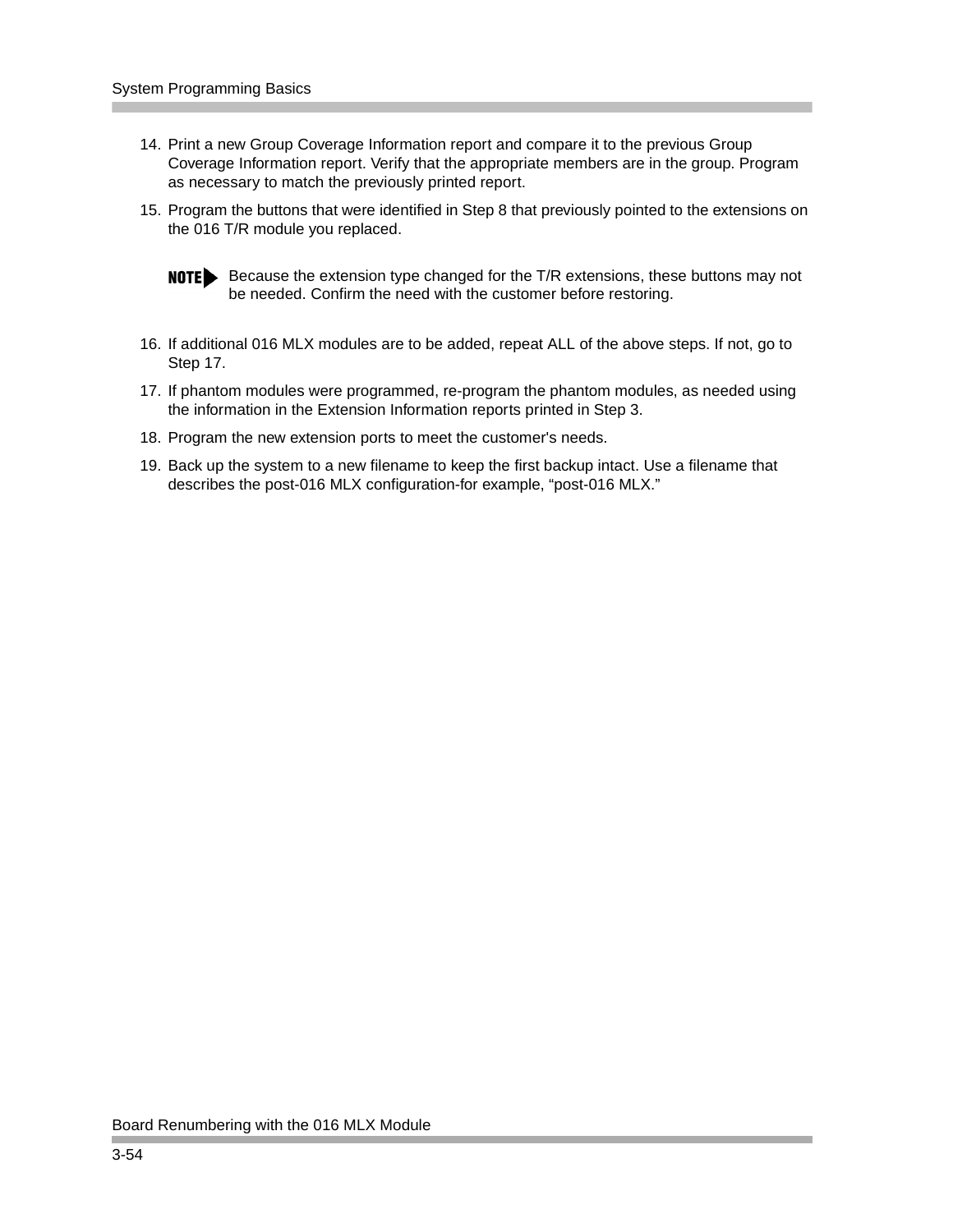14. Print a new Group Coverage Information report and compare it to the previous Group Coverage Information report. Verify that the appropriate members are in the group. Program as necessary to match the previously printed report.

15. Program the buttons that were identified in Step 8 that previously pointed to the extensions on the 016 T/R module you replaced.

   **NOTE** Because the extension type changed for the T/R extensions, these buttons may not be needed. Confirm the need with the customer before restoring.

16. If additional 016 MLX modules are to be added, repeat ALL of the above steps. If not, go to Step 17.

17. If phantom modules were programmed, re-program the phantom modules, as needed using the information in the Extension Information reports printed in Step 3.

18. Program the new extension ports to meet the customer's needs.

19. Back up the system to a new filename to keep the first backup intact. Use a filename that describes the post-016 MLX configuration-for example, “post-016 MLX.”